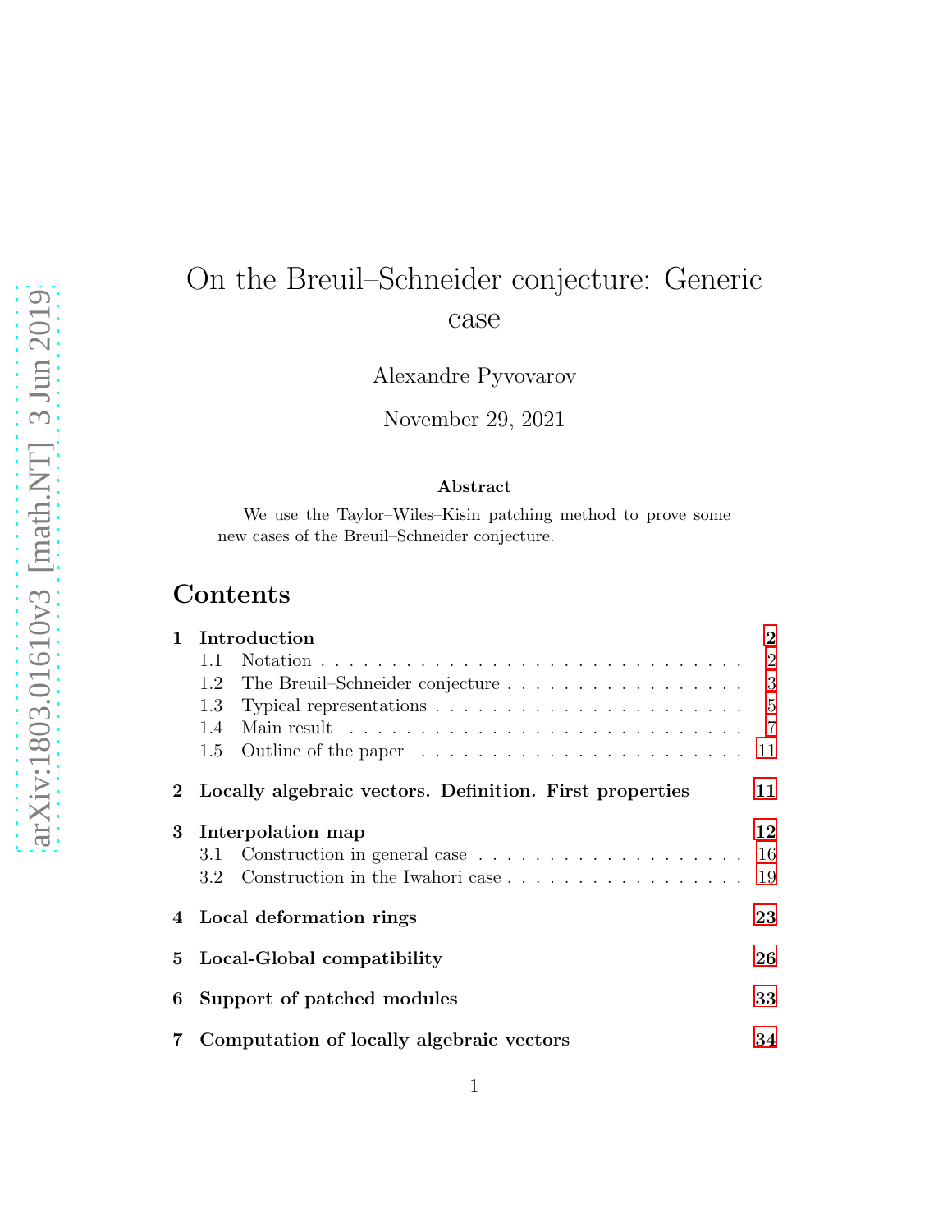# On the Breuil–Schneider conjecture: Generic case

Alexandre Pyvovarov

November 29, 2021

### Abstract

We use the Taylor–Wiles–Kisin patching method to prove some new cases of the Breuil–Schneider conjecture.

## Contents

- 1 Introduction — 2
  - 1.1 Notation — 2
  - 1.2 The Breuil–Schneider conjecture — 3
  - 1.3 Typical representations — 5
  - 1.4 Main result — 7
  - 1.5 Outline of the paper — 11
- 2 Locally algebraic vectors. Definition. First properties — 11
- 3 Interpolation map — 12
  - 3.1 Construction in general case — 16
  - 3.2 Construction in the Iwahori case — 19
- 4 Local deformation rings — 23
- 5 Local-Global compatibility — 26
- 6 Support of patched modules — 33
- 7 Computation of locally algebraic vectors — 34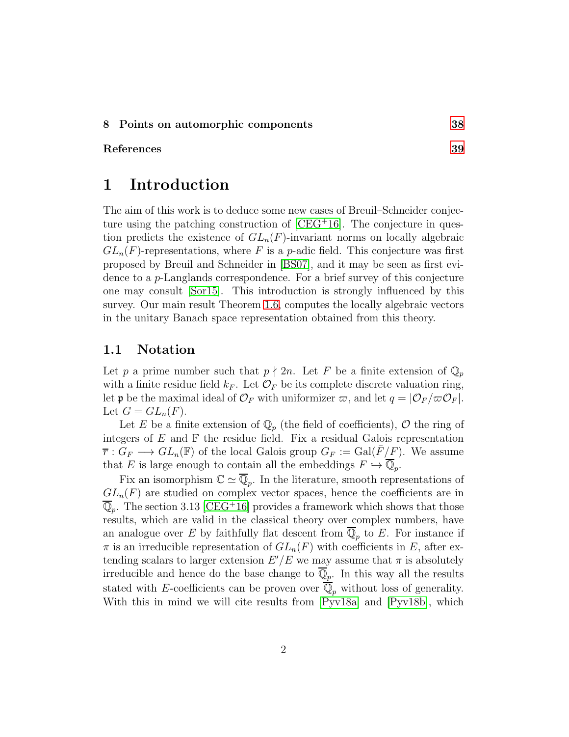8 Points on automorphic components 38

References 39

# 1 Introduction

The aim of this work is to deduce some new cases of Breuil–Schneider conjecture using the patching construction of [CEG+16]. The conjecture in question predicts the existence of $GL_n(F)$-invariant norms on locally algebraic $GL_n(F)$-representations, where $F$ is a $p$-adic field. This conjecture was first proposed by Breuil and Schneider in [BS07], and it may be seen as first evidence to a $p$-Langlands correspondence. For a brief survey of this conjecture one may consult [Sor15]. This introduction is strongly influenced by this survey. Our main result Theorem 1.6, computes the locally algebraic vectors in the unitary Banach space representation obtained from this theory.

## 1.1 Notation

Let $p$ a prime number such that $p \nmid 2n$. Let $F$ be a finite extension of $\mathbb{Q}_p$ with a finite residue field $k_F$. Let $\mathcal{O}_F$ be its complete discrete valuation ring, let $\mathfrak{p}$ be the maximal ideal of $\mathcal{O}_F$ with uniformizer $\varpi$, and let $q = |\mathcal{O}_F/\varpi\mathcal{O}_F|$. Let $G = GL_n(F)$.

Let $E$ be a finite extension of $\mathbb{Q}_p$ (the field of coefficients), $\mathcal{O}$ the ring of integers of $E$ and $\mathbb{F}$ the residue field. Fix a residual Galois representation $\overline{r} : G_F \longrightarrow GL_n(\mathbb{F})$ of the local Galois group $G_F := \mathrm{Gal}(\bar{F}/F)$. We assume that $E$ is large enough to contain all the embeddings $F \hookrightarrow \overline{\mathbb{Q}}_p$.

Fix an isomorphism $\mathbb{C} \simeq \overline{\mathbb{Q}}_p$. In the literature, smooth representations of $GL_n(F)$ are studied on complex vector spaces, hence the coefficients are in $\overline{\mathbb{Q}}_p$. The section 3.13 [CEG+16] provides a framework which shows that those results, which are valid in the classical theory over complex numbers, have an analogue over $E$ by faithfully flat descent from $\overline{\mathbb{Q}}_p$ to $E$. For instance if $\pi$ is an irreducible representation of $GL_n(F)$ with coefficients in $E$, after extending scalars to larger extension $E'/E$ we may assume that $\pi$ is absolutely irreducible and hence do the base change to $\overline{\mathbb{Q}}_p$. In this way all the results stated with $E$-coefficients can be proven over $\overline{\mathbb{Q}}_p$ without loss of generality. With this in mind we will cite results from [Pyv18a] and [Pyv18b], which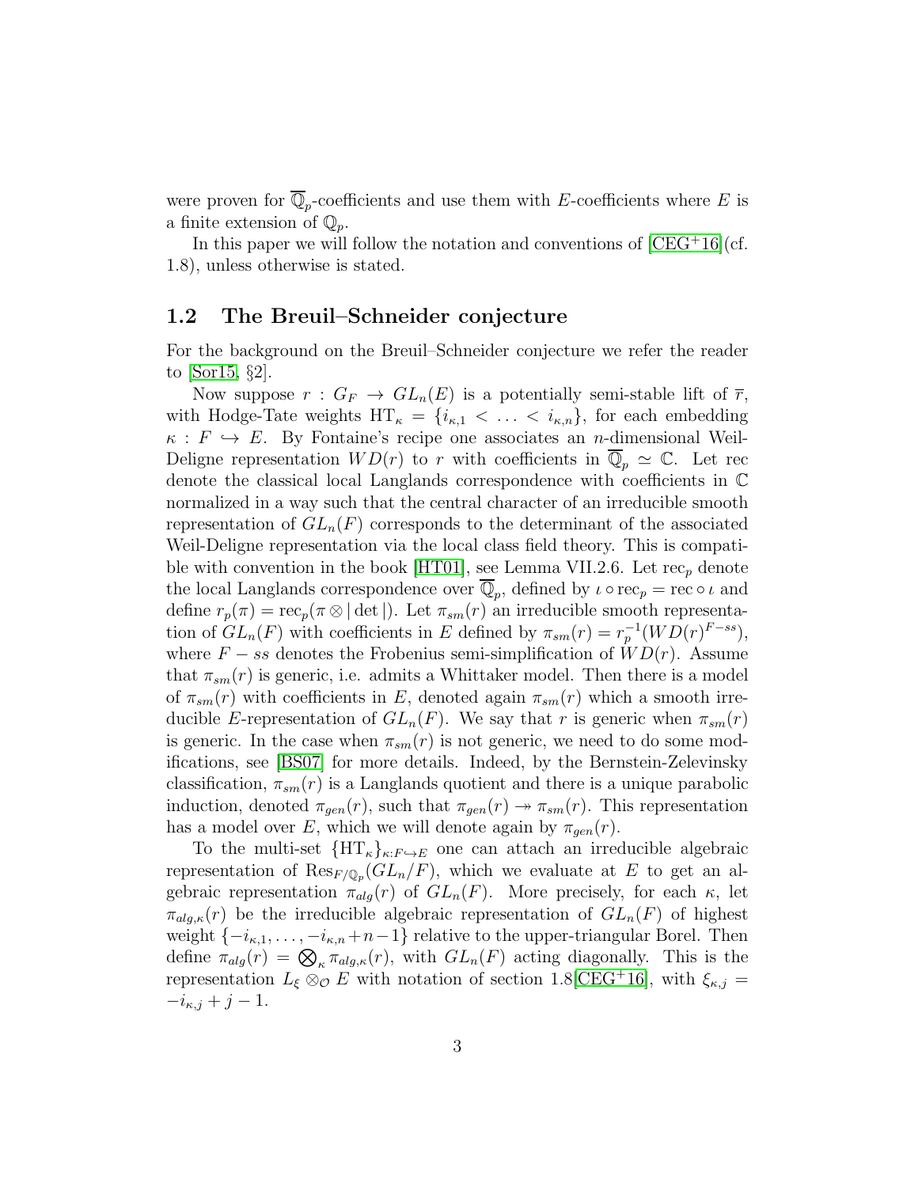were proven for $\overline{\mathbb{Q}}_p$-coefficients and use them with $E$-coefficients where $E$ is a finite extension of $\mathbb{Q}_p$.

In this paper we will follow the notation and conventions of [CEG+16](cf. 1.8), unless otherwise is stated.

## 1.2 The Breuil–Schneider conjecture

For the background on the Breuil–Schneider conjecture we refer the reader to [Sor15, §2].

Now suppose $r : G_F \to GL_n(E)$ is a potentially semi-stable lift of $\overline{r}$, with Hodge-Tate weights $\mathrm{HT}_\kappa = \{i_{\kappa,1} < \ldots < i_{\kappa,n}\}$, for each embedding $\kappa : F \hookrightarrow E$. By Fontaine's recipe one associates an $n$-dimensional Weil-Deligne representation $WD(r)$ to $r$ with coefficients in $\overline{\mathbb{Q}}_p \simeq \mathbb{C}$. Let rec denote the classical local Langlands correspondence with coefficients in $\mathbb{C}$ normalized in a way such that the central character of an irreducible smooth representation of $GL_n(F)$ corresponds to the determinant of the associated Weil-Deligne representation via the local class field theory. This is compatible with convention in the book [HT01], see Lemma VII.2.6. Let $\mathrm{rec}_p$ denote the local Langlands correspondence over $\overline{\mathbb{Q}}_p$, defined by $\iota \circ \mathrm{rec}_p = \mathrm{rec} \circ \iota$ and define $r_p(\pi) = \mathrm{rec}_p(\pi \otimes |\det|)$. Let $\pi_{sm}(r)$ an irreducible smooth representation of $GL_n(F)$ with coefficients in $E$ defined by $\pi_{sm}(r) = r_p^{-1}(WD(r)^{F-ss})$, where $F-ss$ denotes the Frobenius semi-simplification of $WD(r)$. Assume that $\pi_{sm}(r)$ is generic, i.e. admits a Whittaker model. Then there is a model of $\pi_{sm}(r)$ with coefficients in $E$, denoted again $\pi_{sm}(r)$ which a smooth irreducible $E$-representation of $GL_n(F)$. We say that $r$ is generic when $\pi_{sm}(r)$ is generic. In the case when $\pi_{sm}(r)$ is not generic, we need to do some modifications, see [BS07] for more details. Indeed, by the Bernstein-Zelevinsky classification, $\pi_{sm}(r)$ is a Langlands quotient and there is a unique parabolic induction, denoted $\pi_{gen}(r)$, such that $\pi_{gen}(r) \twoheadrightarrow \pi_{sm}(r)$. This representation has a model over $E$, which we will denote again by $\pi_{gen}(r)$.

To the multi-set $\{\mathrm{HT}_\kappa\}_{\kappa : F \hookrightarrow E}$ one can attach an irreducible algebraic representation of $\mathrm{Res}_{F/\mathbb{Q}_p}(GL_n/F)$, which we evaluate at $E$ to get an algebraic representation $\pi_{alg}(r)$ of $GL_n(F)$. More precisely, for each $\kappa$, let $\pi_{alg,\kappa}(r)$ be the irreducible algebraic representation of $GL_n(F)$ of highest weight $\{-i_{\kappa,1}, \ldots, -i_{\kappa,n}+n-1\}$ relative to the upper-triangular Borel. Then define $\pi_{alg}(r) = \bigotimes_\kappa \pi_{alg,\kappa}(r)$, with $GL_n(F)$ acting diagonally. This is the representation $L_\xi \otimes_{\mathcal{O}} E$ with notation of section 1.8[CEG+16], with $\xi_{\kappa,j} = -i_{\kappa,j} + j - 1$.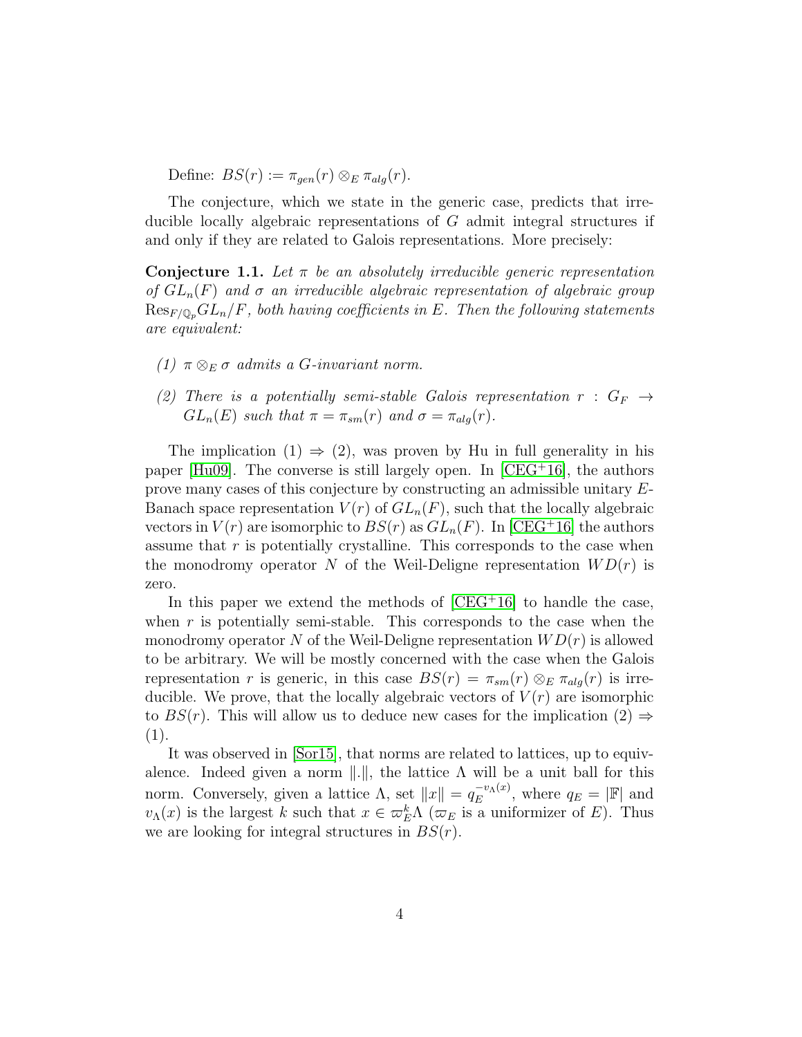Define: $BS(r) := \pi_{gen}(r) \otimes_E \pi_{alg}(r)$.

The conjecture, which we state in the generic case, predicts that irreducible locally algebraic representations of $G$ admit integral structures if and only if they are related to Galois representations. More precisely:

**Conjecture 1.1.** *Let $\pi$ be an absolutely irreducible generic representation of $GL_n(F)$ and $\sigma$ an irreducible algebraic representation of algebraic group $\mathrm{Res}_{F/\mathbb{Q}_p} GL_n/F$, both having coefficients in $E$. Then the following statements are equivalent:*

*(1) $\pi \otimes_E \sigma$ admits a $G$-invariant norm.*

*(2) There is a potentially semi-stable Galois representation $r : G_F \to GL_n(E)$ such that $\pi = \pi_{sm}(r)$ and $\sigma = \pi_{alg}(r)$.*

The implication (1) $\Rightarrow$ (2), was proven by Hu in full generality in his paper [Hu09]. The converse is still largely open. In [CEG+16], the authors prove many cases of this conjecture by constructing an admissible unitary $E$-Banach space representation $V(r)$ of $GL_n(F)$, such that the locally algebraic vectors in $V(r)$ are isomorphic to $BS(r)$ as $GL_n(F)$. In [CEG+16] the authors assume that $r$ is potentially crystalline. This corresponds to the case when the monodromy operator $N$ of the Weil-Deligne representation $WD(r)$ is zero.

In this paper we extend the methods of [CEG+16] to handle the case, when $r$ is potentially semi-stable. This corresponds to the case when the monodromy operator $N$ of the Weil-Deligne representation $WD(r)$ is allowed to be arbitrary. We will be mostly concerned with the case when the Galois representation $r$ is generic, in this case $BS(r) = \pi_{sm}(r) \otimes_E \pi_{alg}(r)$ is irreducible. We prove, that the locally algebraic vectors of $V(r)$ are isomorphic to $BS(r)$. This will allow us to deduce new cases for the implication (2) $\Rightarrow$ (1).

It was observed in [Sor15], that norms are related to lattices, up to equivalence. Indeed given a norm $\|.\|$, the lattice $\Lambda$ will be a unit ball for this norm. Conversely, given a lattice $\Lambda$, set $\|x\| = q_E^{-v_\Lambda(x)}$, where $q_E = |\mathbb{F}|$ and $v_\Lambda(x)$ is the largest $k$ such that $x \in \varpi_E^k \Lambda$ ($\varpi_E$ is a uniformizer of $E$). Thus we are looking for integral structures in $BS(r)$.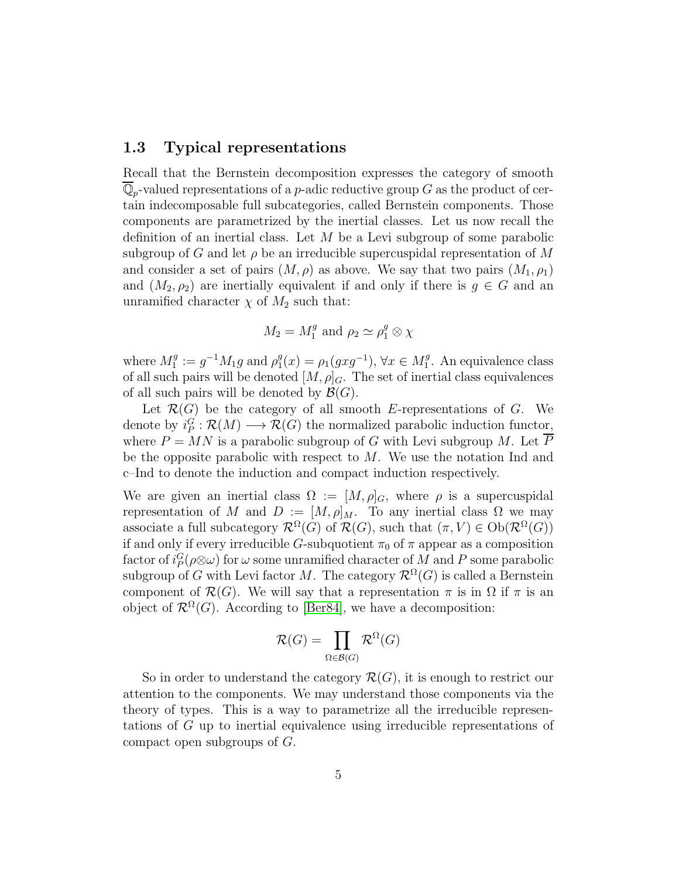### 1.3 Typical representations

Recall that the Bernstein decomposition expresses the category of smooth $\overline{\mathbb{Q}}_p$-valued representations of a $p$-adic reductive group $G$ as the product of certain indecomposable full subcategories, called Bernstein components. Those components are parametrized by the inertial classes. Let us now recall the definition of an inertial class. Let $M$ be a Levi subgroup of some parabolic subgroup of $G$ and let $\rho$ be an irreducible supercuspidal representation of $M$ and consider a set of pairs $(M, \rho)$ as above. We say that two pairs $(M_1, \rho_1)$ and $(M_2, \rho_2)$ are inertially equivalent if and only if there is $g \in G$ and an unramified character $\chi$ of $M_2$ such that:

$$M_2 = M_1^g \text{ and } \rho_2 \simeq \rho_1^g \otimes \chi$$

where $M_1^g := g^{-1}M_1g$ and $\rho_1^g(x) = \rho_1(gxg^{-1})$, $\forall x \in M_1^g$. An equivalence class of all such pairs will be denoted $[M, \rho]_G$. The set of inertial class equivalences of all such pairs will be denoted by $\mathcal{B}(G)$.

Let $\mathcal{R}(G)$ be the category of all smooth $E$-representations of $G$. We denote by $i_P^G : \mathcal{R}(M) \longrightarrow \mathcal{R}(G)$ the normalized parabolic induction functor, where $P = MN$ is a parabolic subgroup of $G$ with Levi subgroup $M$. Let $\overline{P}$ be the opposite parabolic with respect to $M$. We use the notation Ind and c–Ind to denote the induction and compact induction respectively.

We are given an inertial class $\Omega := [M, \rho]_G$, where $\rho$ is a supercuspidal representation of $M$ and $D := [M, \rho]_M$. To any inertial class $\Omega$ we may associate a full subcategory $\mathcal{R}^{\Omega}(G)$ of $\mathcal{R}(G)$, such that $(\pi, V) \in \mathrm{Ob}(\mathcal{R}^{\Omega}(G))$ if and only if every irreducible $G$-subquotient $\pi_0$ of $\pi$ appear as a composition factor of $i_P^G(\rho \otimes \omega)$ for $\omega$ some unramified character of $M$ and $P$ some parabolic subgroup of $G$ with Levi factor $M$. The category $\mathcal{R}^{\Omega}(G)$ is called a Bernstein component of $\mathcal{R}(G)$. We will say that a representation $\pi$ is in $\Omega$ if $\pi$ is an object of $\mathcal{R}^{\Omega}(G)$. According to [Ber84], we have a decomposition:

$$\mathcal{R}(G) = \prod_{\Omega \in \mathcal{B}(G)} \mathcal{R}^{\Omega}(G)$$

So in order to understand the category $\mathcal{R}(G)$, it is enough to restrict our attention to the components. We may understand those components via the theory of types. This is a way to parametrize all the irreducible representations of $G$ up to inertial equivalence using irreducible representations of compact open subgroups of $G$.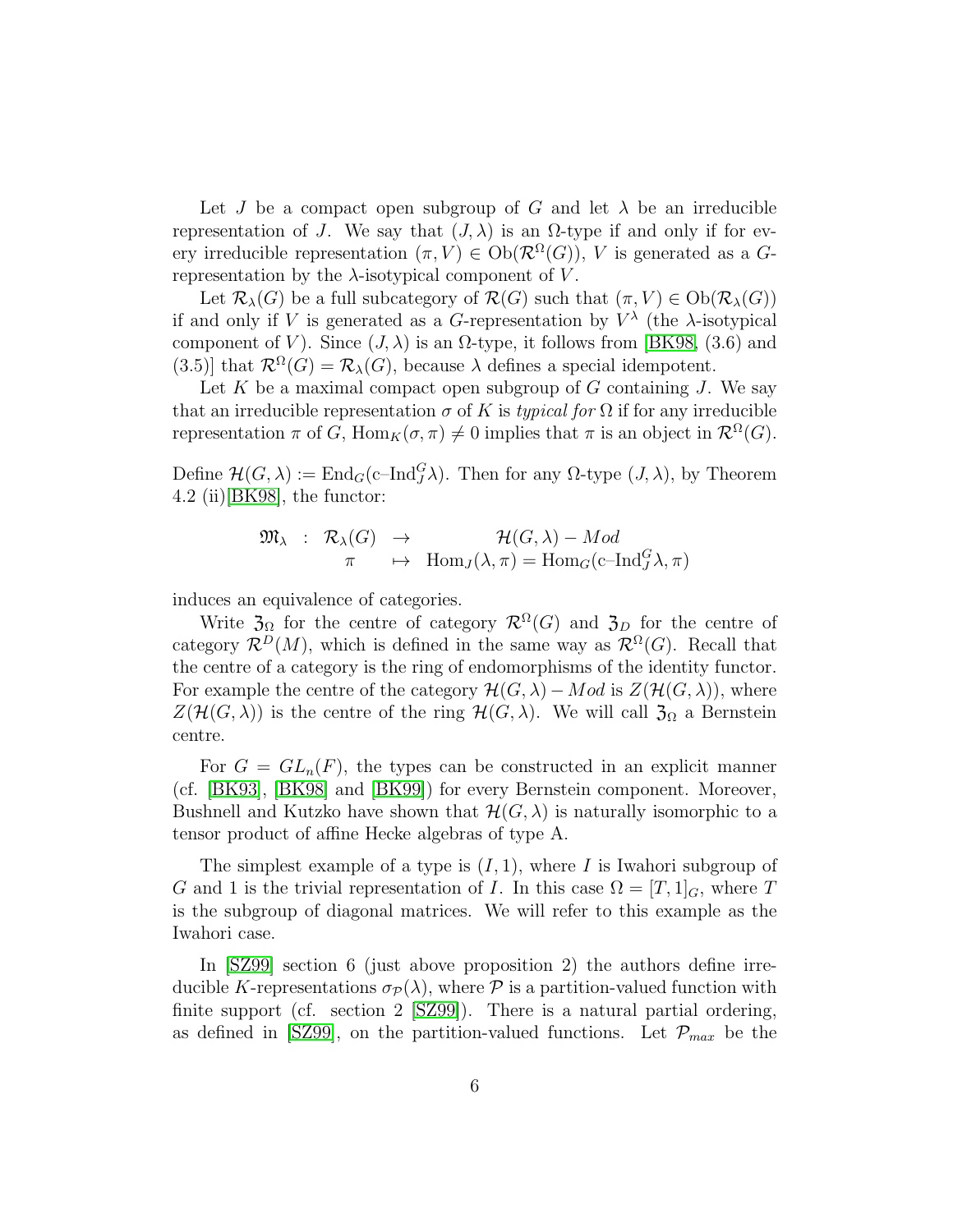Let $J$ be a compact open subgroup of $G$ and let $\lambda$ be an irreducible representation of $J$. We say that $(J, \lambda)$ is an $\Omega$-type if and only if for every irreducible representation $(\pi, V) \in \mathrm{Ob}(\mathcal{R}^{\Omega}(G))$, $V$ is generated as a $G$-representation by the $\lambda$-isotypical component of $V$.

Let $\mathcal{R}_{\lambda}(G)$ be a full subcategory of $\mathcal{R}(G)$ such that $(\pi, V) \in \mathrm{Ob}(\mathcal{R}_{\lambda}(G))$ if and only if $V$ is generated as a $G$-representation by $V^{\lambda}$ (the $\lambda$-isotypical component of $V$). Since $(J, \lambda)$ is an $\Omega$-type, it follows from [BK98, (3.6) and (3.5)] that $\mathcal{R}^{\Omega}(G) = \mathcal{R}_{\lambda}(G)$, because $\lambda$ defines a special idempotent.

Let $K$ be a maximal compact open subgroup of $G$ containing $J$. We say that an irreducible representation $\sigma$ of $K$ is *typical for* $\Omega$ if for any irreducible representation $\pi$ of $G$, $\mathrm{Hom}_K(\sigma, \pi) \neq 0$ implies that $\pi$ is an object in $\mathcal{R}^{\Omega}(G)$.

Define $\mathcal{H}(G, \lambda) := \mathrm{End}_G(\text{c–Ind}_J^G \lambda)$. Then for any $\Omega$-type $(J, \lambda)$, by Theorem 4.2 (ii)[BK98], the functor:

$$\begin{array}{rcccc} \mathfrak{M}_{\lambda} & : & \mathcal{R}_{\lambda}(G) & \to & \mathcal{H}(G, \lambda) - Mod \\ & & \pi & \mapsto & \mathrm{Hom}_J(\lambda, \pi) = \mathrm{Hom}_G(\text{c–Ind}_J^G \lambda, \pi) \end{array}$$

induces an equivalence of categories.

Write $\mathfrak{Z}_{\Omega}$ for the centre of category $\mathcal{R}^{\Omega}(G)$ and $\mathfrak{Z}_D$ for the centre of category $\mathcal{R}^D(M)$, which is defined in the same way as $\mathcal{R}^{\Omega}(G)$. Recall that the centre of a category is the ring of endomorphisms of the identity functor. For example the centre of the category $\mathcal{H}(G, \lambda) - Mod$ is $Z(\mathcal{H}(G, \lambda))$, where $Z(\mathcal{H}(G, \lambda))$ is the centre of the ring $\mathcal{H}(G, \lambda)$. We will call $\mathfrak{Z}_{\Omega}$ a Bernstein centre.

For $G = GL_n(F)$, the types can be constructed in an explicit manner (cf. [BK93], [BK98] and [BK99]) for every Bernstein component. Moreover, Bushnell and Kutzko have shown that $\mathcal{H}(G, \lambda)$ is naturally isomorphic to a tensor product of affine Hecke algebras of type A.

The simplest example of a type is $(I, 1)$, where $I$ is Iwahori subgroup of $G$ and 1 is the trivial representation of $I$. In this case $\Omega = [T, 1]_G$, where $T$ is the subgroup of diagonal matrices. We will refer to this example as the Iwahori case.

In [SZ99] section 6 (just above proposition 2) the authors define irreducible $K$-representations $\sigma_{\mathcal{P}}(\lambda)$, where $\mathcal{P}$ is a partition-valued function with finite support (cf. section 2 [SZ99]). There is a natural partial ordering, as defined in [SZ99], on the partition-valued functions. Let $\mathcal{P}_{max}$ be the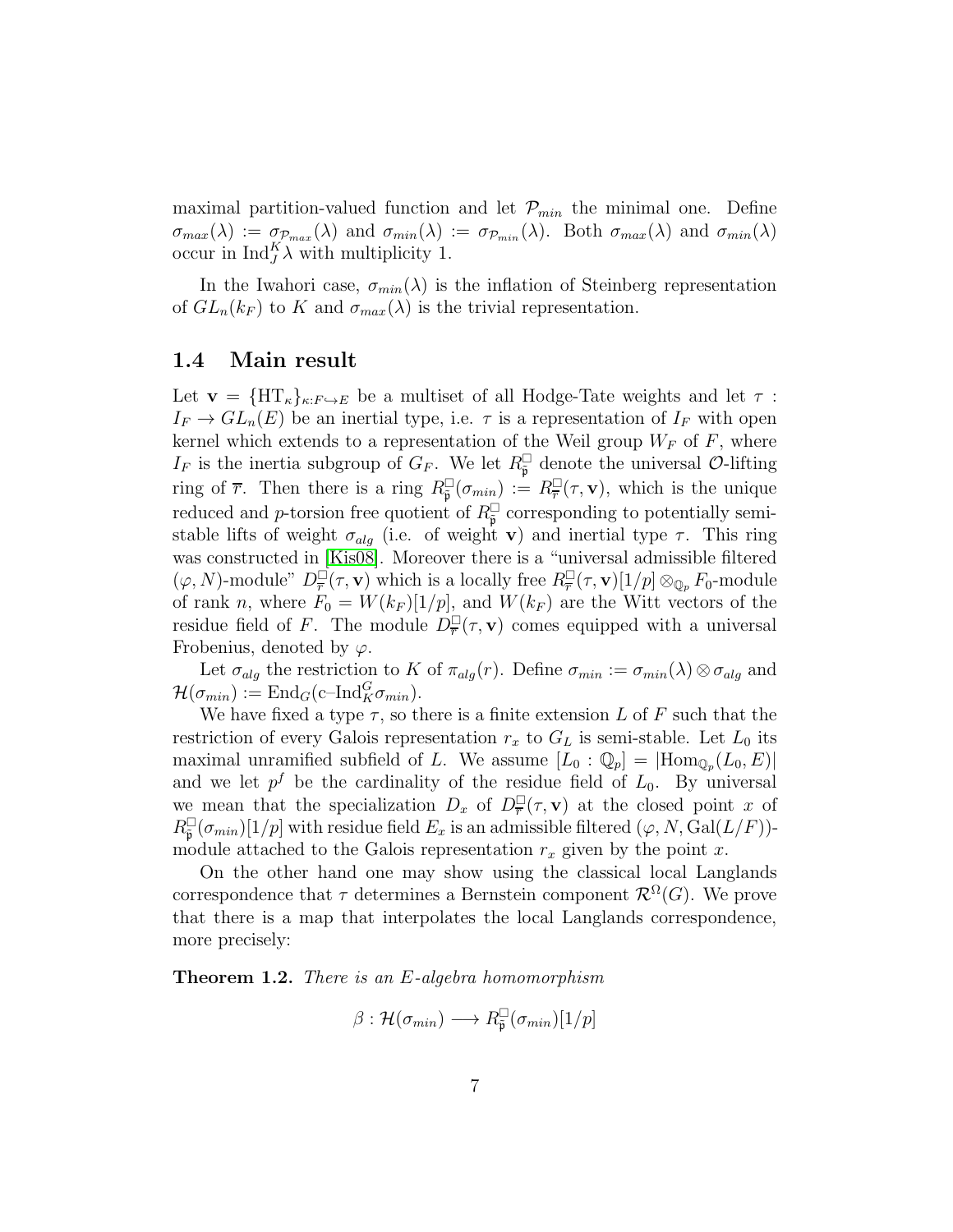maximal partition-valued function and let $\mathcal{P}_{min}$ the minimal one. Define $\sigma_{max}(\lambda) := \sigma_{\mathcal{P}_{max}}(\lambda)$ and $\sigma_{min}(\lambda) := \sigma_{\mathcal{P}_{min}}(\lambda)$. Both $\sigma_{max}(\lambda)$ and $\sigma_{min}(\lambda)$ occur in $\mathrm{Ind}_J^K \lambda$ with multiplicity 1.

In the Iwahori case, $\sigma_{min}(\lambda)$ is the inflation of Steinberg representation of $GL_n(k_F)$ to $K$ and $\sigma_{max}(\lambda)$ is the trivial representation.

## 1.4 Main result

Let $\mathbf{v} = \{\mathrm{HT}_\kappa\}_{\kappa: F \hookrightarrow E}$ be a multiset of all Hodge-Tate weights and let $\tau : I_F \to GL_n(E)$ be an inertial type, i.e. $\tau$ is a representation of $I_F$ with open kernel which extends to a representation of the Weil group $W_F$ of $F$, where $I_F$ is the inertia subgroup of $G_F$. We let $R^{\square}_{\bar{\mathfrak{p}}}$ denote the universal $\mathcal{O}$-lifting ring of $\overline{r}$. Then there is a ring $R^{\square}_{\bar{\mathfrak{p}}}(\sigma_{min}) := R^{\square}_{\overline{r}}(\tau, \mathbf{v})$, which is the unique reduced and $p$-torsion free quotient of $R^{\square}_{\bar{\mathfrak{p}}}$ corresponding to potentially semi-stable lifts of weight $\sigma_{alg}$ (i.e. of weight $\mathbf{v}$) and inertial type $\tau$. This ring was constructed in [Kis08]. Moreover there is a "universal admissible filtered $(\varphi, N)$-module" $D^{\square}_{\overline{r}}(\tau, \mathbf{v})$ which is a locally free $R^{\square}_{\overline{r}}(\tau, \mathbf{v})[1/p] \otimes_{\mathbb{Q}_p} F_0$-module of rank $n$, where $F_0 = W(k_F)[1/p]$, and $W(k_F)$ are the Witt vectors of the residue field of $F$. The module $D^{\square}_{\overline{r}}(\tau, \mathbf{v})$ comes equipped with a universal Frobenius, denoted by $\varphi$.

Let $\sigma_{alg}$ the restriction to $K$ of $\pi_{alg}(r)$. Define $\sigma_{min} := \sigma_{min}(\lambda) \otimes \sigma_{alg}$ and $\mathcal{H}(\sigma_{min}) := \mathrm{End}_G(\text{c–}\mathrm{Ind}_K^G \sigma_{min})$.

We have fixed a type $\tau$, so there is a finite extension $L$ of $F$ such that the restriction of every Galois representation $r_x$ to $G_L$ is semi-stable. Let $L_0$ its maximal unramified subfield of $L$. We assume $[L_0 : \mathbb{Q}_p] = |\mathrm{Hom}_{\mathbb{Q}_p}(L_0, E)|$ and we let $p^f$ be the cardinality of the residue field of $L_0$. By universal we mean that the specialization $D_x$ of $D^{\square}_{\overline{r}}(\tau, \mathbf{v})$ at the closed point $x$ of $R^{\square}_{\bar{\mathfrak{p}}}(\sigma_{min})[1/p]$ with residue field $E_x$ is an admissible filtered $(\varphi, N, \mathrm{Gal}(L/F))$-module attached to the Galois representation $r_x$ given by the point $x$.

On the other hand one may show using the classical local Langlands correspondence that $\tau$ determines a Bernstein component $\mathcal{R}^{\Omega}(G)$. We prove that there is a map that interpolates the local Langlands correspondence, more precisely:

**Theorem 1.2.** *There is an $E$-algebra homomorphism*

$$\beta : \mathcal{H}(\sigma_{min}) \longrightarrow R^{\square}_{\bar{\mathfrak{p}}}(\sigma_{min})[1/p]$$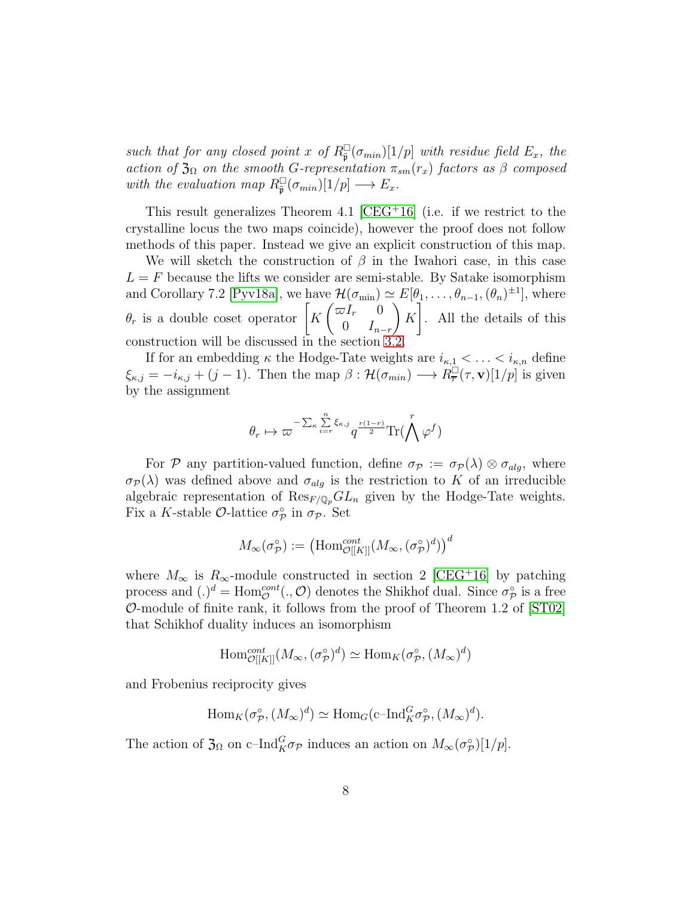*such that for any closed point $x$ of $R^{\square}_{\bar{\mathfrak{p}}}(\sigma_{min})[1/p]$ with residue field $E_x$, the action of $\mathfrak{Z}_\Omega$ on the smooth $G$-representation $\pi_{sm}(r_x)$ factors as $\beta$ composed with the evaluation map $R^{\square}_{\bar{\mathfrak{p}}}(\sigma_{min})[1/p] \longrightarrow E_x$.*

This result generalizes Theorem 4.1 [CEG+16] (i.e. if we restrict to the crystalline locus the two maps coincide), however the proof does not follow methods of this paper. Instead we give an explicit construction of this map.

We will sketch the construction of $\beta$ in the Iwahori case, in this case $L = F$ because the lifts we consider are semi-stable. By Satake isomorphism and Corollary 7.2 [Pyv18a], we have $\mathcal{H}(\sigma_{\min}) \simeq E[\theta_1, \ldots, \theta_{n-1}, (\theta_n)^{\pm 1}]$, where $\theta_r$ is a double coset operator $\left[K \begin{pmatrix} \varpi I_r & 0 \\ 0 & I_{n-r} \end{pmatrix} K\right]$. All the details of this construction will be discussed in the section 3.2.

If for an embedding $\kappa$ the Hodge-Tate weights are $i_{\kappa,1} < \ldots < i_{\kappa,n}$ define $\xi_{\kappa,j} = -i_{\kappa,j} + (j-1)$. Then the map $\beta : \mathcal{H}(\sigma_{min}) \longrightarrow R^{\square}_{\overline{\tau}}(\tau, \mathbf{v})[1/p]$ is given by the assignment

$$\theta_r \mapsto \varpi^{-\sum_\kappa \sum_{i=r}^{n} \xi_{\kappa,j}} q^{\frac{r(1-r)}{2}} \mathrm{Tr}(\bigwedge^r \varphi^f)$$

For $\mathcal{P}$ any partition-valued function, define $\sigma_{\mathcal{P}} := \sigma_{\mathcal{P}}(\lambda) \otimes \sigma_{alg}$, where $\sigma_{\mathcal{P}}(\lambda)$ was defined above and $\sigma_{alg}$ is the restriction to $K$ of an irreducible algebraic representation of $\mathrm{Res}_{F/\mathbb{Q}_p} GL_n$ given by the Hodge-Tate weights. Fix a $K$-stable $\mathcal{O}$-lattice $\sigma^\circ_{\mathcal{P}}$ in $\sigma_{\mathcal{P}}$. Set

$$M_\infty(\sigma^\circ_{\mathcal{P}}) := \left(\mathrm{Hom}^{cont}_{\mathcal{O}[[K]]}(M_\infty, (\sigma^\circ_{\mathcal{P}})^d)\right)^d$$

where $M_\infty$ is $R_\infty$-module constructed in section 2 [CEG+16] by patching process and $(.)^d = \mathrm{Hom}^{cont}_{\mathcal{O}}(., \mathcal{O})$ denotes the Shikhof dual. Since $\sigma^\circ_{\mathcal{P}}$ is a free $\mathcal{O}$-module of finite rank, it follows from the proof of Theorem 1.2 of [ST02] that Schikhof duality induces an isomorphism

$$\mathrm{Hom}^{cont}_{\mathcal{O}[[K]]}(M_\infty, (\sigma^\circ_{\mathcal{P}})^d) \simeq \mathrm{Hom}_K(\sigma^\circ_{\mathcal{P}}, (M_\infty)^d)$$

and Frobenius reciprocity gives

$$\mathrm{Hom}_K(\sigma^\circ_{\mathcal{P}}, (M_\infty)^d) \simeq \mathrm{Hom}_G(\text{c–Ind}^G_K \sigma^\circ_{\mathcal{P}}, (M_\infty)^d).$$

The action of $\mathfrak{Z}_\Omega$ on $\text{c–Ind}^G_K \sigma_{\mathcal{P}}$ induces an action on $M_\infty(\sigma^\circ_{\mathcal{P}})[1/p]$.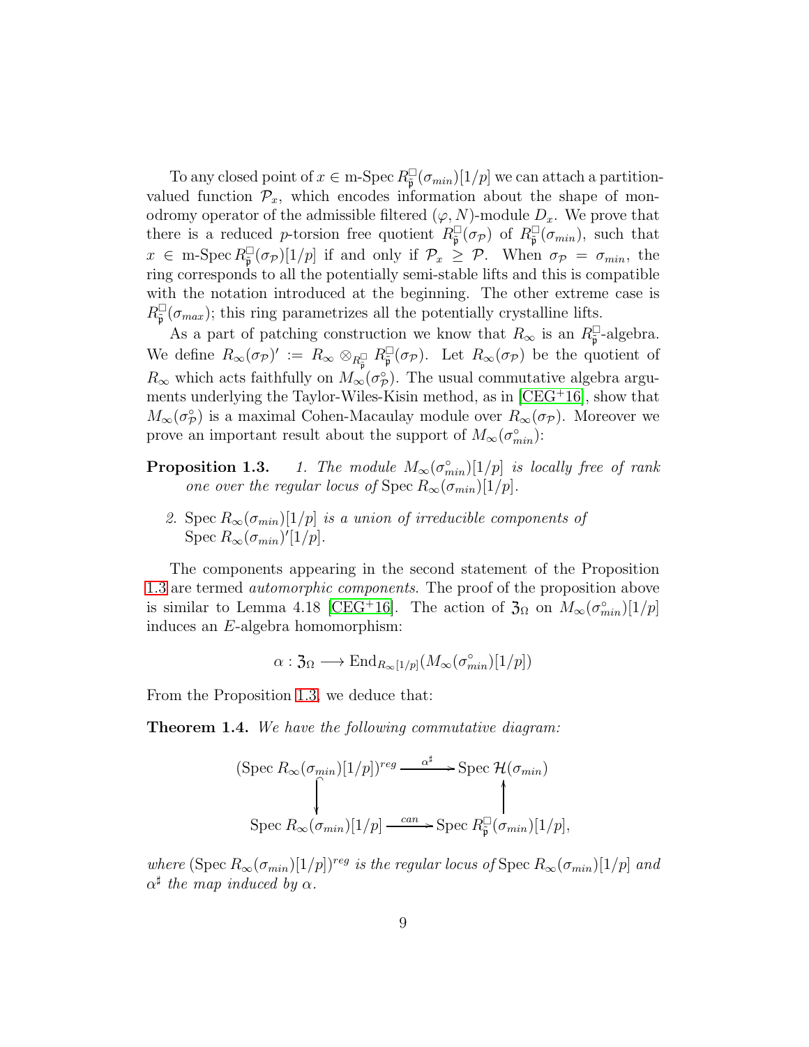To any closed point of $x \in \text{m-Spec}\, R^{\square}_{\tilde{\mathfrak{p}}}(\sigma_{min})[1/p]$ we can attach a partition-valued function $\mathcal{P}_x$, which encodes information about the shape of monodromy operator of the admissible filtered $(\varphi, N)$-module $D_x$. We prove that there is a reduced $p$-torsion free quotient $R^{\square}_{\tilde{\mathfrak{p}}}(\sigma_{\mathcal{P}})$ of $R^{\square}_{\tilde{\mathfrak{p}}}(\sigma_{min})$, such that $x \in \text{m-Spec}\, R^{\square}_{\tilde{\mathfrak{p}}}(\sigma_{\mathcal{P}})[1/p]$ if and only if $\mathcal{P}_x \geq \mathcal{P}$. When $\sigma_{\mathcal{P}} = \sigma_{min}$, the ring corresponds to all the potentially semi-stable lifts and this is compatible with the notation introduced at the beginning. The other extreme case is $R^{\square}_{\tilde{\mathfrak{p}}}(\sigma_{max})$; this ring parametrizes all the potentially crystalline lifts.

As a part of patching construction we know that $R_\infty$ is an $R^{\square}_{\tilde{\mathfrak{p}}}$-algebra. We define $R_\infty(\sigma_{\mathcal{P}})' := R_\infty \otimes_{R^{\square}_{\tilde{\mathfrak{p}}}} R^{\square}_{\tilde{\mathfrak{p}}}(\sigma_{\mathcal{P}})$. Let $R_\infty(\sigma_{\mathcal{P}})$ be the quotient of $R_\infty$ which acts faithfully on $M_\infty(\sigma^\circ_{\mathcal{P}})$. The usual commutative algebra arguments underlying the Taylor-Wiles-Kisin method, as in [CEG+16], show that $M_\infty(\sigma^\circ_{\mathcal{P}})$ is a maximal Cohen-Macaulay module over $R_\infty(\sigma_{\mathcal{P}})$. Moreover we prove an important result about the support of $M_\infty(\sigma^\circ_{min})$:

**Proposition 1.3.** *1. The module $M_\infty(\sigma^\circ_{min})[1/p]$ is locally free of rank one over the regular locus of $\text{Spec}\, R_\infty(\sigma_{min})[1/p]$.*

*2. $\text{Spec}\, R_\infty(\sigma_{min})[1/p]$ is a union of irreducible components of $\text{Spec}\, R_\infty(\sigma_{min})'[1/p]$.*

The components appearing in the second statement of the Proposition 1.3 are termed *automorphic components*. The proof of the proposition above is similar to Lemma 4.18 [CEG+16]. The action of $\mathfrak{Z}_\Omega$ on $M_\infty(\sigma^\circ_{min})[1/p]$ induces an $E$-algebra homomorphism:

$$\alpha : \mathfrak{Z}_\Omega \longrightarrow \text{End}_{R_\infty[1/p]}(M_\infty(\sigma^\circ_{min})[1/p])$$

From the Proposition 1.3, we deduce that:

**Theorem 1.4.** *We have the following commutative diagram:*

$$\begin{array}{ccc}
(\text{Spec}\, R_\infty(\sigma_{min})[1/p])^{reg} & \xrightarrow{\alpha^\sharp} & \text{Spec}\, \mathcal{H}(\sigma_{min}) \\
\big\downarrow & & \big\uparrow \\
\text{Spec}\, R_\infty(\sigma_{min})[1/p] & \xrightarrow{can} & \text{Spec}\, R^{\square}_{\tilde{\mathfrak{p}}}(\sigma_{min})[1/p],
\end{array}$$

*where $(\text{Spec}\, R_\infty(\sigma_{min})[1/p])^{reg}$ is the regular locus of $\text{Spec}\, R_\infty(\sigma_{min})[1/p]$ and $\alpha^\sharp$ the map induced by $\alpha$.*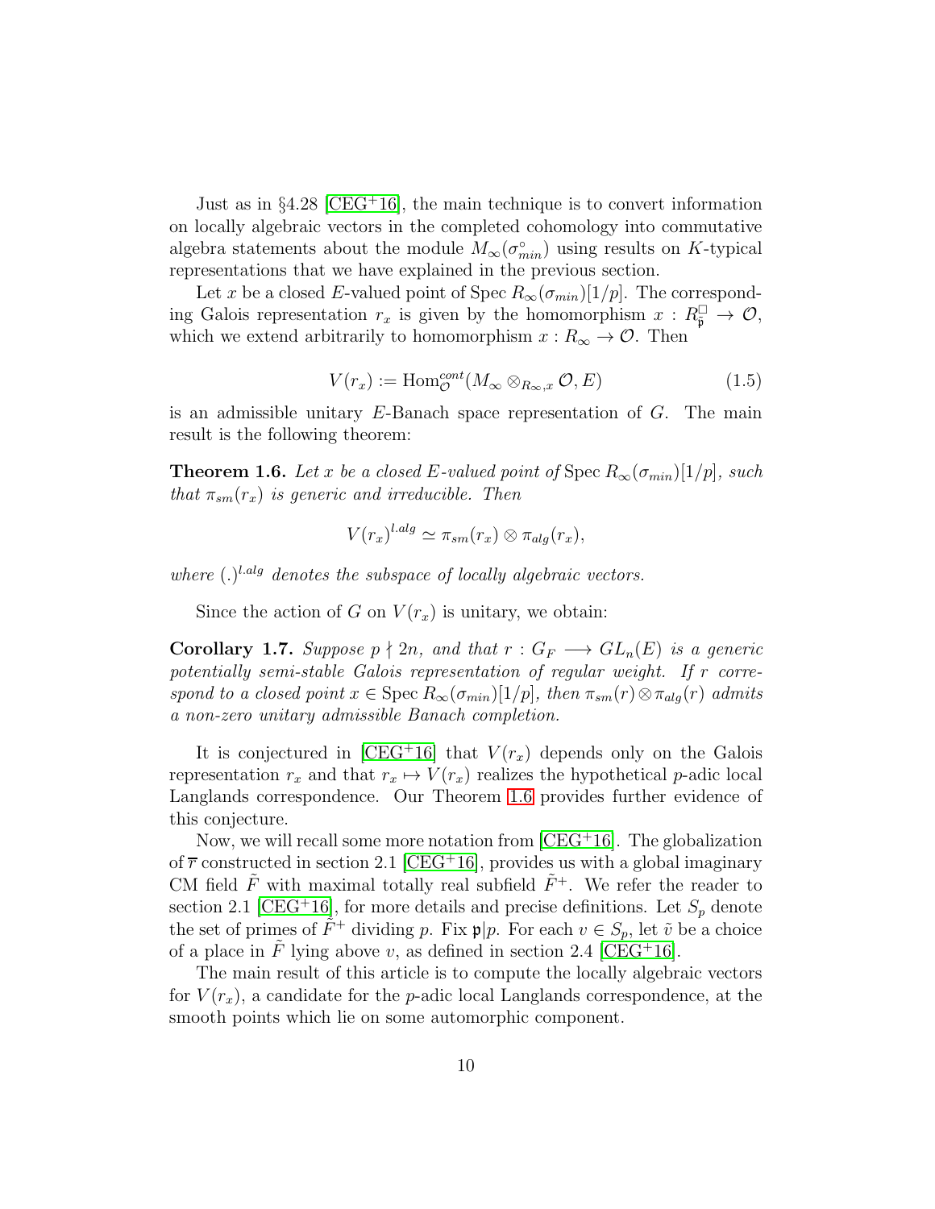Just as in §4.28 [CEG+16], the main technique is to convert information on locally algebraic vectors in the completed cohomology into commutative algebra statements about the module $M_\infty(\sigma^\circ_{min})$ using results on $K$-typical representations that we have explained in the previous section.

Let $x$ be a closed $E$-valued point of $\operatorname{Spec} R_\infty(\sigma_{min})[1/p]$. The corresponding Galois representation $r_x$ is given by the homomorphism $x : R^\square_{\mathfrak{p}} \to \mathcal{O}$, which we extend arbitrarily to homomorphism $x : R_\infty \to \mathcal{O}$. Then

$$V(r_x) := \operatorname{Hom}^{cont}_{\mathcal{O}}(M_\infty \otimes_{R_\infty, x} \mathcal{O}, E) \tag{1.5}$$

is an admissible unitary $E$-Banach space representation of $G$. The main result is the following theorem:

**Theorem 1.6.** *Let $x$ be a closed $E$-valued point of $\operatorname{Spec} R_\infty(\sigma_{min})[1/p]$, such that $\pi_{sm}(r_x)$ is generic and irreducible. Then*

$$V(r_x)^{l.alg} \simeq \pi_{sm}(r_x) \otimes \pi_{alg}(r_x),$$

*where $(.)^{l.alg}$ denotes the subspace of locally algebraic vectors.*

Since the action of $G$ on $V(r_x)$ is unitary, we obtain:

**Corollary 1.7.** *Suppose $p \nmid 2n$, and that $r : G_F \longrightarrow GL_n(E)$ is a generic potentially semi-stable Galois representation of regular weight. If $r$ correspond to a closed point $x \in \operatorname{Spec} R_\infty(\sigma_{min})[1/p]$, then $\pi_{sm}(r) \otimes \pi_{alg}(r)$ admits a non-zero unitary admissible Banach completion.*

It is conjectured in [CEG+16] that $V(r_x)$ depends only on the Galois representation $r_x$ and that $r_x \mapsto V(r_x)$ realizes the hypothetical $p$-adic local Langlands correspondence. Our Theorem 1.6 provides further evidence of this conjecture.

Now, we will recall some more notation from [CEG+16]. The globalization of $\overline{r}$ constructed in section 2.1 [CEG+16], provides us with a global imaginary CM field $\tilde{F}$ with maximal totally real subfield $\tilde{F}^+$. We refer the reader to section 2.1 [CEG+16], for more details and precise definitions. Let $S_p$ denote the set of primes of $\tilde{F}^+$ dividing $p$. Fix $\mathfrak{p}|p$. For each $v \in S_p$, let $\tilde{v}$ be a choice of a place in $\tilde{F}$ lying above $v$, as defined in section 2.4 [CEG+16].

The main result of this article is to compute the locally algebraic vectors for $V(r_x)$, a candidate for the $p$-adic local Langlands correspondence, at the smooth points which lie on some automorphic component.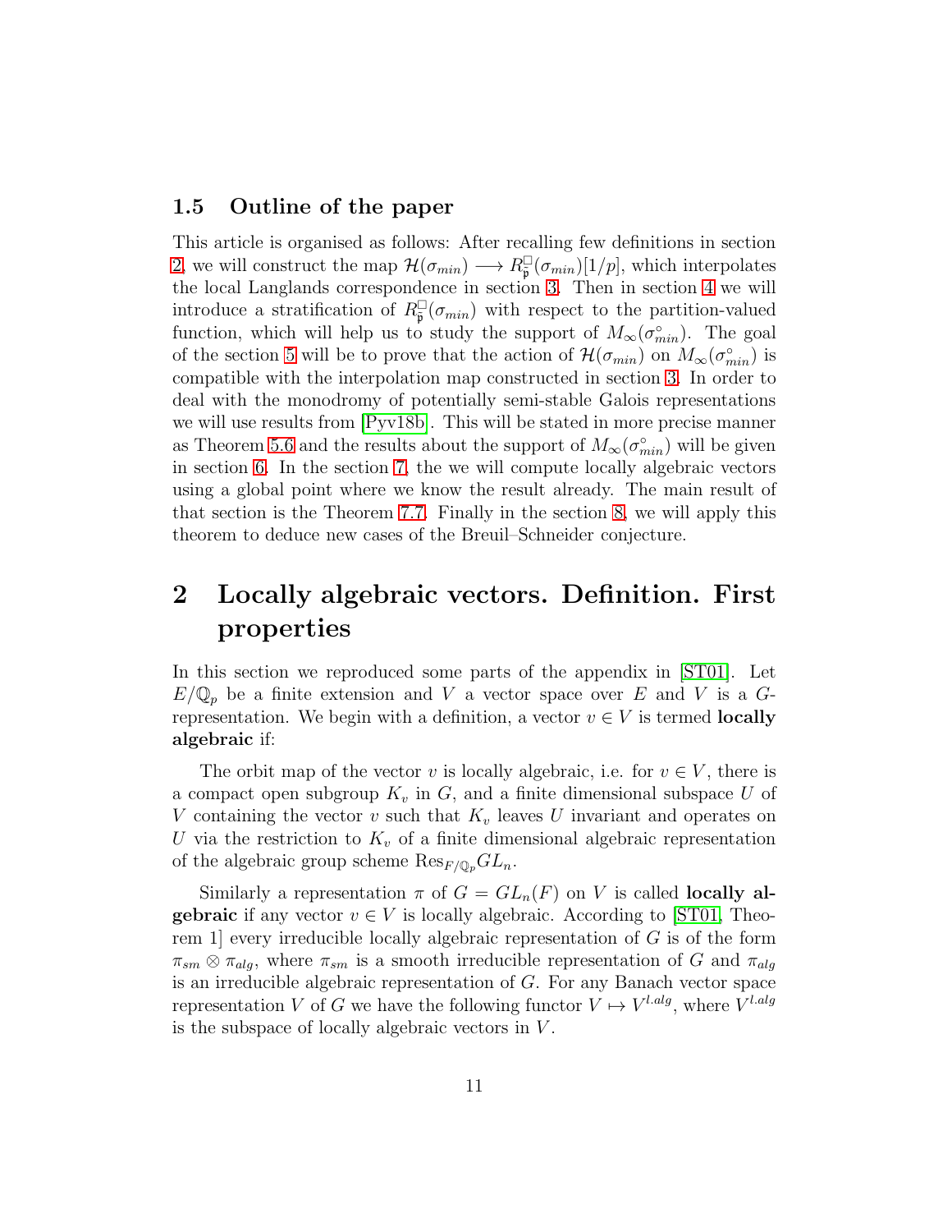### 1.5 Outline of the paper

This article is organised as follows: After recalling few definitions in section 2, we will construct the map $\mathcal{H}(\sigma_{min}) \longrightarrow R^{\square}_{\bar{\mathfrak{p}}}(\sigma_{min})[1/p]$, which interpolates the local Langlands correspondence in section 3. Then in section 4 we will introduce a stratification of $R^{\square}_{\bar{\mathfrak{p}}}(\sigma_{min})$ with respect to the partition-valued function, which will help us to study the support of $M_\infty(\sigma^\circ_{min})$. The goal of the section 5 will be to prove that the action of $\mathcal{H}(\sigma_{min})$ on $M_\infty(\sigma^\circ_{min})$ is compatible with the interpolation map constructed in section 3. In order to deal with the monodromy of potentially semi-stable Galois representations we will use results from [Pyv18b]. This will be stated in more precise manner as Theorem 5.6 and the results about the support of $M_\infty(\sigma^\circ_{min})$ will be given in section 6. In the section 7, the we will compute locally algebraic vectors using a global point where we know the result already. The main result of that section is the Theorem 7.7. Finally in the section 8, we will apply this theorem to deduce new cases of the Breuil–Schneider conjecture.

# 2 Locally algebraic vectors. Definition. First properties

In this section we reproduced some parts of the appendix in [ST01]. Let $E/\mathbb{Q}_p$ be a finite extension and $V$ a vector space over $E$ and $V$ is a $G$-representation. We begin with a definition, a vector $v \in V$ is termed **locally algebraic** if:

The orbit map of the vector $v$ is locally algebraic, i.e. for $v \in V$, there is a compact open subgroup $K_v$ in $G$, and a finite dimensional subspace $U$ of $V$ containing the vector $v$ such that $K_v$ leaves $U$ invariant and operates on $U$ via the restriction to $K_v$ of a finite dimensional algebraic representation of the algebraic group scheme $\mathrm{Res}_{F/\mathbb{Q}_p} GL_n$.

Similarly a representation $\pi$ of $G = GL_n(F)$ on $V$ is called **locally algebraic** if any vector $v \in V$ is locally algebraic. According to [ST01, Theorem 1] every irreducible locally algebraic representation of $G$ is of the form $\pi_{sm} \otimes \pi_{alg}$, where $\pi_{sm}$ is a smooth irreducible representation of $G$ and $\pi_{alg}$ is an irreducible algebraic representation of $G$. For any Banach vector space representation $V$ of $G$ we have the following functor $V \mapsto V^{l.alg}$, where $V^{l.alg}$ is the subspace of locally algebraic vectors in $V$.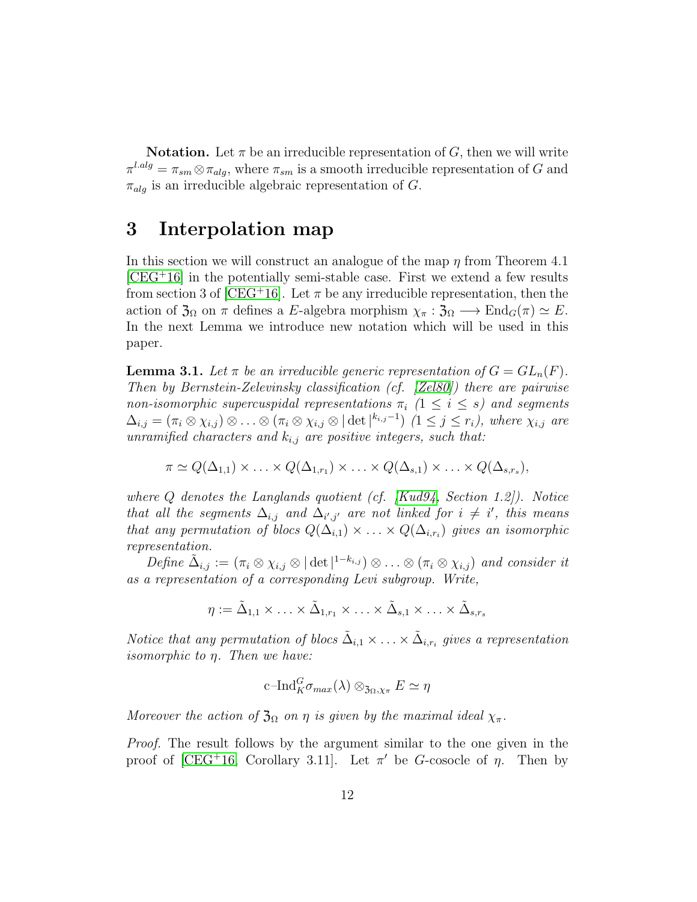**Notation.** Let $\pi$ be an irreducible representation of $G$, then we will write $\pi^{l.alg} = \pi_{sm} \otimes \pi_{alg}$, where $\pi_{sm}$ is a smooth irreducible representation of $G$ and $\pi_{alg}$ is an irreducible algebraic representation of $G$.

# 3 Interpolation map

In this section we will construct an analogue of the map $\eta$ from Theorem 4.1 [CEG+16] in the potentially semi-stable case. First we extend a few results from section 3 of [CEG+16]. Let $\pi$ be any irreducible representation, then the action of $\mathfrak{Z}_\Omega$ on $\pi$ defines a $E$-algebra morphism $\chi_\pi : \mathfrak{Z}_\Omega \longrightarrow \mathrm{End}_G(\pi) \simeq E$. In the next Lemma we introduce new notation which will be used in this paper.

**Lemma 3.1.** *Let $\pi$ be an irreducible generic representation of $G = GL_n(F)$. Then by Bernstein-Zelevinsky classification (cf. [Zel80]) there are pairwise non-isomorphic supercuspidal representations $\pi_i$ ($1 \leq i \leq s$) and segments $\Delta_{i,j} = (\pi_i \otimes \chi_{i,j}) \otimes \ldots \otimes (\pi_i \otimes \chi_{i,j} \otimes |\det|^{k_{i,j}-1})$ ($1 \leq j \leq r_i$), where $\chi_{i,j}$ are unramified characters and $k_{i,j}$ are positive integers, such that:*

$$\pi \simeq Q(\Delta_{1,1}) \times \ldots \times Q(\Delta_{1,r_1}) \times \ldots \times Q(\Delta_{s,1}) \times \ldots \times Q(\Delta_{s,r_s}),$$

*where $Q$ denotes the Langlands quotient (cf. [Kud94, Section 1.2]). Notice that all the segments $\Delta_{i,j}$ and $\Delta_{i',j'}$ are not linked for $i \neq i'$, this means that any permutation of blocs $Q(\Delta_{i,1}) \times \ldots \times Q(\Delta_{i,r_i})$ gives an isomorphic representation.*

*Define $\tilde{\Delta}_{i,j} := (\pi_i \otimes \chi_{i,j} \otimes |\det|^{1-k_{i,j}}) \otimes \ldots \otimes (\pi_i \otimes \chi_{i,j})$ and consider it as a representation of a corresponding Levi subgroup. Write,*

$$\eta := \tilde{\Delta}_{1,1} \times \ldots \times \tilde{\Delta}_{1,r_1} \times \ldots \times \tilde{\Delta}_{s,1} \times \ldots \times \tilde{\Delta}_{s,r_s}$$

*Notice that any permutation of blocs $\tilde{\Delta}_{i,1} \times \ldots \times \tilde{\Delta}_{i,r_i}$ gives a representation isomorphic to $\eta$. Then we have:*

$$\mathrm{c\text{-}Ind}_K^G \sigma_{max}(\lambda) \otimes_{\mathfrak{Z}_\Omega, \chi_\pi} E \simeq \eta$$

*Moreover the action of $\mathfrak{Z}_\Omega$ on $\eta$ is given by the maximal ideal $\chi_\pi$.*

*Proof.* The result follows by the argument similar to the one given in the proof of [CEG+16, Corollary 3.11]. Let $\pi'$ be $G$-cosocle of $\eta$. Then by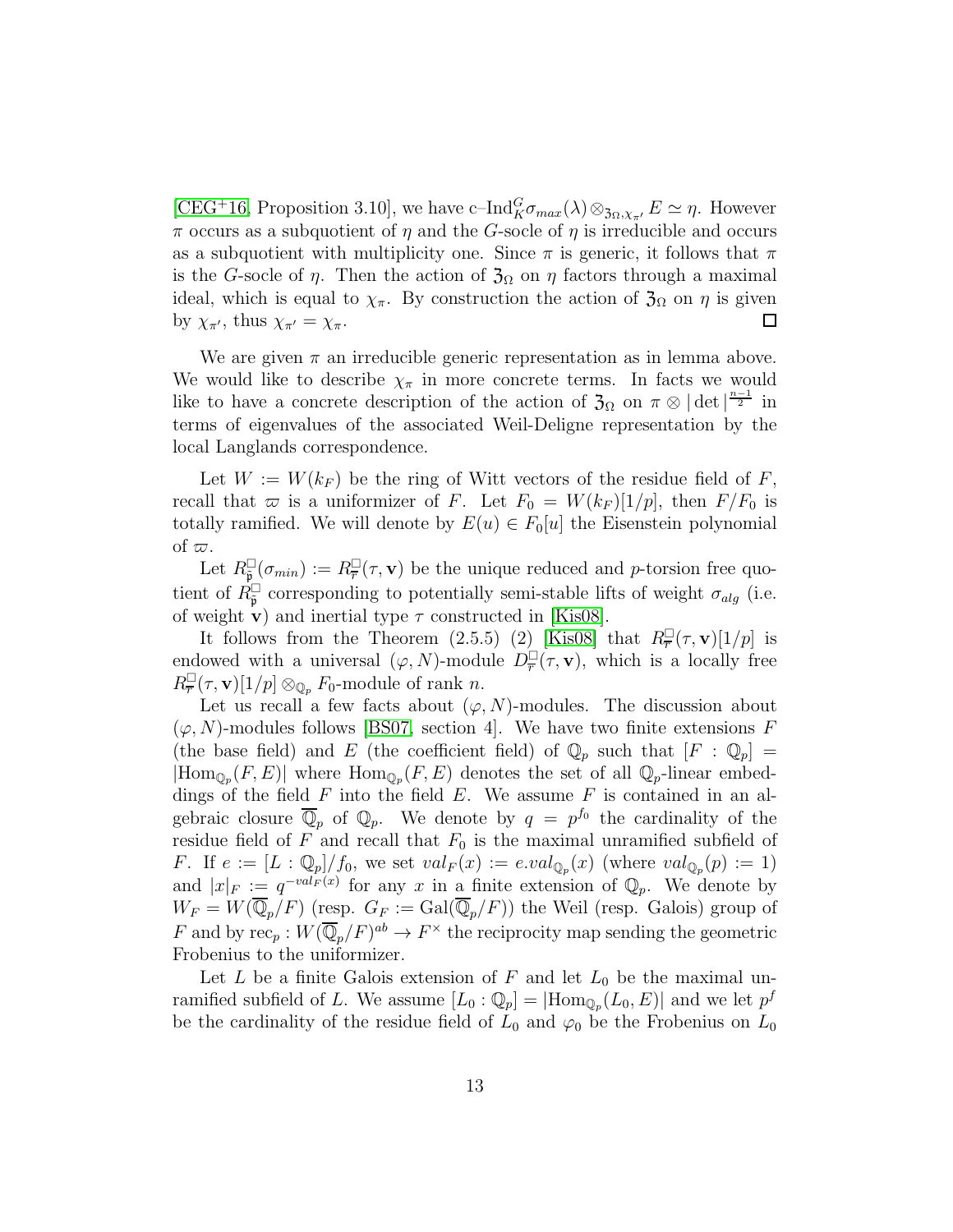[CEG+16, Proposition 3.10], we have $\text{c–Ind}_K^G \sigma_{max}(\lambda) \otimes_{\mathfrak{Z}_\Omega, \chi_{\pi'}} E \simeq \eta$. However $\pi$ occurs as a subquotient of $\eta$ and the $G$-socle of $\eta$ is irreducible and occurs as a subquotient with multiplicity one. Since $\pi$ is generic, it follows that $\pi$ is the $G$-socle of $\eta$. Then the action of $\mathfrak{Z}_\Omega$ on $\eta$ factors through a maximal ideal, which is equal to $\chi_\pi$. By construction the action of $\mathfrak{Z}_\Omega$ on $\eta$ is given by $\chi_{\pi'}$, thus $\chi_{\pi'} = \chi_\pi$. $\square$

We are given $\pi$ an irreducible generic representation as in lemma above. We would like to describe $\chi_\pi$ in more concrete terms. In facts we would like to have a concrete description of the action of $\mathfrak{Z}_\Omega$ on $\pi \otimes |\det|^{\frac{n-1}{2}}$ in terms of eigenvalues of the associated Weil-Deligne representation by the local Langlands correspondence.

Let $W := W(k_F)$ be the ring of Witt vectors of the residue field of $F$, recall that $\varpi$ is a uniformizer of $F$. Let $F_0 = W(k_F)[1/p]$, then $F/F_0$ is totally ramified. We will denote by $E(u) \in F_0[u]$ the Eisenstein polynomial of $\varpi$.

Let $R^\square_{\bar{\mathfrak{p}}}(\sigma_{min}) := R^\square_{\bar{r}}(\tau, \mathbf{v})$ be the unique reduced and $p$-torsion free quotient of $R^\square_{\bar{\mathfrak{p}}}$ corresponding to potentially semi-stable lifts of weight $\sigma_{alg}$ (i.e. of weight $\mathbf{v}$) and inertial type $\tau$ constructed in [Kis08].

It follows from the Theorem (2.5.5) (2) [Kis08] that $R^\square_{\bar{r}}(\tau, \mathbf{v})[1/p]$ is endowed with a universal $(\varphi, N)$-module $D^\square_{\bar{r}}(\tau, \mathbf{v})$, which is a locally free $R^\square_{\bar{r}}(\tau, \mathbf{v})[1/p] \otimes_{\mathbb{Q}_p} F_0$-module of rank $n$.

Let us recall a few facts about $(\varphi, N)$-modules. The discussion about $(\varphi, N)$-modules follows [BS07, section 4]. We have two finite extensions $F$ (the base field) and $E$ (the coefficient field) of $\mathbb{Q}_p$ such that $[F : \mathbb{Q}_p] = |\text{Hom}_{\mathbb{Q}_p}(F, E)|$ where $\text{Hom}_{\mathbb{Q}_p}(F, E)$ denotes the set of all $\mathbb{Q}_p$-linear embeddings of the field $F$ into the field $E$. We assume $F$ is contained in an algebraic closure $\overline{\mathbb{Q}}_p$ of $\mathbb{Q}_p$. We denote by $q = p^{f_0}$ the cardinality of the residue field of $F$ and recall that $F_0$ is the maximal unramified subfield of $F$. If $e := [L : \mathbb{Q}_p]/f_0$, we set $val_F(x) := e.val_{\mathbb{Q}_p}(x)$ (where $val_{\mathbb{Q}_p}(p) := 1$) and $|x|_F := q^{-val_F(x)}$ for any $x$ in a finite extension of $\mathbb{Q}_p$. We denote by $W_F = W(\overline{\mathbb{Q}}_p/F)$ (resp. $G_F := \text{Gal}(\overline{\mathbb{Q}}_p/F)$) the Weil (resp. Galois) group of $F$ and by $\text{rec}_p : W(\overline{\mathbb{Q}}_p/F)^{ab} \to F^\times$ the reciprocity map sending the geometric Frobenius to the uniformizer.

Let $L$ be a finite Galois extension of $F$ and let $L_0$ be the maximal unramified subfield of $L$. We assume $[L_0 : \mathbb{Q}_p] = |\text{Hom}_{\mathbb{Q}_p}(L_0, E)|$ and we let $p^f$ be the cardinality of the residue field of $L_0$ and $\varphi_0$ be the Frobenius on $L_0$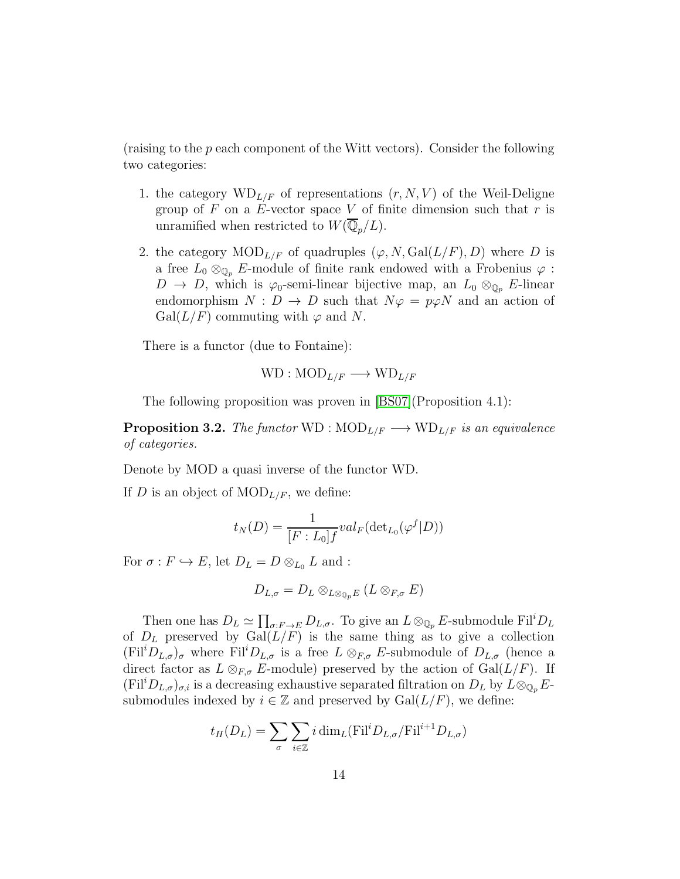(raising to the $p$ each component of the Witt vectors). Consider the following two categories:

1. the category $\mathrm{WD}_{L/F}$ of representations $(r, N, V)$ of the Weil-Deligne group of $F$ on a $E$-vector space $V$ of finite dimension such that $r$ is unramified when restricted to $W(\overline{\mathbb{Q}}_p/L)$.

2. the category $\mathrm{MOD}_{L/F}$ of quadruples $(\varphi, N, \mathrm{Gal}(L/F), D)$ where $D$ is a free $L_0 \otimes_{\mathbb{Q}_p} E$-module of finite rank endowed with a Frobenius $\varphi : D \to D$, which is $\varphi_0$-semi-linear bijective map, an $L_0 \otimes_{\mathbb{Q}_p} E$-linear endomorphism $N : D \to D$ such that $N\varphi = p\varphi N$ and an action of $\mathrm{Gal}(L/F)$ commuting with $\varphi$ and $N$.

There is a functor (due to Fontaine):

$$\mathrm{WD} : \mathrm{MOD}_{L/F} \longrightarrow \mathrm{WD}_{L/F}$$

The following proposition was proven in [BS07](Proposition 4.1):

**Proposition 3.2.** *The functor* $\mathrm{WD} : \mathrm{MOD}_{L/F} \longrightarrow \mathrm{WD}_{L/F}$ *is an equivalence of categories.*

Denote by MOD a quasi inverse of the functor WD.

If $D$ is an object of $\mathrm{MOD}_{L/F}$, we define:

$$t_N(D) = \frac{1}{[F : L_0]f} val_F(\det_{L_0}(\varphi^f | D))$$

For $\sigma : F \hookrightarrow E$, let $D_L = D \otimes_{L_0} L$ and :

$$D_{L,\sigma} = D_L \otimes_{L \otimes_{\mathbb{Q}_p} E} (L \otimes_{F,\sigma} E)$$

Then one has $D_L \simeq \prod_{\sigma : F \to E} D_{L,\sigma}$. To give an $L \otimes_{\mathbb{Q}_p} E$-submodule $\mathrm{Fil}^i D_L$ of $D_L$ preserved by $\mathrm{Gal}(L/F)$ is the same thing as to give a collection $(\mathrm{Fil}^i D_{L,\sigma})_\sigma$ where $\mathrm{Fil}^i D_{L,\sigma}$ is a free $L \otimes_{F,\sigma} E$-submodule of $D_{L,\sigma}$ (hence a direct factor as $L \otimes_{F,\sigma} E$-module) preserved by the action of $\mathrm{Gal}(L/F)$. If $(\mathrm{Fil}^i D_{L,\sigma})_{\sigma,i}$ is a decreasing exhaustive separated filtration on $D_L$ by $L \otimes_{\mathbb{Q}_p} E$-submodules indexed by $i \in \mathbb{Z}$ and preserved by $\mathrm{Gal}(L/F)$, we define:

$$t_H(D_L) = \sum_{\sigma} \sum_{i \in \mathbb{Z}} i \dim_L(\mathrm{Fil}^i D_{L,\sigma} / \mathrm{Fil}^{i+1} D_{L,\sigma})$$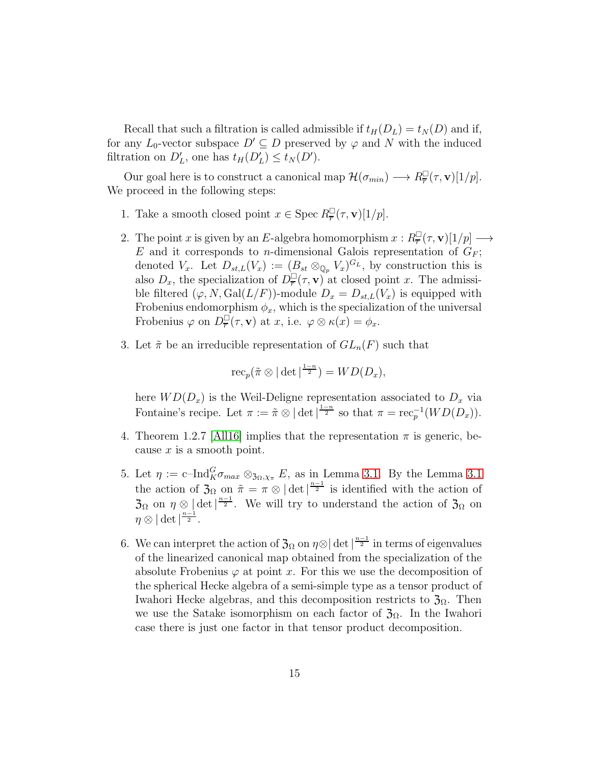Recall that such a filtration is called admissible if $t_H(D_L) = t_N(D)$ and if, for any $L_0$-vector subspace $D' \subseteq D$ preserved by $\varphi$ and $N$ with the induced filtration on $D'_L$, one has $t_H(D'_L) \leq t_N(D')$.

Our goal here is to construct a canonical map $\mathcal{H}(\sigma_{min}) \longrightarrow R^{\square}_{\overline{r}}(\tau, \mathbf{v})[1/p]$. We proceed in the following steps:

1. Take a smooth closed point $x \in \text{Spec } R^{\square}_{\overline{r}}(\tau, \mathbf{v})[1/p]$.

2. The point $x$ is given by an $E$-algebra homomorphism $x : R^{\square}_{\overline{r}}(\tau, \mathbf{v})[1/p] \longrightarrow E$ and it corresponds to $n$-dimensional Galois representation of $G_F$; denoted $V_x$. Let $D_{st,L}(V_x) := (B_{st} \otimes_{\mathbb{Q}_p} V_x)^{G_L}$, by construction this is also $D_x$, the specialization of $D^{\square}_{\overline{r}}(\tau, \mathbf{v})$ at closed point $x$. The admissible filtered $(\varphi, N, \text{Gal}(L/F))$-module $D_x = D_{st,L}(V_x)$ is equipped with Frobenius endomorphism $\phi_x$, which is the specialization of the universal Frobenius $\varphi$ on $D^{\square}_{\overline{r}}(\tau, \mathbf{v})$ at $x$, i.e. $\varphi \otimes \kappa(x) = \phi_x$.

3. Let $\tilde{\pi}$ be an irreducible representation of $GL_n(F)$ such that
$$\text{rec}_p(\tilde{\pi} \otimes |\det|^{\frac{1-n}{2}}) = WD(D_x),$$
here $WD(D_x)$ is the Weil-Deligne representation associated to $D_x$ via Fontaine's recipe. Let $\pi := \tilde{\pi} \otimes |\det|^{\frac{1-n}{2}}$ so that $\pi = \text{rec}_p^{-1}(WD(D_x))$.

4. Theorem 1.2.7 [All16] implies that the representation $\pi$ is generic, because $x$ is a smooth point.

5. Let $\eta := \text{c–Ind}_K^G \sigma_{max} \otimes_{\mathfrak{Z}_\Omega, \chi_\pi} E$, as in Lemma 3.1. By the Lemma 3.1 the action of $\mathfrak{Z}_\Omega$ on $\tilde{\pi} = \pi \otimes |\det|^{\frac{n-1}{2}}$ is identified with the action of $\mathfrak{Z}_\Omega$ on $\eta \otimes |\det|^{\frac{n-1}{2}}$. We will try to understand the action of $\mathfrak{Z}_\Omega$ on $\eta \otimes |\det|^{\frac{n-1}{2}}$.

6. We can interpret the action of $\mathfrak{Z}_\Omega$ on $\eta \otimes |\det|^{\frac{n-1}{2}}$ in terms of eigenvalues of the linearized canonical map obtained from the specialization of the absolute Frobenius $\varphi$ at point $x$. For this we use the decomposition of the spherical Hecke algebra of a semi-simple type as a tensor product of Iwahori Hecke algebras, and this decomposition restricts to $\mathfrak{Z}_\Omega$. Then we use the Satake isomorphism on each factor of $\mathfrak{Z}_\Omega$. In the Iwahori case there is just one factor in that tensor product decomposition.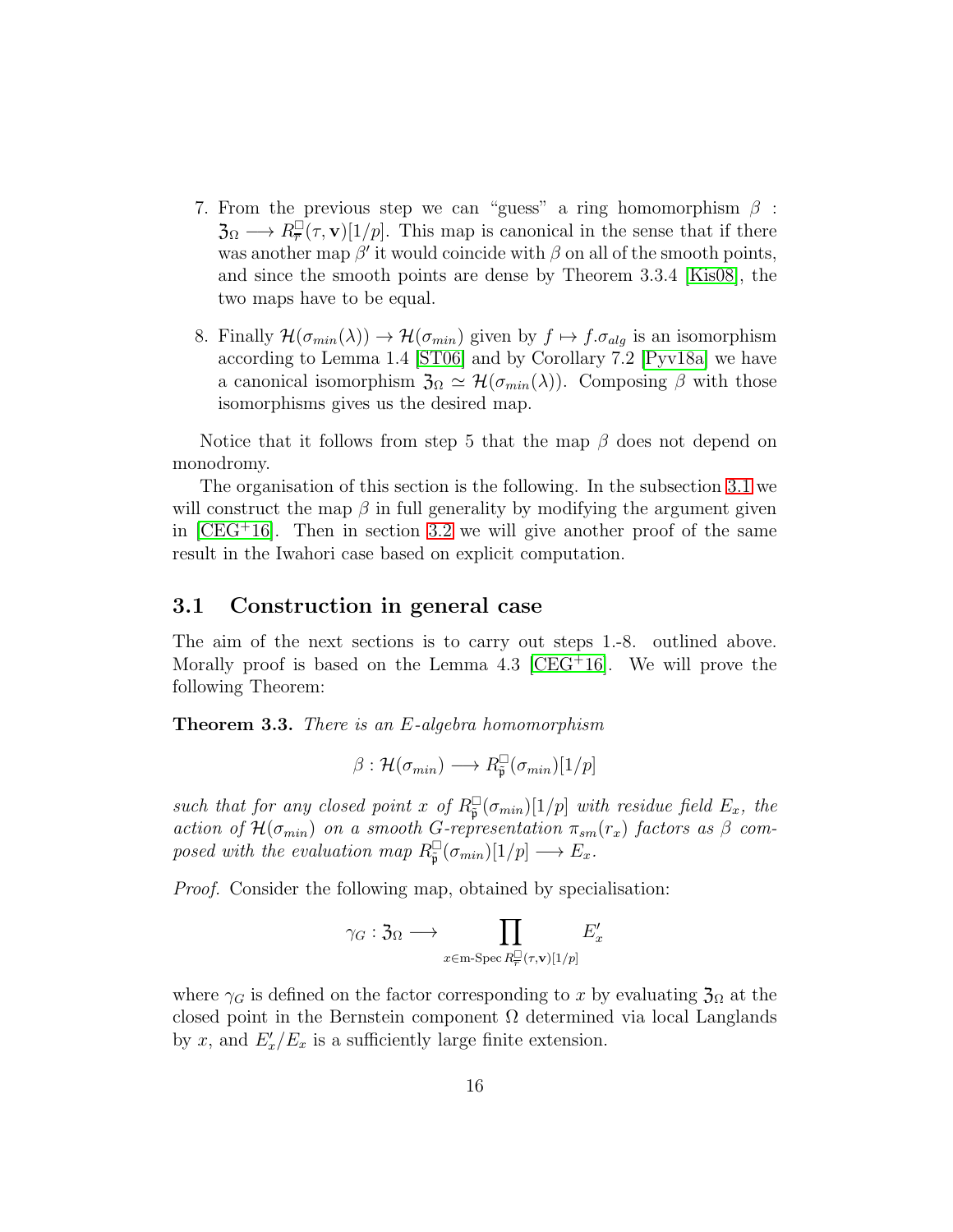7. From the previous step we can "guess" a ring homomorphism $\beta : \mathfrak{Z}_\Omega \longrightarrow R^{\square}_{\overline{r}}(\tau, \mathbf{v})[1/p]$. This map is canonical in the sense that if there was another map $\beta'$ it would coincide with $\beta$ on all of the smooth points, and since the smooth points are dense by Theorem 3.3.4 [Kis08], the two maps have to be equal.

8. Finally $\mathcal{H}(\sigma_{min}(\lambda)) \to \mathcal{H}(\sigma_{min})$ given by $f \mapsto f.\sigma_{alg}$ is an isomorphism according to Lemma 1.4 [ST06] and by Corollary 7.2 [Pyv18a] we have a canonical isomorphism $\mathfrak{Z}_\Omega \simeq \mathcal{H}(\sigma_{min}(\lambda))$. Composing $\beta$ with those isomorphisms gives us the desired map.

Notice that it follows from step 5 that the map $\beta$ does not depend on monodromy.

The organisation of this section is the following. In the subsection 3.1 we will construct the map $\beta$ in full generality by modifying the argument given in [CEG+16]. Then in section 3.2 we will give another proof of the same result in the Iwahori case based on explicit computation.

## 3.1 Construction in general case

The aim of the next sections is to carry out steps 1.-8. outlined above. Morally proof is based on the Lemma 4.3 [CEG+16]. We will prove the following Theorem:

**Theorem 3.3.** *There is an $E$-algebra homomorphism*

$$\beta : \mathcal{H}(\sigma_{min}) \longrightarrow R^{\square}_{\tilde{\mathfrak{p}}}(\sigma_{min})[1/p]$$

*such that for any closed point $x$ of $R^{\square}_{\tilde{\mathfrak{p}}}(\sigma_{min})[1/p]$ with residue field $E_x$, the action of $\mathcal{H}(\sigma_{min})$ on a smooth $G$-representation $\pi_{sm}(r_x)$ factors as $\beta$ composed with the evaluation map $R^{\square}_{\tilde{\mathfrak{p}}}(\sigma_{min})[1/p] \longrightarrow E_x$.*

*Proof.* Consider the following map, obtained by specialisation:

$$\gamma_G : \mathfrak{Z}_\Omega \longrightarrow \prod_{x \in \text{m-Spec}\, R^{\square}_{\overline{r}}(\tau, \mathbf{v})[1/p]} E'_x$$

where $\gamma_G$ is defined on the factor corresponding to $x$ by evaluating $\mathfrak{Z}_\Omega$ at the closed point in the Bernstein component $\Omega$ determined via local Langlands by $x$, and $E'_x/E_x$ is a sufficiently large finite extension.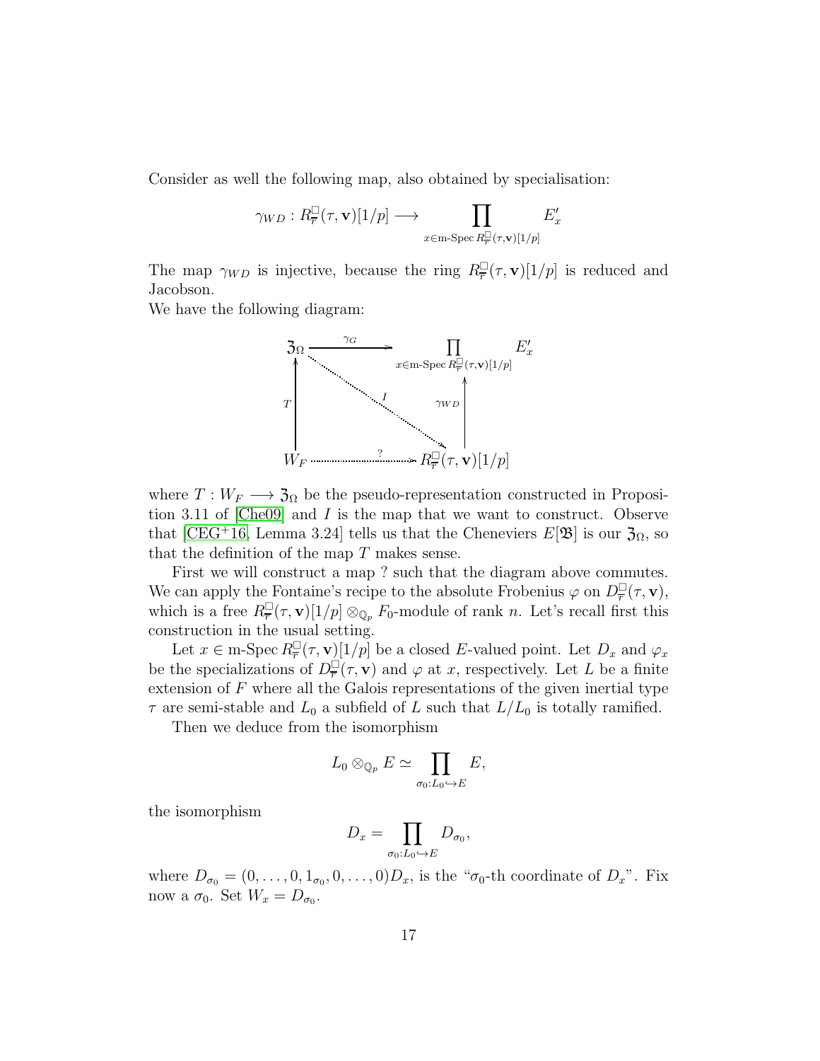Consider as well the following map, also obtained by specialisation:

$$\gamma_{WD} : R^{\square}_{\overline{\tau}}(\tau, \mathbf{v})[1/p] \longrightarrow \prod_{x \in \text{m-Spec}\, R^{\square}_{\overline{\tau}}(\tau,\mathbf{v})[1/p]} E'_x$$

The map $\gamma_{WD}$ is injective, because the ring $R^{\square}_{\overline{\tau}}(\tau, \mathbf{v})[1/p]$ is reduced and Jacobson.

We have the following diagram:

$$\begin{array}{ccc}
\mathfrak{Z}_\Omega & \xrightarrow{\gamma_G} & \prod_{x \in \text{m-Spec}\, R^{\square}_{\overline{\tau}}(\tau,\mathbf{v})[1/p]} E'_x \\
\uparrow T & \searrow I & \uparrow \gamma_{WD} \\
W_F & \xrightarrow{?} & R^{\square}_{\overline{\tau}}(\tau, \mathbf{v})[1/p]
\end{array}$$

where $T : W_F \longrightarrow \mathfrak{Z}_\Omega$ be the pseudo-representation constructed in Proposition 3.11 of [Che09] and $I$ is the map that we want to construct. Observe that [CEG+16, Lemma 3.24] tells us that the Cheneviers $E[\mathfrak{B}]$ is our $\mathfrak{Z}_\Omega$, so that the definition of the map $T$ makes sense.

First we will construct a map ? such that the diagram above commutes. We can apply the Fontaine's recipe to the absolute Frobenius $\varphi$ on $D^{\square}_{\overline{\tau}}(\tau, \mathbf{v})$, which is a free $R^{\square}_{\overline{\tau}}(\tau, \mathbf{v})[1/p] \otimes_{\mathbb{Q}_p} F_0$-module of rank $n$. Let's recall first this construction in the usual setting.

Let $x \in \text{m-Spec}\, R^{\square}_{\overline{\tau}}(\tau, \mathbf{v})[1/p]$ be a closed $E$-valued point. Let $D_x$ and $\varphi_x$ be the specializations of $D^{\square}_{\overline{\tau}}(\tau, \mathbf{v})$ and $\varphi$ at $x$, respectively. Let $L$ be a finite extension of $F$ where all the Galois representations of the given inertial type $\tau$ are semi-stable and $L_0$ a subfield of $L$ such that $L/L_0$ is totally ramified.

Then we deduce from the isomorphism

$$L_0 \otimes_{\mathbb{Q}_p} E \simeq \prod_{\sigma_0 : L_0 \hookrightarrow E} E,$$

the isomorphism

$$D_x = \prod_{\sigma_0 : L_0 \hookrightarrow E} D_{\sigma_0},$$

where $D_{\sigma_0} = (0, \ldots, 0, 1_{\sigma_0}, 0, \ldots, 0)D_x$, is the "$\sigma_0$-th coordinate of $D_x$". Fix now a $\sigma_0$. Set $W_x = D_{\sigma_0}$.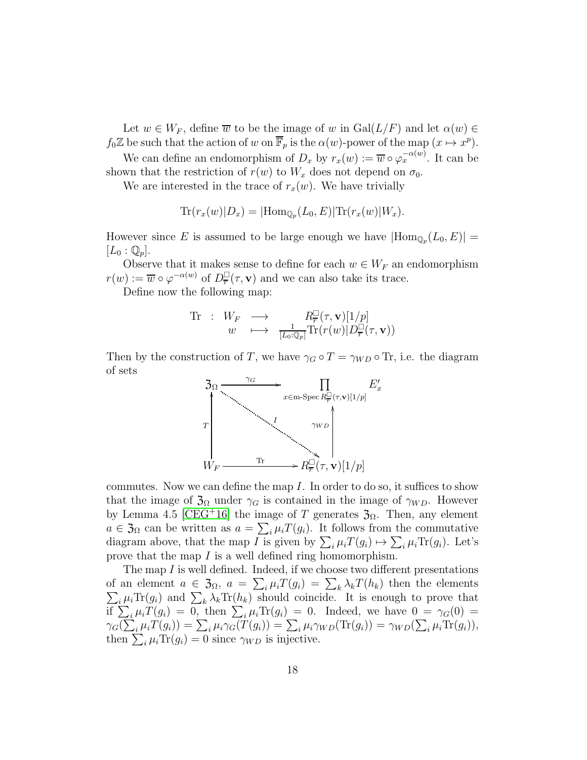Let $w \in W_F$, define $\overline{w}$ to be the image of $w$ in $\mathrm{Gal}(L/F)$ and let $\alpha(w) \in f_0\mathbb{Z}$ be such that the action of $w$ on $\overline{\mathbb{F}}_p$ is the $\alpha(w)$-power of the map $(x \mapsto x^p)$.

We can define an endomorphism of $D_x$ by $r_x(w) := \overline{w} \circ \varphi_x^{-\alpha(w)}$. It can be shown that the restriction of $r(w)$ to $W_x$ does not depend on $\sigma_0$.

We are interested in the trace of $r_x(w)$. We have trivially

$$\mathrm{Tr}(r_x(w)|D_x) = |\mathrm{Hom}_{\mathbb{Q}_p}(L_0, E)|\mathrm{Tr}(r_x(w)|W_x).$$

However since $E$ is assumed to be large enough we have $|\mathrm{Hom}_{\mathbb{Q}_p}(L_0, E)| = [L_0 : \mathbb{Q}_p]$.

Observe that it makes sense to define for each $w \in W_F$ an endomorphism $r(w) := \overline{w} \circ \varphi^{-\alpha(w)}$ of $D^{\square}_{\overline{r}}(\tau, \mathbf{v})$ and we can also take its trace.

Define now the following map:

$$\begin{array}{rccc} \mathrm{Tr} & : & W_F & \longrightarrow & R^{\square}_{\overline{r}}(\tau, \mathbf{v})[1/p] \\ & & w & \longmapsto & \frac{1}{[L_0:\mathbb{Q}_p]}\mathrm{Tr}(r(w)|D^{\square}_{\overline{r}}(\tau, \mathbf{v})) \end{array}$$

Then by the construction of $T$, we have $\gamma_G \circ T = \gamma_{WD} \circ \mathrm{Tr}$, i.e. the diagram of sets

$$\begin{array}{ccc} \mathfrak{Z}_\Omega & \xrightarrow{\gamma_G} & \prod_{x \in \text{m-Spec } R^{\square}_{\overline{r}}(\tau,\mathbf{v})[1/p]} E'_x \\ \uparrow T & \searrow I & \uparrow \gamma_{WD} \\ W_F & \xrightarrow{\mathrm{Tr}} & R^{\square}_{\overline{r}}(\tau, \mathbf{v})[1/p] \end{array}$$

commutes. Now we can define the map $I$. In order to do so, it suffices to show that the image of $\mathfrak{Z}_\Omega$ under $\gamma_G$ is contained in the image of $\gamma_{WD}$. However by Lemma 4.5 [CEG+16] the image of $T$ generates $\mathfrak{Z}_\Omega$. Then, any element $a \in \mathfrak{Z}_\Omega$ can be written as $a = \sum_i \mu_i T(g_i)$. It follows from the commutative diagram above, that the map $I$ is given by $\sum_i \mu_i T(g_i) \mapsto \sum_i \mu_i \mathrm{Tr}(g_i)$. Let's prove that the map $I$ is a well defined ring homomorphism.

The map $I$ is well defined. Indeed, if we choose two different presentations of an element $a \in \mathfrak{Z}_\Omega$, $a = \sum_i \mu_i T(g_i) = \sum_k \lambda_k T(h_k)$ then the elements $\sum_i \mu_i \mathrm{Tr}(g_i)$ and $\sum_k \lambda_k \mathrm{Tr}(h_k)$ should coincide. It is enough to prove that if $\sum_i \mu_i T(g_i) = 0$, then $\sum_i \mu_i \mathrm{Tr}(g_i) = 0$. Indeed, we have $0 = \gamma_G(0) = \gamma_G(\sum_i \mu_i T(g_i)) = \sum_i \mu_i \gamma_G(T(g_i)) = \sum_i \mu_i \gamma_{WD}(\mathrm{Tr}(g_i)) = \gamma_{WD}(\sum_i \mu_i \mathrm{Tr}(g_i))$, then $\sum_i \mu_i \mathrm{Tr}(g_i) = 0$ since $\gamma_{WD}$ is injective.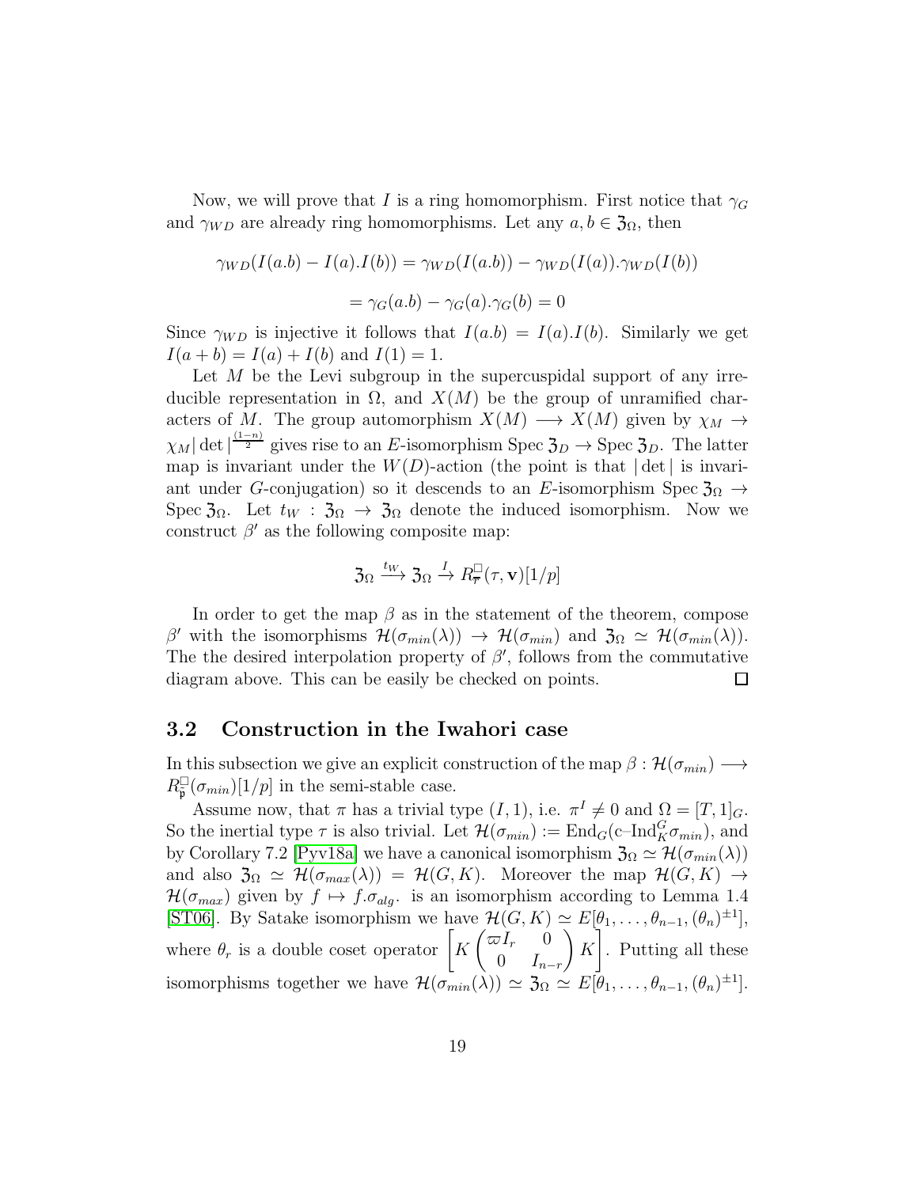Now, we will prove that $I$ is a ring homomorphism. First notice that $\gamma_G$ and $\gamma_{WD}$ are already ring homomorphisms. Let any $a, b \in \mathfrak{Z}_\Omega$, then

$$\gamma_{WD}(I(a.b) - I(a).I(b)) = \gamma_{WD}(I(a.b)) - \gamma_{WD}(I(a)).\gamma_{WD}(I(b))$$

$$= \gamma_G(a.b) - \gamma_G(a).\gamma_G(b) = 0$$

Since $\gamma_{WD}$ is injective it follows that $I(a.b) = I(a).I(b)$. Similarly we get $I(a + b) = I(a) + I(b)$ and $I(1) = 1$.

Let $M$ be the Levi subgroup in the supercuspidal support of any irreducible representation in $\Omega$, and $X(M)$ be the group of unramified characters of $M$. The group automorphism $X(M) \longrightarrow X(M)$ given by $\chi_M \to \chi_M |\det|^{\frac{(1-n)}{2}}$ gives rise to an $E$-isomorphism $\operatorname{Spec} \mathfrak{Z}_D \to \operatorname{Spec} \mathfrak{Z}_D$. The latter map is invariant under the $W(D)$-action (the point is that $|\det|$ is invariant under $G$-conjugation) so it descends to an $E$-isomorphism $\operatorname{Spec} \mathfrak{Z}_\Omega \to \operatorname{Spec} \mathfrak{Z}_\Omega$. Let $t_W : \mathfrak{Z}_\Omega \to \mathfrak{Z}_\Omega$ denote the induced isomorphism. Now we construct $\beta'$ as the following composite map:

$$\mathfrak{Z}_\Omega \xrightarrow{t_W} \mathfrak{Z}_\Omega \xrightarrow{I} R^{\square}_{\overline{r}}(\tau, \mathbf{v})[1/p]$$

In order to get the map $\beta$ as in the statement of the theorem, compose $\beta'$ with the isomorphisms $\mathcal{H}(\sigma_{min}(\lambda)) \to \mathcal{H}(\sigma_{min})$ and $\mathfrak{Z}_\Omega \simeq \mathcal{H}(\sigma_{min}(\lambda))$. The the desired interpolation property of $\beta'$, follows from the commutative diagram above. This can be easily be checked on points. $\square$

## 3.2 Construction in the Iwahori case

In this subsection we give an explicit construction of the map $\beta : \mathcal{H}(\sigma_{min}) \longrightarrow R^{\square}_{\overline{\mathfrak{p}}}(\sigma_{min})[1/p]$ in the semi-stable case.

Assume now, that $\pi$ has a trivial type $(I, 1)$, i.e. $\pi^I \neq 0$ and $\Omega = [T, 1]_G$. So the inertial type $\tau$ is also trivial. Let $\mathcal{H}(\sigma_{min}) := \operatorname{End}_G(\text{c–Ind}_K^G \sigma_{min})$, and by Corollary 7.2 [Pyv18a] we have a canonical isomorphism $\mathfrak{Z}_\Omega \simeq \mathcal{H}(\sigma_{min}(\lambda))$ and also $\mathfrak{Z}_\Omega \simeq \mathcal{H}(\sigma_{max}(\lambda)) = \mathcal{H}(G, K)$. Moreover the map $\mathcal{H}(G, K) \to \mathcal{H}(\sigma_{max})$ given by $f \mapsto f.\sigma_{alg}$. is an isomorphism according to Lemma 1.4 [ST06]. By Satake isomorphism we have $\mathcal{H}(G, K) \simeq E[\theta_1, \ldots, \theta_{n-1}, (\theta_n)^{\pm 1}]$, where $\theta_r$ is a double coset operator $\left[K \begin{pmatrix} \varpi I_r & 0 \\ 0 & I_{n-r} \end{pmatrix} K\right]$. Putting all these isomorphisms together we have $\mathcal{H}(\sigma_{min}(\lambda)) \simeq \mathfrak{Z}_\Omega \simeq E[\theta_1, \ldots, \theta_{n-1}, (\theta_n)^{\pm 1}]$.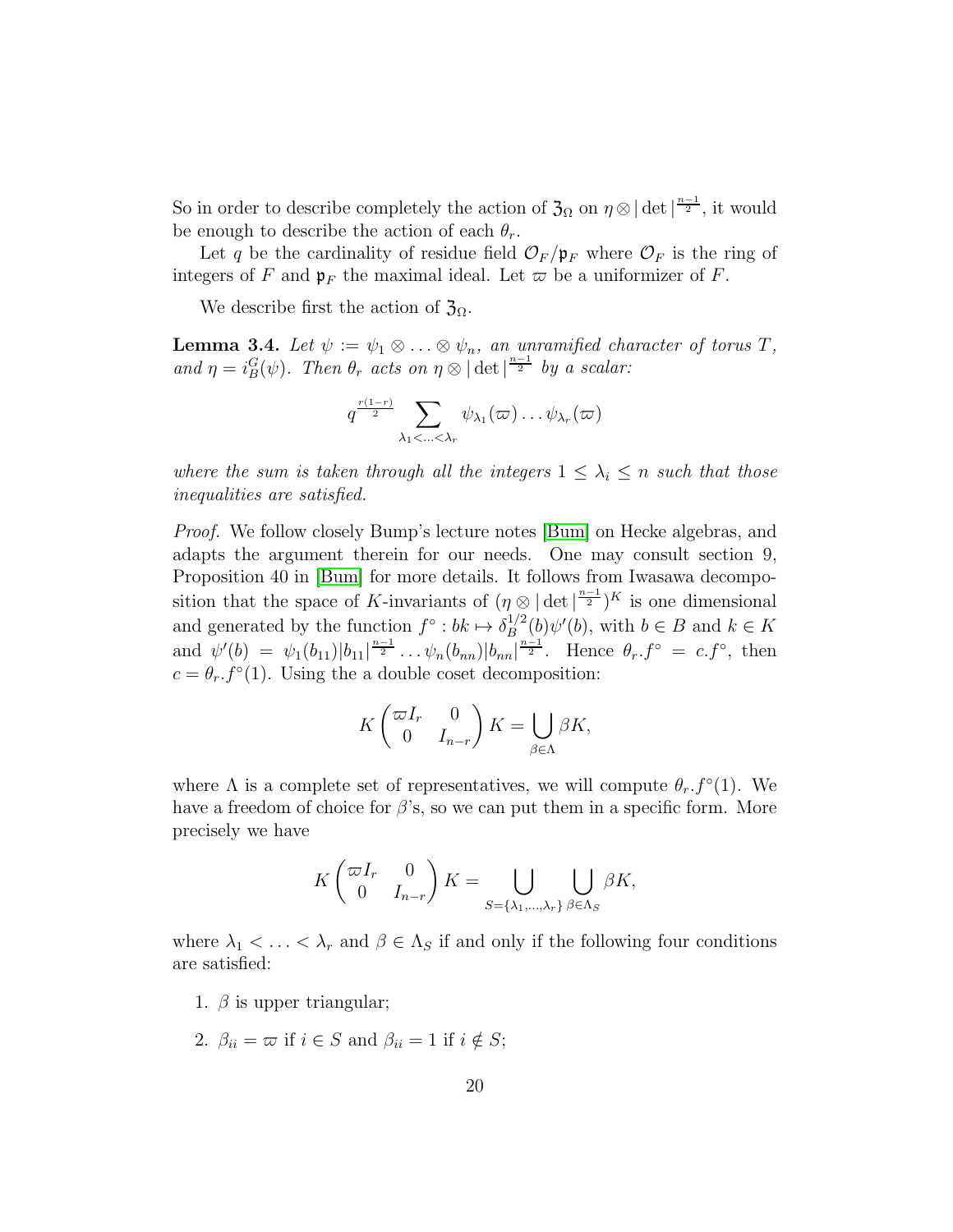So in order to describe completely the action of $\mathfrak{Z}_\Omega$ on $\eta \otimes |\det|^{\frac{n-1}{2}}$, it would be enough to describe the action of each $\theta_r$.

Let $q$ be the cardinality of residue field $\mathcal{O}_F/\mathfrak{p}_F$ where $\mathcal{O}_F$ is the ring of integers of $F$ and $\mathfrak{p}_F$ the maximal ideal. Let $\varpi$ be a uniformizer of $F$.

We describe first the action of $\mathfrak{Z}_\Omega$.

**Lemma 3.4.** *Let $\psi := \psi_1 \otimes \ldots \otimes \psi_n$, an unramified character of torus $T$, and $\eta = i_B^G(\psi)$. Then $\theta_r$ acts on $\eta \otimes |\det|^{\frac{n-1}{2}}$ by a scalar:*

$$q^{\frac{r(1-r)}{2}} \sum_{\lambda_1 < \ldots < \lambda_r} \psi_{\lambda_1}(\varpi) \ldots \psi_{\lambda_r}(\varpi)$$

*where the sum is taken through all the integers $1 \leq \lambda_i \leq n$ such that those inequalities are satisfied.*

*Proof.* We follow closely Bump's lecture notes [Bum] on Hecke algebras, and adapts the argument therein for our needs. One may consult section 9, Proposition 40 in [Bum] for more details. It follows from Iwasawa decomposition that the space of $K$-invariants of $(\eta \otimes |\det|^{\frac{n-1}{2}})^K$ is one dimensional and generated by the function $f^\circ : bk \mapsto \delta_B^{1/2}(b)\psi'(b)$, with $b \in B$ and $k \in K$ and $\psi'(b) = \psi_1(b_{11})|b_{11}|^{\frac{n-1}{2}} \ldots \psi_n(b_{nn})|b_{nn}|^{\frac{n-1}{2}}$. Hence $\theta_r.f^\circ = c.f^\circ$, then $c = \theta_r.f^\circ(1)$. Using the a double coset decomposition:

$$K \begin{pmatrix} \varpi I_r & 0 \\ 0 & I_{n-r} \end{pmatrix} K = \bigcup_{\beta \in \Lambda} \beta K,$$

where $\Lambda$ is a complete set of representatives, we will compute $\theta_r.f^\circ(1)$. We have a freedom of choice for $\beta$'s, so we can put them in a specific form. More precisely we have

$$K \begin{pmatrix} \varpi I_r & 0 \\ 0 & I_{n-r} \end{pmatrix} K = \bigcup_{S=\{\lambda_1,\ldots,\lambda_r\}} \bigcup_{\beta \in \Lambda_S} \beta K,$$

where $\lambda_1 < \ldots < \lambda_r$ and $\beta \in \Lambda_S$ if and only if the following four conditions are satisfied:

1. $\beta$ is upper triangular;
2. $\beta_{ii} = \varpi$ if $i \in S$ and $\beta_{ii} = 1$ if $i \notin S$;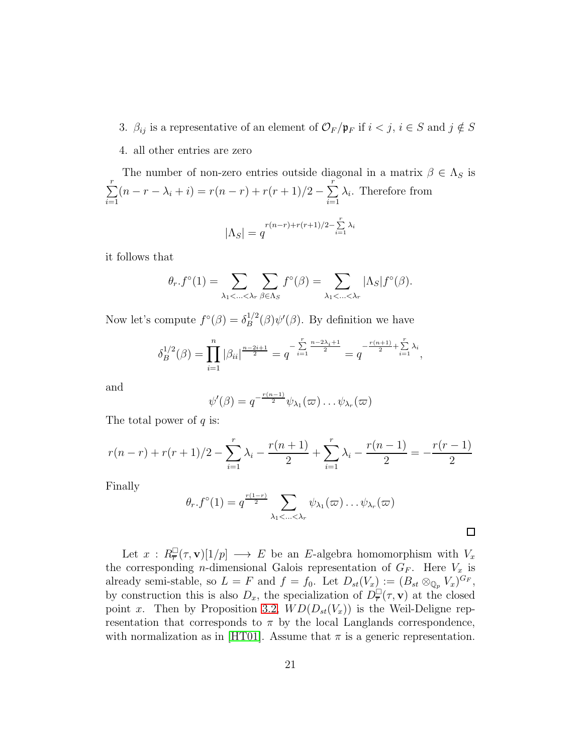3. $\beta_{ij}$ is a representative of an element of $\mathcal{O}_F/\mathfrak{p}_F$ if $i < j$, $i \in S$ and $j \notin S$

4. all other entries are zero

The number of non-zero entries outside diagonal in a matrix $\beta \in \Lambda_S$ is $\sum_{i=1}^{r}(n - r - \lambda_i + i) = r(n-r) + r(r+1)/2 - \sum_{i=1}^{r} \lambda_i$. Therefore from

$$|\Lambda_S| = q^{r(n-r)+r(r+1)/2-\sum\limits_{i=1}^{r}\lambda_i}$$

it follows that

$$\theta_r.f^\circ(1) = \sum_{\lambda_1<\ldots<\lambda_r} \sum_{\beta\in\Lambda_S} f^\circ(\beta) = \sum_{\lambda_1<\ldots<\lambda_r} |\Lambda_S| f^\circ(\beta).$$

Now let's compute $f^\circ(\beta) = \delta_B^{1/2}(\beta)\psi'(\beta)$. By definition we have

$$\delta_B^{1/2}(\beta) = \prod_{i=1}^{n} |\beta_{ii}|^{\frac{n-2i+1}{2}} = q^{-\sum\limits_{i=1}^{r}\frac{n-2\lambda_i+1}{2}} = q^{-\frac{r(n+1)}{2}+\sum\limits_{i=1}^{r}\lambda_i},$$

and

$$\psi'(\beta) = q^{-\frac{r(n-1)}{2}} \psi_{\lambda_1}(\varpi)\ldots\psi_{\lambda_r}(\varpi)$$

The total power of $q$ is:

$$r(n-r) + r(r+1)/2 - \sum_{i=1}^{r}\lambda_i - \frac{r(n+1)}{2} + \sum_{i=1}^{r}\lambda_i - \frac{r(n-1)}{2} = -\frac{r(r-1)}{2}$$

Finally

$$\theta_r.f^\circ(1) = q^{\frac{r(1-r)}{2}} \sum_{\lambda_1<\ldots<\lambda_r} \psi_{\lambda_1}(\varpi)\ldots\psi_{\lambda_r}(\varpi)$$

□

Let $x : R^{\square}_{\overline{r}}(\tau, \mathbf{v})[1/p] \longrightarrow E$ be an $E$-algebra homomorphism with $V_x$ the corresponding $n$-dimensional Galois representation of $G_F$. Here $V_x$ is already semi-stable, so $L = F$ and $f = f_0$. Let $D_{st}(V_x) := (B_{st} \otimes_{\mathbb{Q}_p} V_x)^{G_F}$, by construction this is also $D_x$, the specialization of $D^{\square}_{\overline{r}}(\tau, \mathbf{v})$ at the closed point $x$. Then by Proposition 3.2, $WD(D_{st}(V_x))$ is the Weil-Deligne representation that corresponds to $\pi$ by the local Langlands correspondence, with normalization as in [HT01]. Assume that $\pi$ is a generic representation.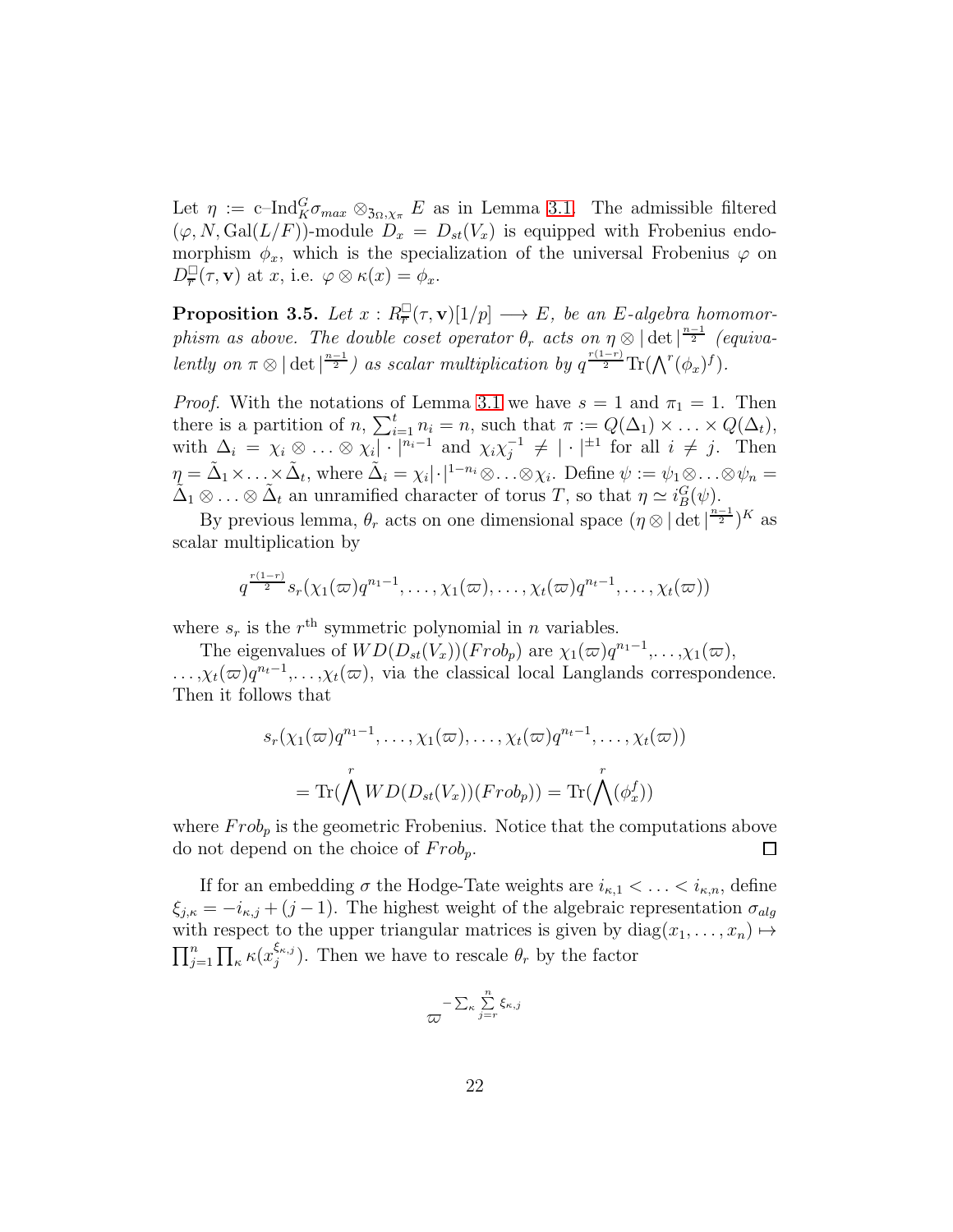Let $\eta := \text{c–Ind}_K^G \sigma_{max} \otimes_{\mathfrak{z}_{\Omega,\chi_\pi}} E$ as in Lemma 3.1. The admissible filtered $(\varphi, N, \text{Gal}(L/F))$-module $D_x = D_{st}(V_x)$ is equipped with Frobenius endomorphism $\phi_x$, which is the specialization of the universal Frobenius $\varphi$ on $D^{\square}_{\overline{r}}(\tau, \mathbf{v})$ at $x$, i.e. $\varphi \otimes \kappa(x) = \phi_x$.

**Proposition 3.5.** *Let $x : R^{\square}_{\overline{r}}(\tau, \mathbf{v})[1/p] \longrightarrow E$, be an $E$-algebra homomorphism as above. The double coset operator $\theta_r$ acts on $\eta \otimes |\det|^{\frac{n-1}{2}}$ (equivalently on $\pi \otimes |\det|^{\frac{n-1}{2}}$) as scalar multiplication by $q^{\frac{r(1-r)}{2}} \text{Tr}(\bigwedge^r (\phi_x)^f)$.*

*Proof.* With the notations of Lemma 3.1 we have $s = 1$ and $\pi_1 = 1$. Then there is a partition of $n$, $\sum_{i=1}^t n_i = n$, such that $\pi := Q(\Delta_1) \times \ldots \times Q(\Delta_t)$, with $\Delta_i = \chi_i \otimes \ldots \otimes \chi_i |\cdot|^{n_i - 1}$ and $\chi_i \chi_j^{-1} \neq |\cdot|^{\pm 1}$ for all $i \neq j$. Then $\eta = \tilde{\Delta}_1 \times \ldots \times \tilde{\Delta}_t$, where $\tilde{\Delta}_i = \chi_i |\cdot|^{1-n_i} \otimes \ldots \otimes \chi_i$. Define $\psi := \psi_1 \otimes \ldots \otimes \psi_n = \tilde{\Delta}_1 \otimes \ldots \otimes \tilde{\Delta}_t$ an unramified character of torus $T$, so that $\eta \simeq i_B^G(\psi)$.

By previous lemma, $\theta_r$ acts on one dimensional space $(\eta \otimes |\det|^{\frac{n-1}{2}})^K$ as scalar multiplication by

$$q^{\frac{r(1-r)}{2}} s_r(\chi_1(\varpi) q^{n_1 - 1}, \ldots, \chi_1(\varpi), \ldots, \chi_t(\varpi) q^{n_t - 1}, \ldots, \chi_t(\varpi))$$

where $s_r$ is the $r^{\text{th}}$ symmetric polynomial in $n$ variables.

The eigenvalues of $WD(D_{st}(V_x))(Frob_p)$ are $\chi_1(\varpi)q^{n_1-1}, \ldots, \chi_1(\varpi), \ldots, \chi_t(\varpi)q^{n_t-1}, \ldots, \chi_t(\varpi)$, via the classical local Langlands correspondence. Then it follows that

$$s_r(\chi_1(\varpi) q^{n_1 - 1}, \ldots, \chi_1(\varpi), \ldots, \chi_t(\varpi) q^{n_t - 1}, \ldots, \chi_t(\varpi))$$
$$= \text{Tr}(\bigwedge^r WD(D_{st}(V_x))(Frob_p)) = \text{Tr}(\bigwedge^r (\phi_x^f))$$

where $Frob_p$ is the geometric Frobenius. Notice that the computations above do not depend on the choice of $Frob_p$. $\square$

If for an embedding $\sigma$ the Hodge-Tate weights are $i_{\kappa,1} < \ldots < i_{\kappa,n}$, define $\xi_{j,\kappa} = -i_{\kappa,j} + (j-1)$. The highest weight of the algebraic representation $\sigma_{alg}$ with respect to the upper triangular matrices is given by $\text{diag}(x_1, \ldots, x_n) \mapsto \prod_{j=1}^n \prod_\kappa \kappa(x_j^{\xi_{\kappa,j}})$. Then we have to rescale $\theta_r$ by the factor

$$\varpi^{-\sum_\kappa \sum_{j=r}^{n} \xi_{\kappa,j}}$$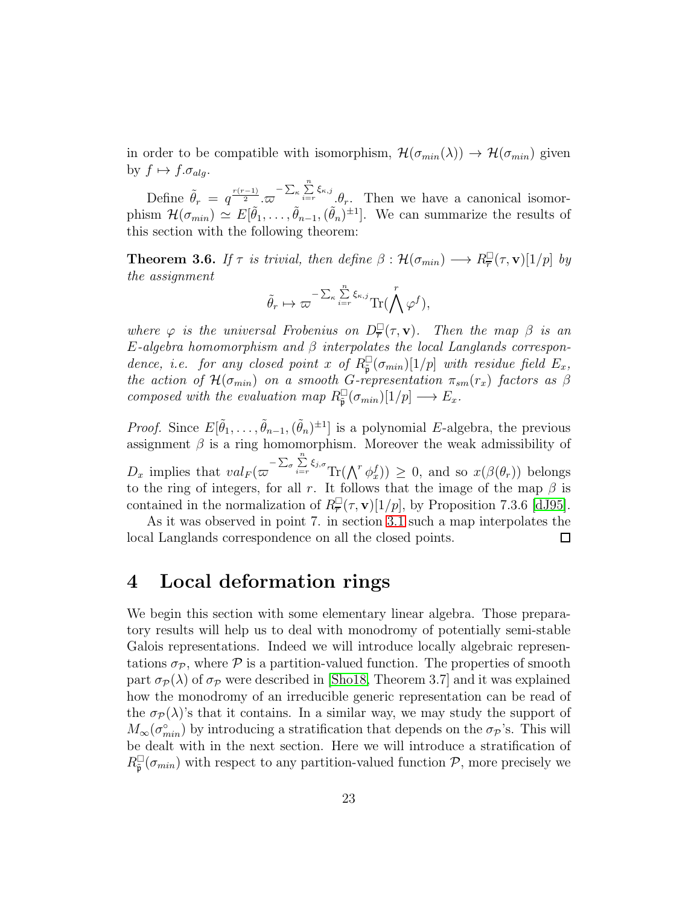in order to be compatible with isomorphism, $\mathcal{H}(\sigma_{min}(\lambda)) \to \mathcal{H}(\sigma_{min})$ given by $f \mapsto f.\sigma_{alg}$.

Define $\tilde{\theta}_r = q^{\frac{r(r-1)}{2}}.\varpi^{-\sum_\kappa \sum_{i=r}^{n} \xi_{\kappa,j}}.\theta_r$. Then we have a canonical isomorphism $\mathcal{H}(\sigma_{min}) \simeq E[\tilde{\theta}_1, \dots, \tilde{\theta}_{n-1}, (\tilde{\theta}_n)^{\pm 1}]$. We can summarize the results of this section with the following theorem:

**Theorem 3.6.** *If $\tau$ is trivial, then define $\beta : \mathcal{H}(\sigma_{min}) \longrightarrow R^{\square}_{\overline{r}}(\tau, \mathbf{v})[1/p]$ by the assignment*

$$\tilde{\theta}_r \mapsto \varpi^{-\sum_\kappa \sum_{i=r}^{n} \xi_{\kappa,j}} \mathrm{Tr}(\bigwedge^r \varphi^f),$$

*where $\varphi$ is the universal Frobenius on $D^{\square}_{\overline{r}}(\tau, \mathbf{v})$. Then the map $\beta$ is an $E$-algebra homomorphism and $\beta$ interpolates the local Langlands correspondence, i.e. for any closed point $x$ of $R^{\square}_{\overline{\mathfrak{p}}}(\sigma_{min})[1/p]$ with residue field $E_x$, the action of $\mathcal{H}(\sigma_{min})$ on a smooth $G$-representation $\pi_{sm}(r_x)$ factors as $\beta$ composed with the evaluation map $R^{\square}_{\overline{\mathfrak{p}}}(\sigma_{min})[1/p] \longrightarrow E_x$.*

*Proof.* Since $E[\tilde{\theta}_1, \dots, \tilde{\theta}_{n-1}, (\tilde{\theta}_n)^{\pm 1}]$ is a polynomial $E$-algebra, the previous assignment $\beta$ is a ring homomorphism. Moreover the weak admissibility of $D_x$ implies that $val_F(\varpi^{-\sum_\sigma \sum_{i=r}^{n} \xi_{j,\sigma}} \mathrm{Tr}(\bigwedge^r \phi_x^f)) \geq 0$, and so $x(\beta(\theta_r))$ belongs to the ring of integers, for all $r$. It follows that the image of the map $\beta$ is contained in the normalization of $R^{\square}_{\overline{r}}(\tau, \mathbf{v})[1/p]$, by Proposition 7.3.6 [dJ95].

As it was observed in point 7. in section 3.1 such a map interpolates the local Langlands correspondence on all the closed points. ☐

# 4 Local deformation rings

We begin this section with some elementary linear algebra. Those preparatory results will help us to deal with monodromy of potentially semi-stable Galois representations. Indeed we will introduce locally algebraic representations $\sigma_{\mathcal{P}}$, where $\mathcal{P}$ is a partition-valued function. The properties of smooth part $\sigma_{\mathcal{P}}(\lambda)$ of $\sigma_{\mathcal{P}}$ were described in [Sho18, Theorem 3.7] and it was explained how the monodromy of an irreducible generic representation can be read of the $\sigma_{\mathcal{P}}(\lambda)$'s that it contains. In a similar way, we may study the support of $M_\infty(\sigma^\circ_{min})$ by introducing a stratification that depends on the $\sigma_{\mathcal{P}}$'s. This will be dealt with in the next section. Here we will introduce a stratification of $R^{\square}_{\overline{\mathfrak{p}}}(\sigma_{min})$ with respect to any partition-valued function $\mathcal{P}$, more precisely we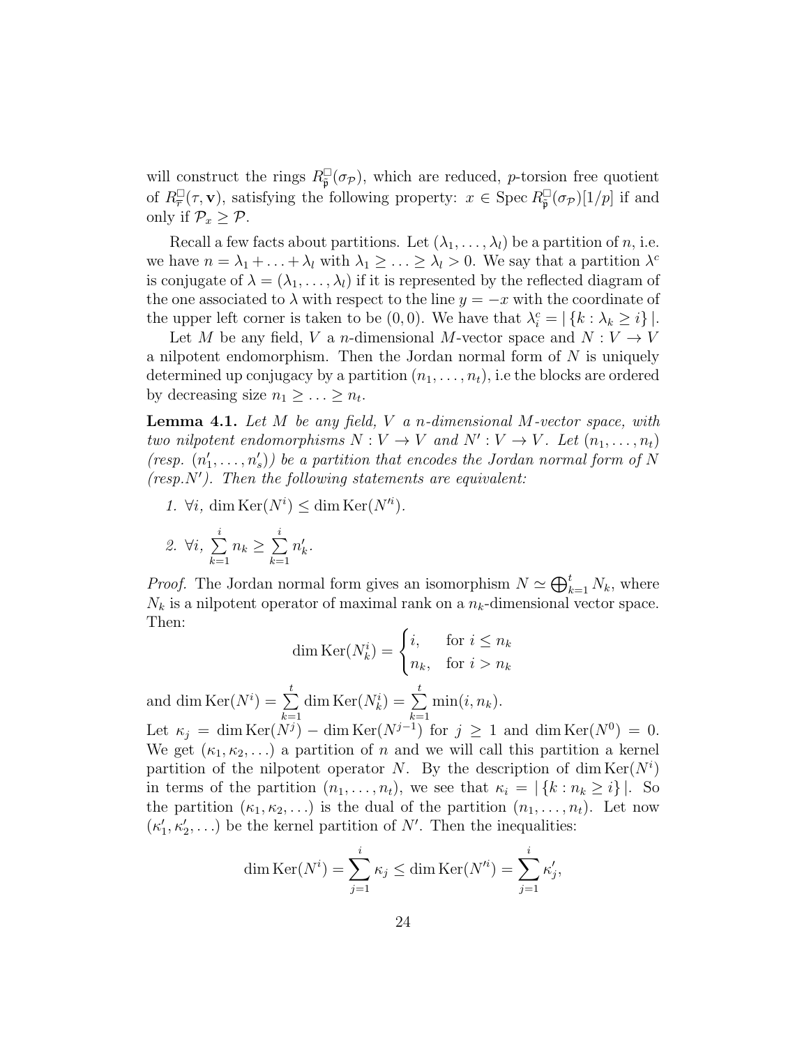will construct the rings $R^{\square}_{\bar{\mathfrak{p}}}(\sigma_{\mathcal{P}})$, which are reduced, $p$-torsion free quotient of $R^{\square}_{\bar{r}}(\tau, \mathbf{v})$, satisfying the following property: $x \in \operatorname{Spec} R^{\square}_{\bar{\mathfrak{p}}}(\sigma_{\mathcal{P}})[1/p]$ if and only if $\mathcal{P}_x \geq \mathcal{P}$.

Recall a few facts about partitions. Let $(\lambda_1, \ldots, \lambda_l)$ be a partition of $n$, i.e. we have $n = \lambda_1 + \ldots + \lambda_l$ with $\lambda_1 \geq \ldots \geq \lambda_l > 0$. We say that a partition $\lambda^c$ is conjugate of $\lambda = (\lambda_1, \ldots, \lambda_l)$ if it is represented by the reflected diagram of the one associated to $\lambda$ with respect to the line $y = -x$ with the coordinate of the upper left corner is taken to be $(0, 0)$. We have that $\lambda^c_i = |\{k : \lambda_k \geq i\}|$.

Let $M$ be any field, $V$ a $n$-dimensional $M$-vector space and $N : V \to V$ a nilpotent endomorphism. Then the Jordan normal form of $N$ is uniquely determined up conjugacy by a partition $(n_1, \ldots, n_t)$, i.e the blocks are ordered by decreasing size $n_1 \geq \ldots \geq n_t$.

**Lemma 4.1.** *Let $M$ be any field, $V$ a $n$-dimensional $M$-vector space, with two nilpotent endomorphisms $N : V \to V$ and $N' : V \to V$. Let $(n_1, \ldots, n_t)$ (resp. $(n'_1, \ldots, n'_s)$) be a partition that encodes the Jordan normal form of $N$ (resp.$N'$). Then the following statements are equivalent:*

1. $\forall i$, $\dim \operatorname{Ker}(N^i) \leq \dim \operatorname{Ker}(N'^i)$.
2. $\forall i$, $\sum_{k=1}^{i} n_k \geq \sum_{k=1}^{i} n'_k$.

*Proof.* The Jordan normal form gives an isomorphism $N \simeq \bigoplus_{k=1}^{t} N_k$, where $N_k$ is a nilpotent operator of maximal rank on a $n_k$-dimensional vector space. Then:

$$\dim \operatorname{Ker}(N_k^i) = \begin{cases} i, & \text{for } i \leq n_k \\ n_k, & \text{for } i > n_k \end{cases}$$

and $\dim \operatorname{Ker}(N^i) = \sum_{k=1}^{t} \dim \operatorname{Ker}(N_k^i) = \sum_{k=1}^{t} \min(i, n_k)$.

Let $\kappa_j = \dim \operatorname{Ker}(N^j) - \dim \operatorname{Ker}(N^{j-1})$ for $j \geq 1$ and $\dim \operatorname{Ker}(N^0) = 0$. We get $(\kappa_1, \kappa_2, \ldots)$ a partition of $n$ and we will call this partition a kernel partition of the nilpotent operator $N$. By the description of $\dim \operatorname{Ker}(N^i)$ in terms of the partition $(n_1, \ldots, n_t)$, we see that $\kappa_i = |\{k : n_k \geq i\}|$. So the partition $(\kappa_1, \kappa_2, \ldots)$ is the dual of the partition $(n_1, \ldots, n_t)$. Let now $(\kappa'_1, \kappa'_2, \ldots)$ be the kernel partition of $N'$. Then the inequalities:

$$\dim \operatorname{Ker}(N^i) = \sum_{j=1}^{i} \kappa_j \leq \dim \operatorname{Ker}(N'^i) = \sum_{j=1}^{i} \kappa'_j,$$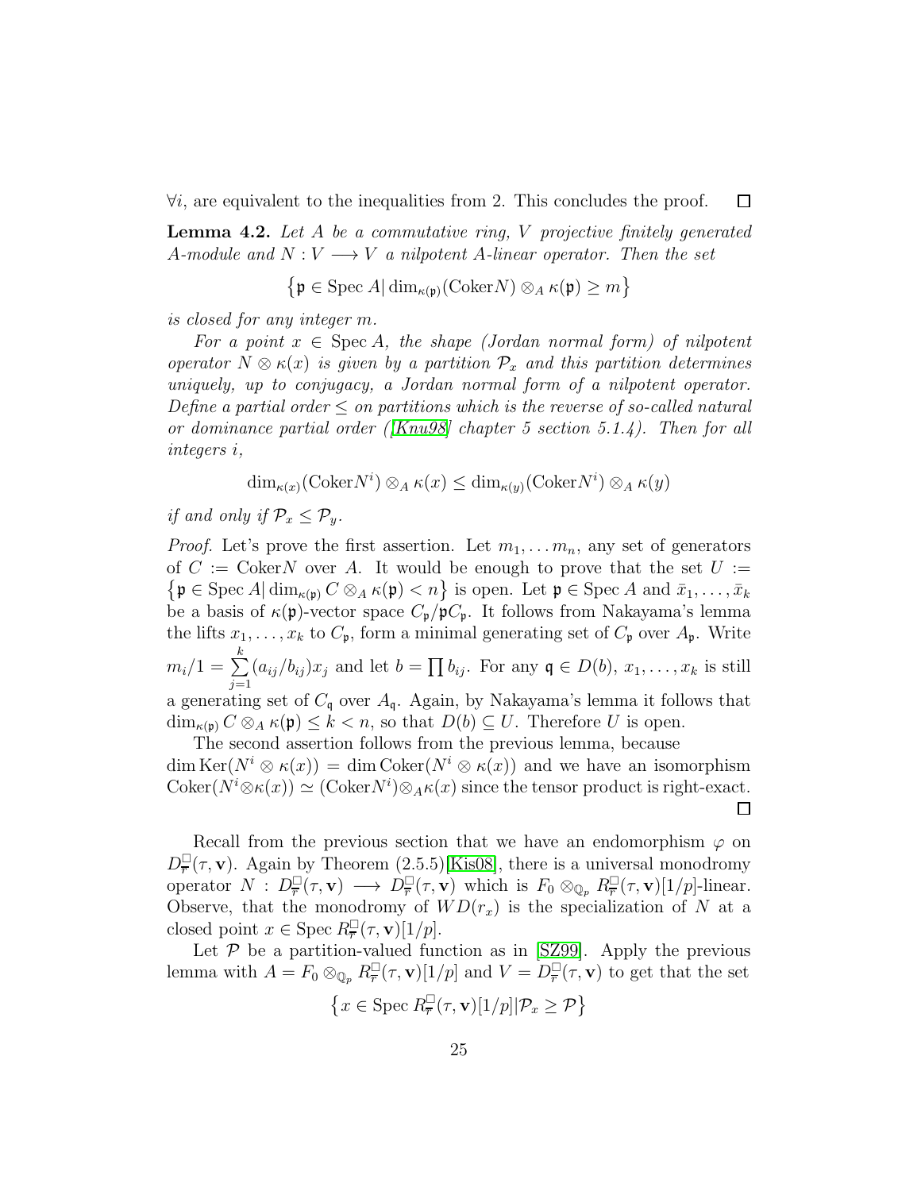$\forall i$, are equivalent to the inequalities from 2. This concludes the proof. $\square$

**Lemma 4.2.** *Let $A$ be a commutative ring, $V$ projective finitely generated $A$-module and $N : V \longrightarrow V$ a nilpotent $A$-linear operator. Then the set*

$$\left\{\mathfrak{p} \in \operatorname{Spec} A | \dim_{\kappa(\mathfrak{p})} (\operatorname{Coker} N) \otimes_A \kappa(\mathfrak{p}) \geq m\right\}$$

*is closed for any integer $m$.*

*For a point $x \in \operatorname{Spec} A$, the shape (Jordan normal form) of nilpotent operator $N \otimes \kappa(x)$ is given by a partition $\mathcal{P}_x$ and this partition determines uniquely, up to conjugacy, a Jordan normal form of a nilpotent operator. Define a partial order $\leq$ on partitions which is the reverse of so-called natural or dominance partial order ([Knu98] chapter 5 section 5.1.4). Then for all integers $i$,*

$$\dim_{\kappa(x)} (\operatorname{Coker} N^i) \otimes_A \kappa(x) \leq \dim_{\kappa(y)} (\operatorname{Coker} N^i) \otimes_A \kappa(y)$$

*if and only if $\mathcal{P}_x \leq \mathcal{P}_y$.*

*Proof.* Let's prove the first assertion. Let $m_1, \dots m_n$, any set of generators of $C := \operatorname{Coker} N$ over $A$. It would be enough to prove that the set $U := \left\{\mathfrak{p} \in \operatorname{Spec} A | \dim_{\kappa(\mathfrak{p})} C \otimes_A \kappa(\mathfrak{p}) < n\right\}$ is open. Let $\mathfrak{p} \in \operatorname{Spec} A$ and $\bar{x}_1, \dots, \bar{x}_k$ be a basis of $\kappa(\mathfrak{p})$-vector space $C_{\mathfrak{p}}/\mathfrak{p}C_{\mathfrak{p}}$. It follows from Nakayama's lemma the lifts $x_1, \dots, x_k$ to $C_{\mathfrak{p}}$, form a minimal generating set of $C_{\mathfrak{p}}$ over $A_{\mathfrak{p}}$. Write $m_i/1 = \sum_{j=1}^{k} (a_{ij}/b_{ij}) x_j$ and let $b = \prod b_{ij}$. For any $\mathfrak{q} \in D(b)$, $x_1, \dots, x_k$ is still a generating set of $C_{\mathfrak{q}}$ over $A_{\mathfrak{q}}$. Again, by Nakayama's lemma it follows that $\dim_{\kappa(\mathfrak{p})} C \otimes_A \kappa(\mathfrak{p}) \leq k < n$, so that $D(b) \subseteq U$. Therefore $U$ is open.

The second assertion follows from the previous lemma, because $\dim \operatorname{Ker}(N^i \otimes \kappa(x)) = \dim \operatorname{Coker}(N^i \otimes \kappa(x))$ and we have an isomorphism $\operatorname{Coker}(N^i \otimes \kappa(x)) \simeq (\operatorname{Coker} N^i) \otimes_A \kappa(x)$ since the tensor product is right-exact. $\square$

Recall from the previous section that we have an endomorphism $\varphi$ on $D^{\square}_{\overline{\tau}}(\tau, \mathbf{v})$. Again by Theorem (2.5.5)[Kis08], there is a universal monodromy operator $N : D^{\square}_{\overline{\tau}}(\tau, \mathbf{v}) \longrightarrow D^{\square}_{\overline{\tau}}(\tau, \mathbf{v})$ which is $F_0 \otimes_{\mathbb{Q}_p} R^{\square}_{\overline{\tau}}(\tau, \mathbf{v})[1/p]$-linear. Observe, that the monodromy of $WD(r_x)$ is the specialization of $N$ at a closed point $x \in \operatorname{Spec} R^{\square}_{\overline{\tau}}(\tau, \mathbf{v})[1/p]$.

Let $\mathcal{P}$ be a partition-valued function as in [SZ99]. Apply the previous lemma with $A = F_0 \otimes_{\mathbb{Q}_p} R^{\square}_{\overline{\tau}}(\tau, \mathbf{v})[1/p]$ and $V = D^{\square}_{\overline{\tau}}(\tau, \mathbf{v})$ to get that the set

$$\left\{x \in \operatorname{Spec} R^{\square}_{\overline{\tau}}(\tau, \mathbf{v})[1/p] | \mathcal{P}_x \geq \mathcal{P}\right\}$$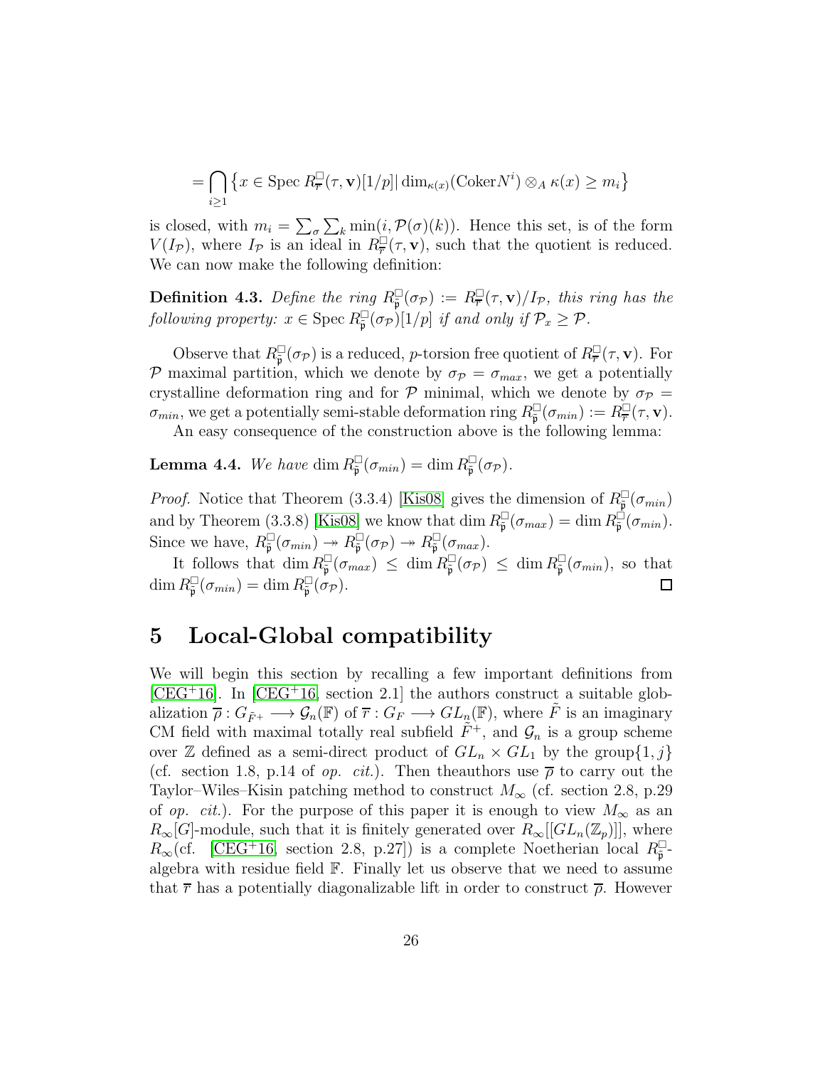$$= \bigcap_{i \geq 1} \left\{ x \in \operatorname{Spec} R^{\square}_{\overline{r}}(\tau, \mathbf{v})[1/p] \,|\, \dim_{\kappa(x)}(\operatorname{Coker} N^i) \otimes_A \kappa(x) \geq m_i \right\}$$

is closed, with $m_i = \sum_\sigma \sum_k \min(i, \mathcal{P}(\sigma)(k))$. Hence this set, is of the form $V(I_{\mathcal{P}})$, where $I_{\mathcal{P}}$ is an ideal in $R^{\square}_{\overline{r}}(\tau, \mathbf{v})$, such that the quotient is reduced. We can now make the following definition:

**Definition 4.3.** *Define the ring $R^{\square}_{\tilde{\mathfrak{p}}}(\sigma_{\mathcal{P}}) := R^{\square}_{\overline{r}}(\tau, \mathbf{v})/I_{\mathcal{P}}$, this ring has the following property: $x \in \operatorname{Spec} R^{\square}_{\tilde{\mathfrak{p}}}(\sigma_{\mathcal{P}})[1/p]$ if and only if $\mathcal{P}_x \geq \mathcal{P}$.*

Observe that $R^{\square}_{\tilde{\mathfrak{p}}}(\sigma_{\mathcal{P}})$ is a reduced, $p$-torsion free quotient of $R^{\square}_{\overline{r}}(\tau, \mathbf{v})$. For $\mathcal{P}$ maximal partition, which we denote by $\sigma_{\mathcal{P}} = \sigma_{max}$, we get a potentially crystalline deformation ring and for $\mathcal{P}$ minimal, which we denote by $\sigma_{\mathcal{P}} = \sigma_{min}$, we get a potentially semi-stable deformation ring $R^{\square}_{\tilde{\mathfrak{p}}}(\sigma_{min}) := R^{\square}_{\overline{r}}(\tau, \mathbf{v})$.

An easy consequence of the construction above is the following lemma:

**Lemma 4.4.** *We have $\dim R^{\square}_{\tilde{\mathfrak{p}}}(\sigma_{min}) = \dim R^{\square}_{\tilde{\mathfrak{p}}}(\sigma_{\mathcal{P}})$.*

*Proof.* Notice that Theorem (3.3.4) [Kis08] gives the dimension of $R^{\square}_{\tilde{\mathfrak{p}}}(\sigma_{min})$ and by Theorem (3.3.8) [Kis08] we know that $\dim R^{\square}_{\tilde{\mathfrak{p}}}(\sigma_{max}) = \dim R^{\square}_{\tilde{\mathfrak{p}}}(\sigma_{min})$. Since we have, $R^{\square}_{\tilde{\mathfrak{p}}}(\sigma_{min}) \twoheadrightarrow R^{\square}_{\tilde{\mathfrak{p}}}(\sigma_{\mathcal{P}}) \twoheadrightarrow R^{\square}_{\tilde{\mathfrak{p}}}(\sigma_{max})$.

It follows that $\dim R^{\square}_{\tilde{\mathfrak{p}}}(\sigma_{max}) \leq \dim R^{\square}_{\tilde{\mathfrak{p}}}(\sigma_{\mathcal{P}}) \leq \dim R^{\square}_{\tilde{\mathfrak{p}}}(\sigma_{min})$, so that $\dim R^{\square}_{\tilde{\mathfrak{p}}}(\sigma_{min}) = \dim R^{\square}_{\tilde{\mathfrak{p}}}(\sigma_{\mathcal{P}})$. ∎

# 5 Local-Global compatibility

We will begin this section by recalling a few important definitions from [CEG+16]. In [CEG+16, section 2.1] the authors construct a suitable globalization $\overline{\rho} : G_{\tilde{F}^+} \longrightarrow \mathcal{G}_n(\mathbb{F})$ of $\overline{r} : G_F \longrightarrow GL_n(\mathbb{F})$, where $\tilde{F}$ is an imaginary CM field with maximal totally real subfield $\tilde{F}^+$, and $\mathcal{G}_n$ is a group scheme over $\mathbb{Z}$ defined as a semi-direct product of $GL_n \times GL_1$ by the group$\{1, j\}$ (cf. section 1.8, p.14 of *op. cit.*). Then theauthors use $\overline{\rho}$ to carry out the Taylor–Wiles–Kisin patching method to construct $M_\infty$ (cf. section 2.8, p.29 of *op. cit.*). For the purpose of this paper it is enough to view $M_\infty$ as an $R_\infty[G]$-module, such that it is finitely generated over $R_\infty[[GL_n(\mathbb{Z}_p)]]$, where $R_\infty$(cf. [CEG+16, section 2.8, p.27]) is a complete Noetherian local $R^{\square}_{\tilde{\mathfrak{p}}}$-algebra with residue field $\mathbb{F}$. Finally let us observe that we need to assume that $\overline{r}$ has a potentially diagonalizable lift in order to construct $\overline{\rho}$. However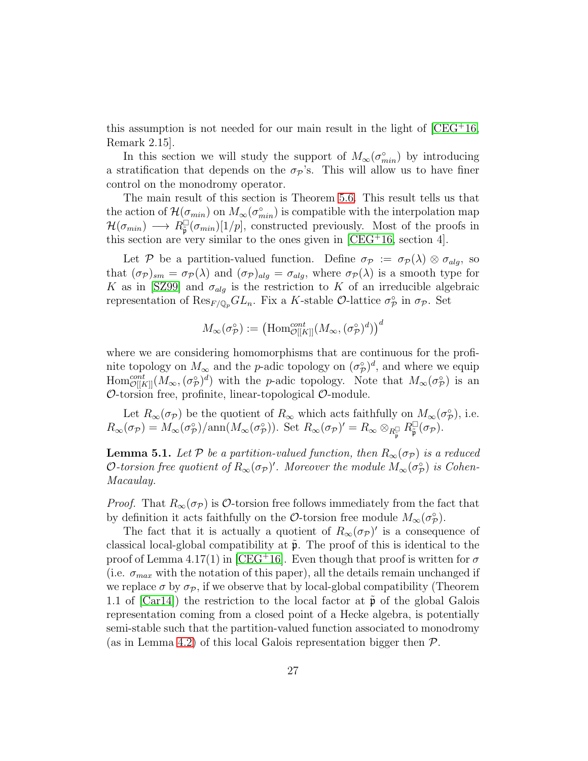this assumption is not needed for our main result in the light of [CEG+16, Remark 2.15].

In this section we will study the support of $M_\infty(\sigma^\circ_{min})$ by introducing a stratification that depends on the $\sigma_\mathcal{P}$'s. This will allow us to have finer control on the monodromy operator.

The main result of this section is Theorem 5.6. This result tells us that the action of $\mathcal{H}(\sigma_{min})$ on $M_\infty(\sigma^\circ_{min})$ is compatible with the interpolation map $\mathcal{H}(\sigma_{min}) \longrightarrow R^\square_{\tilde{\mathfrak{p}}}(\sigma_{min})[1/p]$, constructed previously. Most of the proofs in this section are very similar to the ones given in [CEG+16, section 4].

Let $\mathcal{P}$ be a partition-valued function. Define $\sigma_\mathcal{P} := \sigma_\mathcal{P}(\lambda) \otimes \sigma_{alg}$, so that $(\sigma_\mathcal{P})_{sm} = \sigma_\mathcal{P}(\lambda)$ and $(\sigma_\mathcal{P})_{alg} = \sigma_{alg}$, where $\sigma_\mathcal{P}(\lambda)$ is a smooth type for $K$ as in [SZ99] and $\sigma_{alg}$ is the restriction to $K$ of an irreducible algebraic representation of $\mathrm{Res}_{F/\mathbb{Q}_p} GL_n$. Fix a $K$-stable $\mathcal{O}$-lattice $\sigma^\circ_\mathcal{P}$ in $\sigma_\mathcal{P}$. Set

$$M_\infty(\sigma^\circ_\mathcal{P}) := \left(\mathrm{Hom}^{cont}_{\mathcal{O}[[K]]}(M_\infty, (\sigma^\circ_\mathcal{P})^d)\right)^d$$

where we are considering homomorphisms that are continuous for the profinite topology on $M_\infty$ and the $p$-adic topology on $(\sigma^\circ_\mathcal{P})^d$, and where we equip $\mathrm{Hom}^{cont}_{\mathcal{O}[[K]]}(M_\infty, (\sigma^\circ_\mathcal{P})^d)$ with the $p$-adic topology. Note that $M_\infty(\sigma^\circ_\mathcal{P})$ is an $\mathcal{O}$-torsion free, profinite, linear-topological $\mathcal{O}$-module.

Let $R_\infty(\sigma_\mathcal{P})$ be the quotient of $R_\infty$ which acts faithfully on $M_\infty(\sigma^\circ_\mathcal{P})$, i.e. $R_\infty(\sigma_\mathcal{P}) = M_\infty(\sigma^\circ_\mathcal{P})/\mathrm{ann}(M_\infty(\sigma^\circ_\mathcal{P}))$. Set $R_\infty(\sigma_\mathcal{P})' = R_\infty \otimes_{R^\square_{\tilde{\mathfrak{p}}}} R^\square_{\tilde{\mathfrak{p}}}(\sigma_\mathcal{P})$.

**Lemma 5.1.** *Let $\mathcal{P}$ be a partition-valued function, then $R_\infty(\sigma_\mathcal{P})$ is a reduced $\mathcal{O}$-torsion free quotient of $R_\infty(\sigma_\mathcal{P})'$. Moreover the module $M_\infty(\sigma^\circ_\mathcal{P})$ is Cohen-Macaulay.*

*Proof.* That $R_\infty(\sigma_\mathcal{P})$ is $\mathcal{O}$-torsion free follows immediately from the fact that by definition it acts faithfully on the $\mathcal{O}$-torsion free module $M_\infty(\sigma^\circ_\mathcal{P})$.

The fact that it is actually a quotient of $R_\infty(\sigma_\mathcal{P})'$ is a consequence of classical local-global compatibility at $\tilde{\mathfrak{p}}$. The proof of this is identical to the proof of Lemma 4.17(1) in [CEG+16]. Even though that proof is written for $\sigma$ (i.e. $\sigma_{max}$ with the notation of this paper), all the details remain unchanged if we replace $\sigma$ by $\sigma_\mathcal{P}$, if we observe that by local-global compatibility (Theorem 1.1 of [Car14]) the restriction to the local factor at $\tilde{\mathfrak{p}}$ of the global Galois representation coming from a closed point of a Hecke algebra, is potentially semi-stable such that the partition-valued function associated to monodromy (as in Lemma 4.2) of this local Galois representation bigger then $\mathcal{P}$.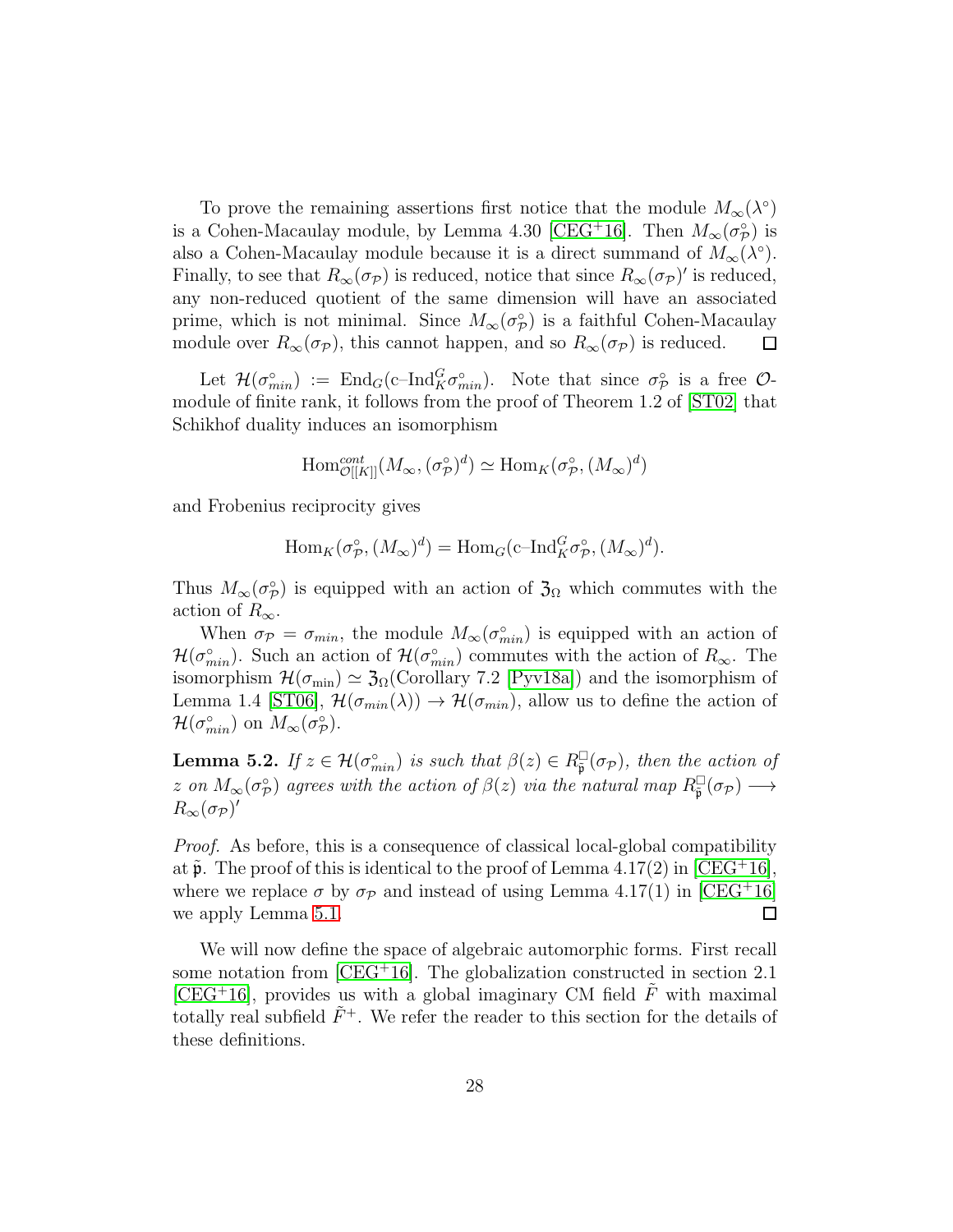To prove the remaining assertions first notice that the module $M_\infty(\lambda^\circ)$ is a Cohen-Macaulay module, by Lemma 4.30 [CEG+16]. Then $M_\infty(\sigma_{\mathcal{P}}^\circ)$ is also a Cohen-Macaulay module because it is a direct summand of $M_\infty(\lambda^\circ)$. Finally, to see that $R_\infty(\sigma_{\mathcal{P}})$ is reduced, notice that since $R_\infty(\sigma_{\mathcal{P}})'$ is reduced, any non-reduced quotient of the same dimension will have an associated prime, which is not minimal. Since $M_\infty(\sigma_{\mathcal{P}}^\circ)$ is a faithful Cohen-Macaulay module over $R_\infty(\sigma_{\mathcal{P}})$, this cannot happen, and so $R_\infty(\sigma_{\mathcal{P}})$ is reduced. □

Let $\mathcal{H}(\sigma_{min}^\circ) := \mathrm{End}_G(\text{c–Ind}_K^G \sigma_{min}^\circ)$. Note that since $\sigma_{\mathcal{P}}^\circ$ is a free $\mathcal{O}$-module of finite rank, it follows from the proof of Theorem 1.2 of [ST02] that Schikhof duality induces an isomorphism

$$\mathrm{Hom}^{cont}_{\mathcal{O}[[K]]}(M_\infty, (\sigma_{\mathcal{P}}^\circ)^d) \simeq \mathrm{Hom}_K(\sigma_{\mathcal{P}}^\circ, (M_\infty)^d)$$

and Frobenius reciprocity gives

$$\mathrm{Hom}_K(\sigma_{\mathcal{P}}^\circ, (M_\infty)^d) = \mathrm{Hom}_G(\text{c–Ind}_K^G \sigma_{\mathcal{P}}^\circ, (M_\infty)^d).$$

Thus $M_\infty(\sigma_{\mathcal{P}}^\circ)$ is equipped with an action of $\mathfrak{Z}_\Omega$ which commutes with the action of $R_\infty$.

When $\sigma_{\mathcal{P}} = \sigma_{min}$, the module $M_\infty(\sigma_{min}^\circ)$ is equipped with an action of $\mathcal{H}(\sigma_{min}^\circ)$. Such an action of $\mathcal{H}(\sigma_{min}^\circ)$ commutes with the action of $R_\infty$. The isomorphism $\mathcal{H}(\sigma_{\min}) \simeq \mathfrak{Z}_\Omega$(Corollary 7.2 [Pyv18a]) and the isomorphism of Lemma 1.4 [ST06], $\mathcal{H}(\sigma_{min}(\lambda)) \to \mathcal{H}(\sigma_{min})$, allow us to define the action of $\mathcal{H}(\sigma_{min}^\circ)$ on $M_\infty(\sigma_{\mathcal{P}}^\circ)$.

**Lemma 5.2.** *If $z \in \mathcal{H}(\sigma_{min}^\circ)$ is such that $\beta(z) \in R^\square_{\tilde{\mathfrak{p}}}(\sigma_{\mathcal{P}})$, then the action of $z$ on $M_\infty(\sigma_{\mathcal{P}}^\circ)$ agrees with the action of $\beta(z)$ via the natural map $R^\square_{\tilde{\mathfrak{p}}}(\sigma_{\mathcal{P}}) \longrightarrow R_\infty(\sigma_{\mathcal{P}})'$*

*Proof.* As before, this is a consequence of classical local-global compatibility at $\tilde{\mathfrak{p}}$. The proof of this is identical to the proof of Lemma 4.17(2) in [CEG+16], where we replace $\sigma$ by $\sigma_{\mathcal{P}}$ and instead of using Lemma 4.17(1) in [CEG+16] we apply Lemma 5.1. □

We will now define the space of algebraic automorphic forms. First recall some notation from [CEG+16]. The globalization constructed in section 2.1 [CEG+16], provides us with a global imaginary CM field $\tilde{F}$ with maximal totally real subfield $\tilde{F}^+$. We refer the reader to this section for the details of these definitions.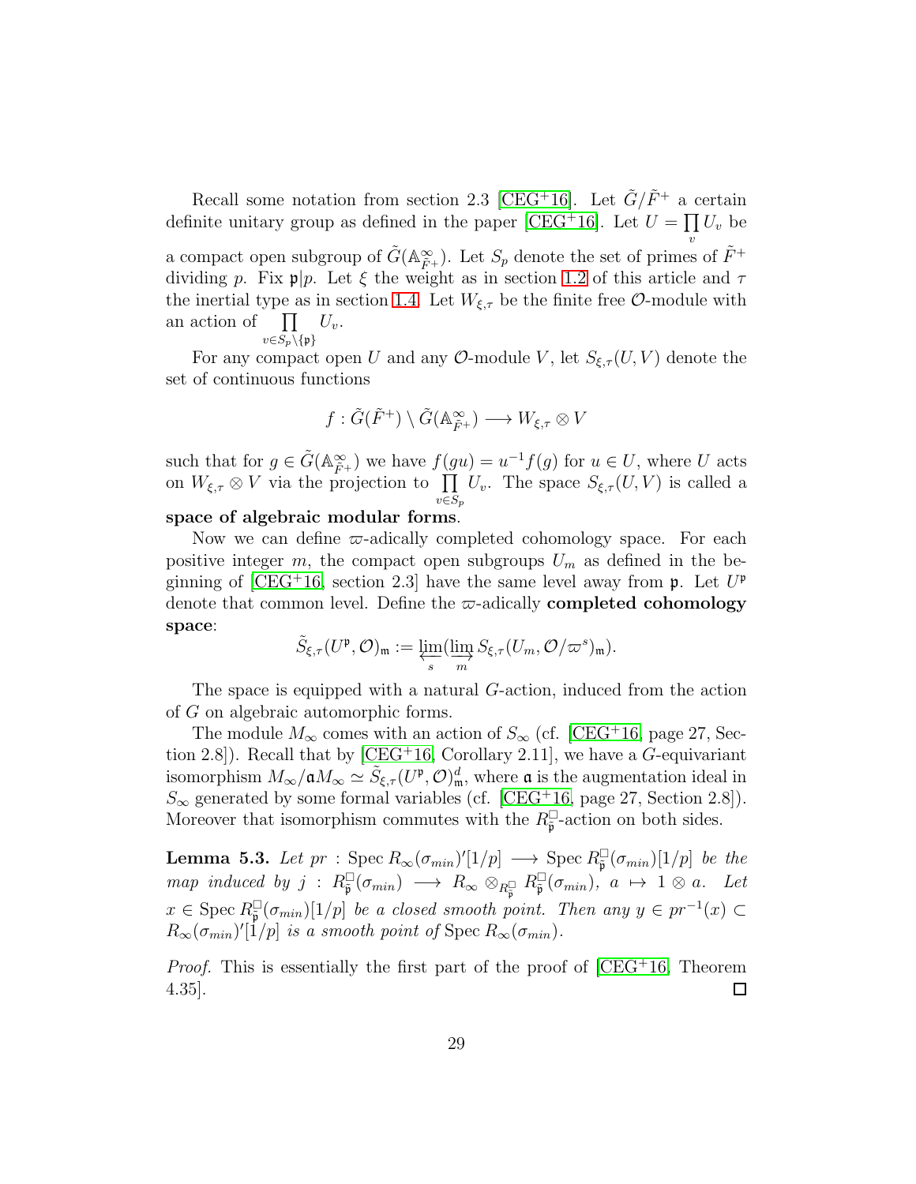Recall some notation from section 2.3 [CEG+16]. Let $\tilde{G}/\tilde{F}^+$ a certain definite unitary group as defined in the paper [CEG+16]. Let $U = \prod_v U_v$ be a compact open subgroup of $\tilde{G}(\mathbb{A}^\infty_{\tilde{F}^+})$. Let $S_p$ denote the set of primes of $\tilde{F}^+$ dividing $p$. Fix $\mathfrak{p}|p$. Let $\xi$ the weight as in section 1.2 of this article and $\tau$ the inertial type as in section 1.4. Let $W_{\xi,\tau}$ be the finite free $\mathcal{O}$-module with an action of $\prod_{v \in S_p \setminus \{\mathfrak{p}\}} U_v$.

For any compact open $U$ and any $\mathcal{O}$-module $V$, let $S_{\xi,\tau}(U, V)$ denote the set of continuous functions

$$f : \tilde{G}(\tilde{F}^+) \setminus \tilde{G}(\mathbb{A}^\infty_{\tilde{F}^+}) \longrightarrow W_{\xi,\tau} \otimes V$$

such that for $g \in \tilde{G}(\mathbb{A}^\infty_{\tilde{F}^+})$ we have $f(gu) = u^{-1}f(g)$ for $u \in U$, where $U$ acts on $W_{\xi,\tau} \otimes V$ via the projection to $\prod_{v \in S_p} U_v$. The space $S_{\xi,\tau}(U, V)$ is called a **space of algebraic modular forms**.

Now we can define $\varpi$-adically completed cohomology space. For each positive integer $m$, the compact open subgroups $U_m$ as defined in the beginning of [CEG+16, section 2.3] have the same level away from $\mathfrak{p}$. Let $U^{\mathfrak{p}}$ denote that common level. Define the $\varpi$-adically **completed cohomology space**:

$$\tilde{S}_{\xi,\tau}(U^{\mathfrak{p}}, \mathcal{O})_{\mathfrak{m}} := \varprojlim_s (\varinjlim_m S_{\xi,\tau}(U_m, \mathcal{O}/\varpi^s)_{\mathfrak{m}}).$$

The space is equipped with a natural $G$-action, induced from the action of $G$ on algebraic automorphic forms.

The module $M_\infty$ comes with an action of $S_\infty$ (cf. [CEG+16, page 27, Section 2.8]). Recall that by [CEG+16, Corollary 2.11], we have a $G$-equivariant isomorphism $M_\infty/\mathfrak{a}M_\infty \simeq \tilde{S}_{\xi,\tau}(U^{\mathfrak{p}}, \mathcal{O})^d_{\mathfrak{m}}$, where $\mathfrak{a}$ is the augmentation ideal in $S_\infty$ generated by some formal variables (cf. [CEG+16, page 27, Section 2.8]). Moreover that isomorphism commutes with the $R^\square_{\tilde{\mathfrak{p}}}$-action on both sides.

**Lemma 5.3.** *Let $pr$ : $\mathrm{Spec}\, R_\infty(\sigma_{min})'[1/p] \longrightarrow \mathrm{Spec}\, R^\square_{\tilde{\mathfrak{p}}}(\sigma_{min})[1/p]$ be the map induced by $j : R^\square_{\tilde{\mathfrak{p}}}(\sigma_{min}) \longrightarrow R_\infty \otimes_{R^\square_{\tilde{\mathfrak{p}}}} R^\square_{\tilde{\mathfrak{p}}}(\sigma_{min})$, $a \mapsto 1 \otimes a$. Let $x \in \mathrm{Spec}\, R^\square_{\tilde{\mathfrak{p}}}(\sigma_{min})[1/p]$ be a closed smooth point. Then any $y \in pr^{-1}(x) \subset R_\infty(\sigma_{min})'[1/p]$ is a smooth point of $\mathrm{Spec}\, R_\infty(\sigma_{min})$.*

*Proof.* This is essentially the first part of the proof of [CEG+16, Theorem 4.35]. ∎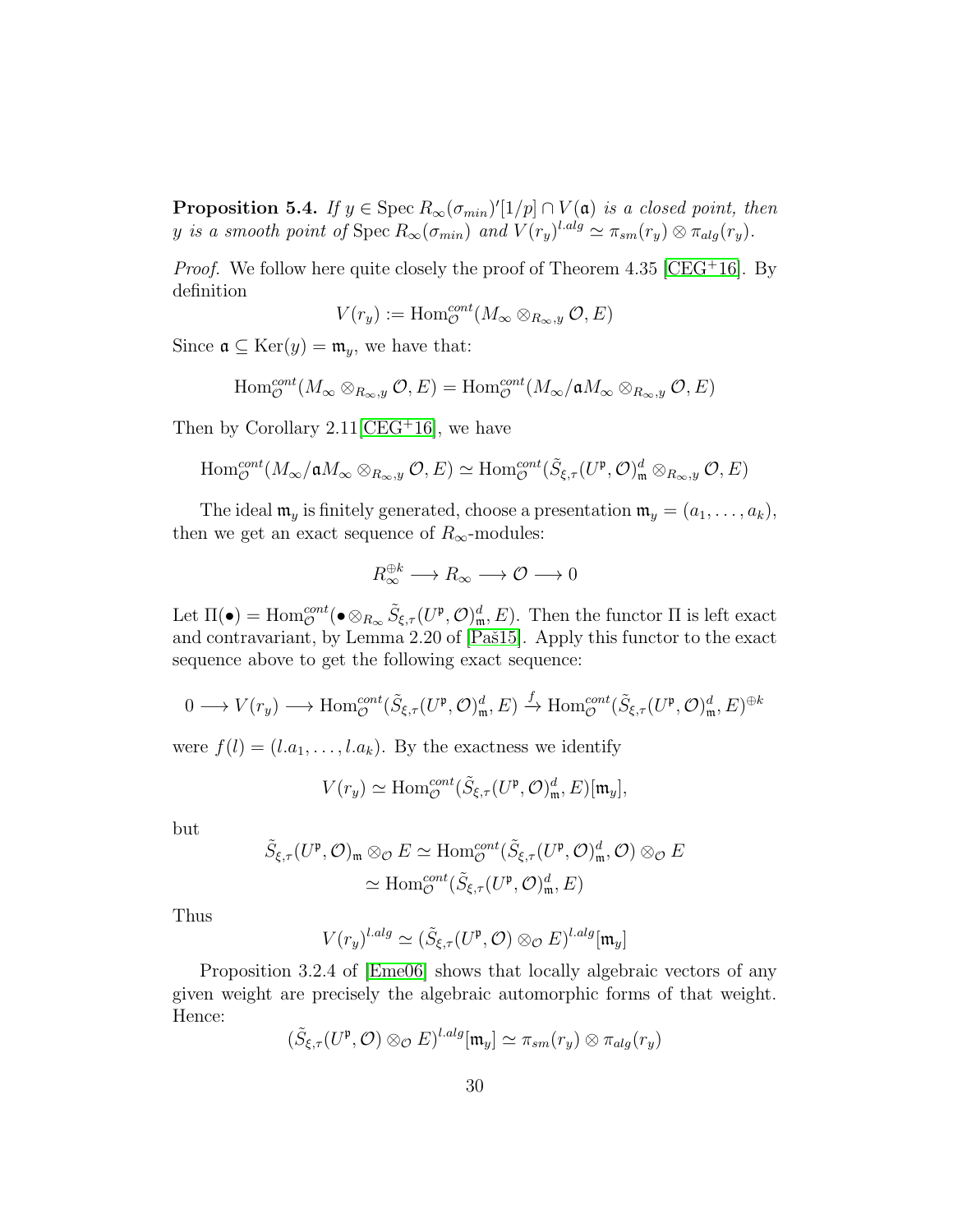**Proposition 5.4.** *If $y \in \operatorname{Spec} R_\infty(\sigma_{min})'[1/p] \cap V(\mathfrak{a})$ is a closed point, then $y$ is a smooth point of $\operatorname{Spec} R_\infty(\sigma_{min})$ and $V(r_y)^{l.alg} \simeq \pi_{sm}(r_y) \otimes \pi_{alg}(r_y)$.*

*Proof.* We follow here quite closely the proof of Theorem 4.35 [CEG+16]. By definition

$$V(r_y) := \operatorname{Hom}^{cont}_{\mathcal{O}}(M_\infty \otimes_{R_\infty, y} \mathcal{O}, E)$$

Since $\mathfrak{a} \subseteq \operatorname{Ker}(y) = \mathfrak{m}_y$, we have that:

$$\operatorname{Hom}^{cont}_{\mathcal{O}}(M_\infty \otimes_{R_\infty, y} \mathcal{O}, E) = \operatorname{Hom}^{cont}_{\mathcal{O}}(M_\infty / \mathfrak{a} M_\infty \otimes_{R_\infty, y} \mathcal{O}, E)$$

Then by Corollary 2.11[CEG+16], we have

$$\operatorname{Hom}^{cont}_{\mathcal{O}}(M_\infty / \mathfrak{a} M_\infty \otimes_{R_\infty, y} \mathcal{O}, E) \simeq \operatorname{Hom}^{cont}_{\mathcal{O}}(\tilde{S}_{\xi,\tau}(U^{\mathfrak{p}}, \mathcal{O})^d_{\mathfrak{m}} \otimes_{R_\infty, y} \mathcal{O}, E)$$

The ideal $\mathfrak{m}_y$ is finitely generated, choose a presentation $\mathfrak{m}_y = (a_1, \dots, a_k)$, then we get an exact sequence of $R_\infty$-modules:

$$R_\infty^{\oplus k} \longrightarrow R_\infty \longrightarrow \mathcal{O} \longrightarrow 0$$

Let $\Pi(\bullet) = \operatorname{Hom}^{cont}_{\mathcal{O}}(\bullet \otimes_{R_\infty} \tilde{S}_{\xi,\tau}(U^{\mathfrak{p}}, \mathcal{O})^d_{\mathfrak{m}}, E)$. Then the functor $\Pi$ is left exact and contravariant, by Lemma 2.20 of [Paš15]. Apply this functor to the exact sequence above to get the following exact sequence:

$$0 \longrightarrow V(r_y) \longrightarrow \operatorname{Hom}^{cont}_{\mathcal{O}}(\tilde{S}_{\xi,\tau}(U^{\mathfrak{p}}, \mathcal{O})^d_{\mathfrak{m}}, E) \xrightarrow{f} \operatorname{Hom}^{cont}_{\mathcal{O}}(\tilde{S}_{\xi,\tau}(U^{\mathfrak{p}}, \mathcal{O})^d_{\mathfrak{m}}, E)^{\oplus k}$$

were $f(l) = (l.a_1, \dots, l.a_k)$. By the exactness we identify

$$V(r_y) \simeq \operatorname{Hom}^{cont}_{\mathcal{O}}(\tilde{S}_{\xi,\tau}(U^{\mathfrak{p}}, \mathcal{O})^d_{\mathfrak{m}}, E)[\mathfrak{m}_y],$$

but

$$\begin{aligned} \tilde{S}_{\xi,\tau}(U^{\mathfrak{p}}, \mathcal{O})_{\mathfrak{m}} \otimes_{\mathcal{O}} E &\simeq \operatorname{Hom}^{cont}_{\mathcal{O}}(\tilde{S}_{\xi,\tau}(U^{\mathfrak{p}}, \mathcal{O})^d_{\mathfrak{m}}, \mathcal{O}) \otimes_{\mathcal{O}} E \\ &\simeq \operatorname{Hom}^{cont}_{\mathcal{O}}(\tilde{S}_{\xi,\tau}(U^{\mathfrak{p}}, \mathcal{O})^d_{\mathfrak{m}}, E) \end{aligned}$$

Thus

$$V(r_y)^{l.alg} \simeq (\tilde{S}_{\xi,\tau}(U^{\mathfrak{p}}, \mathcal{O}) \otimes_{\mathcal{O}} E)^{l.alg}[\mathfrak{m}_y]$$

Proposition 3.2.4 of [Eme06] shows that locally algebraic vectors of any given weight are precisely the algebraic automorphic forms of that weight. Hence:

$$(\tilde{S}_{\xi,\tau}(U^{\mathfrak{p}}, \mathcal{O}) \otimes_{\mathcal{O}} E)^{l.alg}[\mathfrak{m}_y] \simeq \pi_{sm}(r_y) \otimes \pi_{alg}(r_y)$$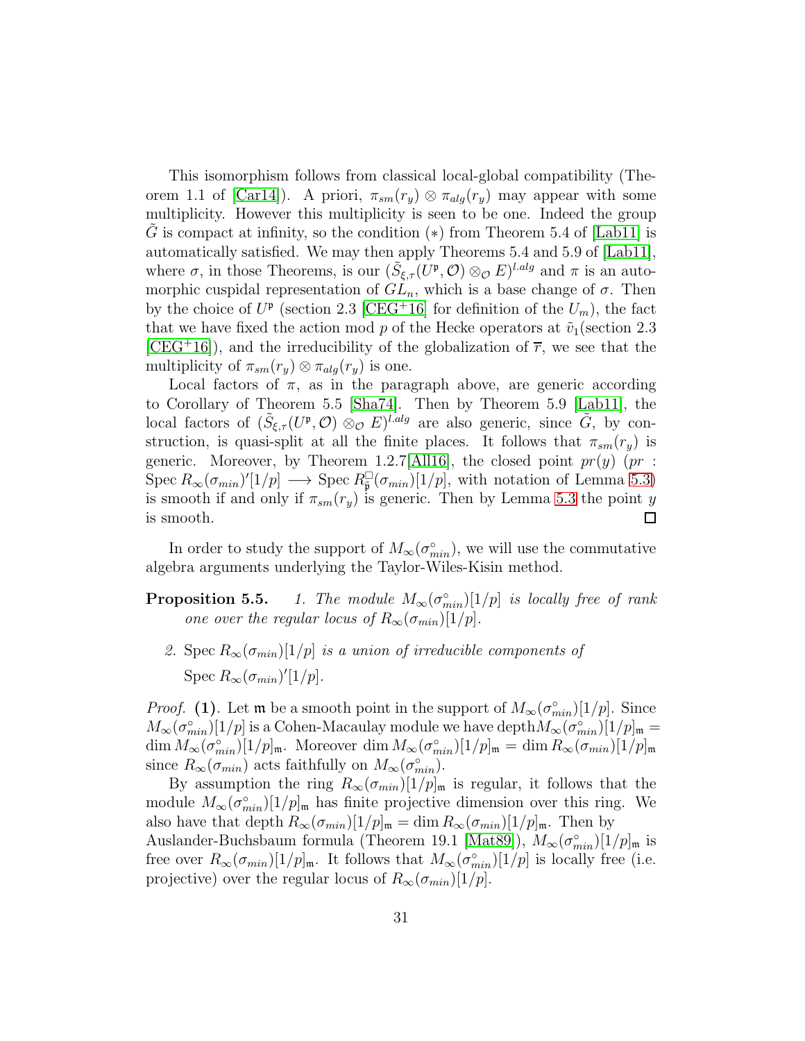This isomorphism follows from classical local-global compatibility (Theorem 1.1 of [Car14]). A priori, $\pi_{sm}(r_y) \otimes \pi_{alg}(r_y)$ may appear with some multiplicity. However this multiplicity is seen to be one. Indeed the group $\tilde{G}$ is compact at infinity, so the condition $(*)$ from Theorem 5.4 of [Lab11] is automatically satisfied. We may then apply Theorems 5.4 and 5.9 of [Lab11], where $\sigma$, in those Theorems, is our $(\tilde{S}_{\xi,\tau}(U^{\mathfrak{p}}, \mathcal{O}) \otimes_{\mathcal{O}} E)^{l.alg}$ and $\pi$ is an automorphic cuspidal representation of $GL_n$, which is a base change of $\sigma$. Then by the choice of $U^{\mathfrak{p}}$ (section 2.3 [CEG⁺16] for definition of the $U_m$), the fact that we have fixed the action mod $p$ of the Hecke operators at $\tilde{v}_1$(section 2.3 [CEG⁺16]), and the irreducibility of the globalization of $\overline{r}$, we see that the multiplicity of $\pi_{sm}(r_y) \otimes \pi_{alg}(r_y)$ is one.

Local factors of $\pi$, as in the paragraph above, are generic according to Corollary of Theorem 5.5 [Sha74]. Then by Theorem 5.9 [Lab11], the local factors of $(\tilde{S}_{\xi,\tau}(U^{\mathfrak{p}}, \mathcal{O}) \otimes_{\mathcal{O}} E)^{l.alg}$ are also generic, since $\tilde{G}$, by construction, is quasi-split at all the finite places. It follows that $\pi_{sm}(r_y)$ is generic. Moreover, by Theorem 1.2.7[All16], the closed point $pr(y)$ ($pr$ : $\operatorname{Spec} R_\infty(\sigma_{min})'[1/p] \longrightarrow \operatorname{Spec} R_{\mathfrak{p}}^{\square}(\sigma_{min})[1/p]$, with notation of Lemma 5.3) is smooth if and only if $\pi_{sm}(r_y)$ is generic. Then by Lemma 5.3 the point $y$ is smooth. $\square$

In order to study the support of $M_\infty(\sigma_{min}^\circ)$, we will use the commutative algebra arguments underlying the Taylor-Wiles-Kisin method.

**Proposition 5.5.** *1. The module $M_\infty(\sigma_{min}^\circ)[1/p]$ is locally free of rank one over the regular locus of $R_\infty(\sigma_{min})[1/p]$.*

*2. $\operatorname{Spec} R_\infty(\sigma_{min})[1/p]$ is a union of irreducible components of $\operatorname{Spec} R_\infty(\sigma_{min})'[1/p]$.*

*Proof.* **(1)**. Let $\mathfrak{m}$ be a smooth point in the support of $M_\infty(\sigma_{min}^\circ)[1/p]$. Since $M_\infty(\sigma_{min}^\circ)[1/p]$ is a Cohen-Macaulay module we have $\operatorname{depth} M_\infty(\sigma_{min}^\circ)[1/p]_{\mathfrak{m}} = \dim M_\infty(\sigma_{min}^\circ)[1/p]_{\mathfrak{m}}$. Moreover $\dim M_\infty(\sigma_{min}^\circ)[1/p]_{\mathfrak{m}} = \dim R_\infty(\sigma_{min})[1/p]_{\mathfrak{m}}$ since $R_\infty(\sigma_{min})$ acts faithfully on $M_\infty(\sigma_{min}^\circ)$.

By assumption the ring $R_\infty(\sigma_{min})[1/p]_{\mathfrak{m}}$ is regular, it follows that the module $M_\infty(\sigma_{min}^\circ)[1/p]_{\mathfrak{m}}$ has finite projective dimension over this ring. We also have that depth $R_\infty(\sigma_{min})[1/p]_{\mathfrak{m}} = \dim R_\infty(\sigma_{min})[1/p]_{\mathfrak{m}}$. Then by Auslander-Buchsbaum formula (Theorem 19.1 [Mat89]), $M_\infty(\sigma_{min}^\circ)[1/p]_{\mathfrak{m}}$ is free over $R_\infty(\sigma_{min})[1/p]_{\mathfrak{m}}$. It follows that $M_\infty(\sigma_{min}^\circ)[1/p]$ is locally free (i.e. projective) over the regular locus of $R_\infty(\sigma_{min})[1/p]$.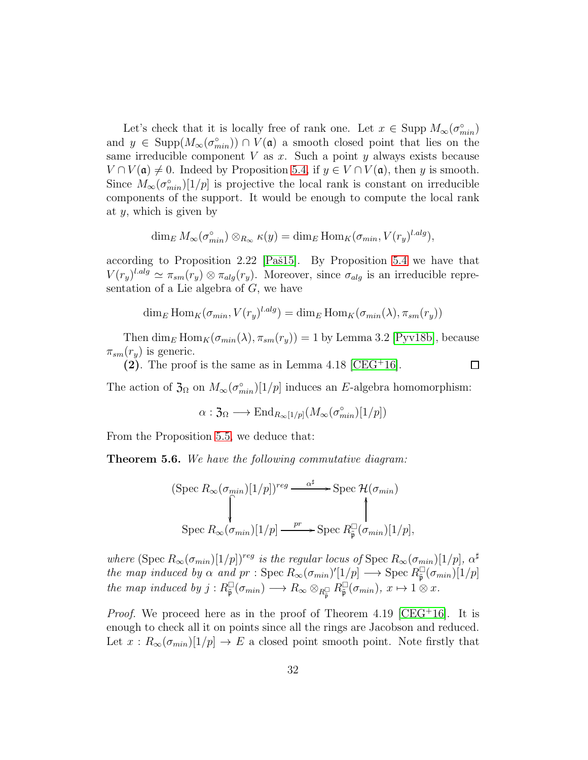Let's check that it is locally free of rank one. Let $x \in \operatorname{Supp} M_\infty(\sigma_{min}^\circ)$ and $y \in \operatorname{Supp}(M_\infty(\sigma_{min}^\circ)) \cap V(\mathfrak{a})$ a smooth closed point that lies on the same irreducible component $V$ as $x$. Such a point $y$ always exists because $V \cap V(\mathfrak{a}) \neq 0$. Indeed by Proposition 5.4, if $y \in V \cap V(\mathfrak{a})$, then $y$ is smooth. Since $M_\infty(\sigma_{min}^\circ)[1/p]$ is projective the local rank is constant on irreducible components of the support. It would be enough to compute the local rank at $y$, which is given by

$$\dim_E M_\infty(\sigma_{min}^\circ) \otimes_{R_\infty} \kappa(y) = \dim_E \operatorname{Hom}_K(\sigma_{min}, V(r_y)^{l.alg}),$$

according to Proposition 2.22 [Paš15]. By Proposition 5.4 we have that $V(r_y)^{l.alg} \simeq \pi_{sm}(r_y) \otimes \pi_{alg}(r_y)$. Moreover, since $\sigma_{alg}$ is an irreducible representation of a Lie algebra of $G$, we have

$$\dim_E \operatorname{Hom}_K(\sigma_{min}, V(r_y)^{l.alg}) = \dim_E \operatorname{Hom}_K(\sigma_{min}(\lambda), \pi_{sm}(r_y))$$

Then $\dim_E \operatorname{Hom}_K(\sigma_{min}(\lambda), \pi_{sm}(r_y)) = 1$ by Lemma 3.2 [Pyv18b], because $\pi_{sm}(r_y)$ is generic.

**(2)**. The proof is the same as in Lemma 4.18 [CEG+16]. □

The action of $\mathfrak{Z}_\Omega$ on $M_\infty(\sigma_{min}^\circ)[1/p]$ induces an $E$-algebra homomorphism:

$$\alpha : \mathfrak{Z}_\Omega \longrightarrow \operatorname{End}_{R_\infty[1/p]}(M_\infty(\sigma_{min}^\circ)[1/p])$$

From the Proposition 5.5, we deduce that:

**Theorem 5.6.** *We have the following commutative diagram:*

$$\begin{array}{ccc}
(\operatorname{Spec} R_\infty(\sigma_{min})[1/p])^{reg} & \xrightarrow{\alpha^\sharp} & \operatorname{Spec} \mathcal{H}(\sigma_{min}) \\
\big\downarrow & & \big\uparrow \\
\operatorname{Spec} R_\infty(\sigma_{min})[1/p] & \xrightarrow{pr} & \operatorname{Spec} R_{\bar{\mathfrak{p}}}^{\square}(\sigma_{min})[1/p],
\end{array}$$

*where* $(\operatorname{Spec} R_\infty(\sigma_{min})[1/p])^{reg}$ *is the regular locus of* $\operatorname{Spec} R_\infty(\sigma_{min})[1/p]$, $\alpha^\sharp$ *the map induced by* $\alpha$ *and* $pr : \operatorname{Spec} R_\infty(\sigma_{min})'[1/p] \longrightarrow \operatorname{Spec} R_{\bar{\mathfrak{p}}}^{\square}(\sigma_{min})[1/p]$ *the map induced by* $j : R_{\bar{\mathfrak{p}}}^{\square}(\sigma_{min}) \longrightarrow R_\infty \otimes_{R_{\bar{\mathfrak{p}}}^{\square}} R_{\bar{\mathfrak{p}}}^{\square}(\sigma_{min})$, $x \mapsto 1 \otimes x$.

*Proof.* We proceed here as in the proof of Theorem 4.19 [CEG+16]. It is enough to check all it on points since all the rings are Jacobson and reduced. Let $x : R_\infty(\sigma_{min})[1/p] \to E$ a closed point smooth point. Note firstly that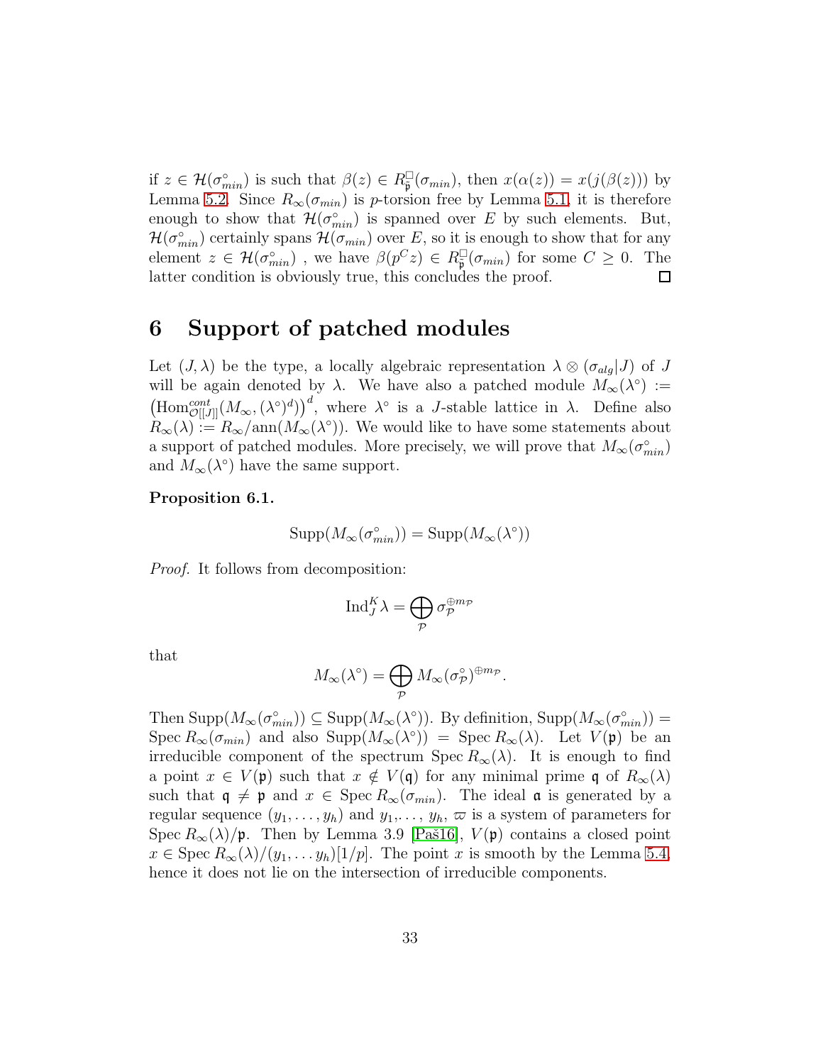if $z \in \mathcal{H}(\sigma^\circ_{min})$ is such that $\beta(z) \in R^\square_{\mathfrak{p}}(\sigma_{min})$, then $x(\alpha(z)) = x(j(\beta(z)))$ by Lemma 5.2. Since $R_\infty(\sigma_{min})$ is $p$-torsion free by Lemma 5.1, it is therefore enough to show that $\mathcal{H}(\sigma^\circ_{min})$ is spanned over $E$ by such elements. But, $\mathcal{H}(\sigma^\circ_{min})$ certainly spans $\mathcal{H}(\sigma_{min})$ over $E$, so it is enough to show that for any element $z \in \mathcal{H}(\sigma^\circ_{min})$ , we have $\beta(p^C z) \in R^\square_{\mathfrak{p}}(\sigma_{min})$ for some $C \geq 0$. The latter condition is obviously true, this concludes the proof. ∎

# 6 Support of patched modules

Let $(J, \lambda)$ be the type, a locally algebraic representation $\lambda \otimes (\sigma_{alg}|J)$ of $J$ will be again denoted by $\lambda$. We have also a patched module $M_\infty(\lambda^\circ) := \left(\mathrm{Hom}^{cont}_{\mathcal{O}[[J]]}(M_\infty, (\lambda^\circ)^d)\right)^d$, where $\lambda^\circ$ is a $J$-stable lattice in $\lambda$. Define also $R_\infty(\lambda) := R_\infty/\mathrm{ann}(M_\infty(\lambda^\circ))$. We would like to have some statements about a support of patched modules. More precisely, we will prove that $M_\infty(\sigma^\circ_{min})$ and $M_\infty(\lambda^\circ)$ have the same support.

**Proposition 6.1.**

$$\mathrm{Supp}(M_\infty(\sigma^\circ_{min})) = \mathrm{Supp}(M_\infty(\lambda^\circ))$$

*Proof.* It follows from decomposition:

$$\mathrm{Ind}^K_J \lambda = \bigoplus_{\mathcal{P}} \sigma_{\mathcal{P}}^{\oplus m_{\mathcal{P}}}$$

that

$$M_\infty(\lambda^\circ) = \bigoplus_{\mathcal{P}} M_\infty(\sigma^\circ_{\mathcal{P}})^{\oplus m_{\mathcal{P}}}.$$

Then $\mathrm{Supp}(M_\infty(\sigma^\circ_{min})) \subseteq \mathrm{Supp}(M_\infty(\lambda^\circ))$. By definition, $\mathrm{Supp}(M_\infty(\sigma^\circ_{min})) = \mathrm{Spec}\, R_\infty(\sigma_{min})$ and also $\mathrm{Supp}(M_\infty(\lambda^\circ)) = \mathrm{Spec}\, R_\infty(\lambda)$. Let $V(\mathfrak{p})$ be an irreducible component of the spectrum $\mathrm{Spec}\, R_\infty(\lambda)$. It is enough to find a point $x \in V(\mathfrak{p})$ such that $x \notin V(\mathfrak{q})$ for any minimal prime $\mathfrak{q}$ of $R_\infty(\lambda)$ such that $\mathfrak{q} \neq \mathfrak{p}$ and $x \in \mathrm{Spec}\, R_\infty(\sigma_{min})$. The ideal $\mathfrak{a}$ is generated by a regular sequence $(y_1, \ldots, y_h)$ and $y_1, \ldots, y_h, \varpi$ is a system of parameters for $\mathrm{Spec}\, R_\infty(\lambda)/\mathfrak{p}$. Then by Lemma 3.9 [Paš16], $V(\mathfrak{p})$ contains a closed point $x \in \mathrm{Spec}\, R_\infty(\lambda)/(y_1, \ldots y_h)[1/p]$. The point $x$ is smooth by the Lemma 5.4, hence it does not lie on the intersection of irreducible components.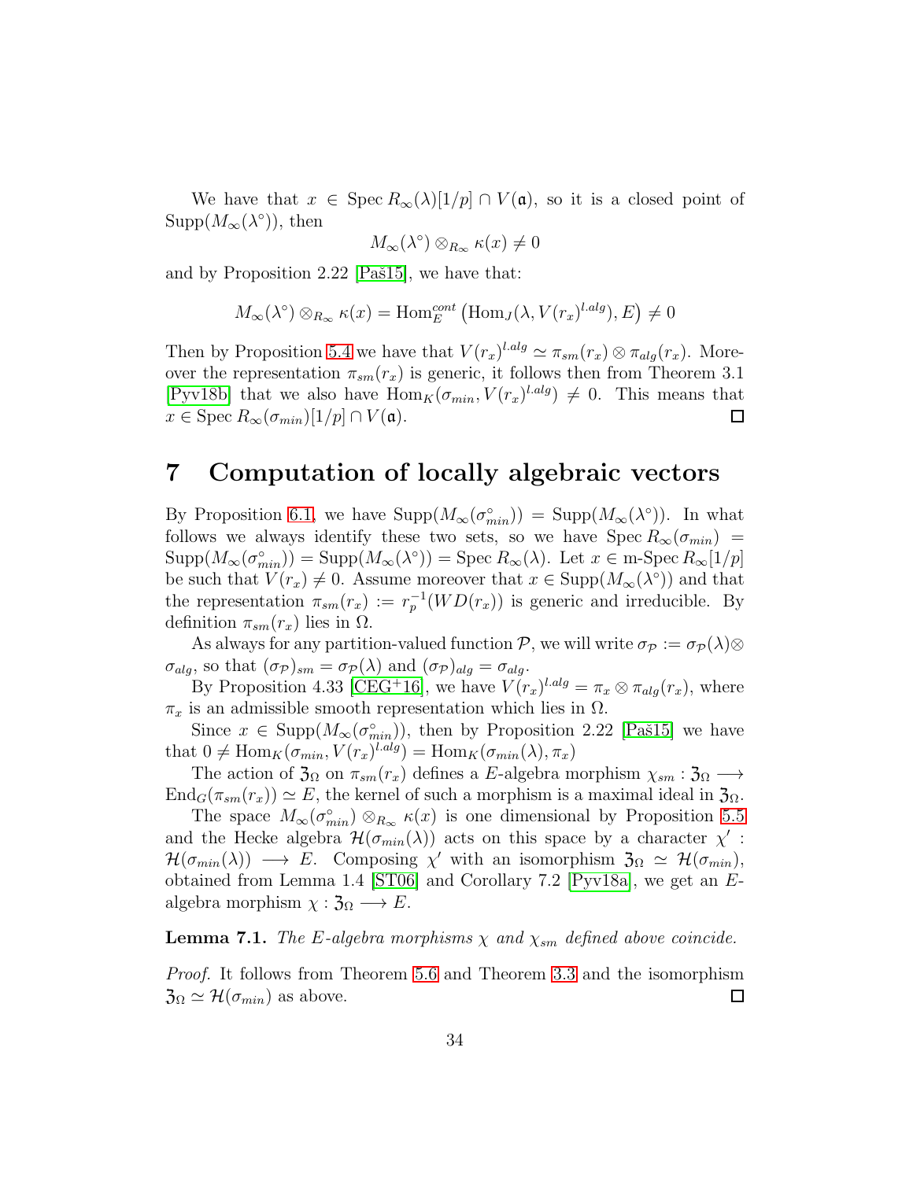We have that $x \in \operatorname{Spec} R_\infty(\lambda)[1/p] \cap V(\mathfrak{a})$, so it is a closed point of $\operatorname{Supp}(M_\infty(\lambda^\circ))$, then

$$M_\infty(\lambda^\circ) \otimes_{R_\infty} \kappa(x) \neq 0$$

and by Proposition 2.22 [Paš15], we have that:

$$M_\infty(\lambda^\circ) \otimes_{R_\infty} \kappa(x) = \operatorname{Hom}_E^{cont}\left(\operatorname{Hom}_J(\lambda, V(r_x)^{l.alg}), E\right) \neq 0$$

Then by Proposition 5.4 we have that $V(r_x)^{l.alg} \simeq \pi_{sm}(r_x) \otimes \pi_{alg}(r_x)$. Moreover the representation $\pi_{sm}(r_x)$ is generic, it follows then from Theorem 3.1 [Pyv18b] that we also have $\operatorname{Hom}_K(\sigma_{min}, V(r_x)^{l.alg}) \neq 0$. This means that $x \in \operatorname{Spec} R_\infty(\sigma_{min})[1/p] \cap V(\mathfrak{a})$. ◻

# 7 Computation of locally algebraic vectors

By Proposition 6.1, we have $\operatorname{Supp}(M_\infty(\sigma_{min}^\circ)) = \operatorname{Supp}(M_\infty(\lambda^\circ))$. In what follows we always identify these two sets, so we have $\operatorname{Spec} R_\infty(\sigma_{min}) = \operatorname{Supp}(M_\infty(\sigma_{min}^\circ)) = \operatorname{Supp}(M_\infty(\lambda^\circ)) = \operatorname{Spec} R_\infty(\lambda)$. Let $x \in \text{m-Spec}\, R_\infty[1/p]$ be such that $V(r_x) \neq 0$. Assume moreover that $x \in \operatorname{Supp}(M_\infty(\lambda^\circ))$ and that the representation $\pi_{sm}(r_x) := r_p^{-1}(WD(r_x))$ is generic and irreducible. By definition $\pi_{sm}(r_x)$ lies in $\Omega$.

As always for any partition-valued function $\mathcal{P}$, we will write $\sigma_{\mathcal{P}} := \sigma_{\mathcal{P}}(\lambda) \otimes \sigma_{alg}$, so that $(\sigma_{\mathcal{P}})_{sm} = \sigma_{\mathcal{P}}(\lambda)$ and $(\sigma_{\mathcal{P}})_{alg} = \sigma_{alg}$.

By Proposition 4.33 [CEG+16], we have $V(r_x)^{l.alg} = \pi_x \otimes \pi_{alg}(r_x)$, where $\pi_x$ is an admissible smooth representation which lies in $\Omega$.

Since $x \in \operatorname{Supp}(M_\infty(\sigma_{min}^\circ))$, then by Proposition 2.22 [Paš15] we have that $0 \neq \operatorname{Hom}_K(\sigma_{min}, V(r_x)^{l.alg}) = \operatorname{Hom}_K(\sigma_{min}(\lambda), \pi_x)$

The action of $\mathfrak{Z}_\Omega$ on $\pi_{sm}(r_x)$ defines a $E$-algebra morphism $\chi_{sm} : \mathfrak{Z}_\Omega \longrightarrow \operatorname{End}_G(\pi_{sm}(r_x)) \simeq E$, the kernel of such a morphism is a maximal ideal in $\mathfrak{Z}_\Omega$.

The space $M_\infty(\sigma_{min}^\circ) \otimes_{R_\infty} \kappa(x)$ is one dimensional by Proposition 5.5 and the Hecke algebra $\mathcal{H}(\sigma_{min}(\lambda))$ acts on this space by a character $\chi' : \mathcal{H}(\sigma_{min}(\lambda)) \longrightarrow E$. Composing $\chi'$ with an isomorphism $\mathfrak{Z}_\Omega \simeq \mathcal{H}(\sigma_{min})$, obtained from Lemma 1.4 [ST06] and Corollary 7.2 [Pyv18a], we get an $E$-algebra morphism $\chi : \mathfrak{Z}_\Omega \longrightarrow E$.

**Lemma 7.1.** *The $E$-algebra morphisms $\chi$ and $\chi_{sm}$ defined above coincide.*

*Proof.* It follows from Theorem 5.6 and Theorem 3.3 and the isomorphism $\mathfrak{Z}_\Omega \simeq \mathcal{H}(\sigma_{min})$ as above. ◻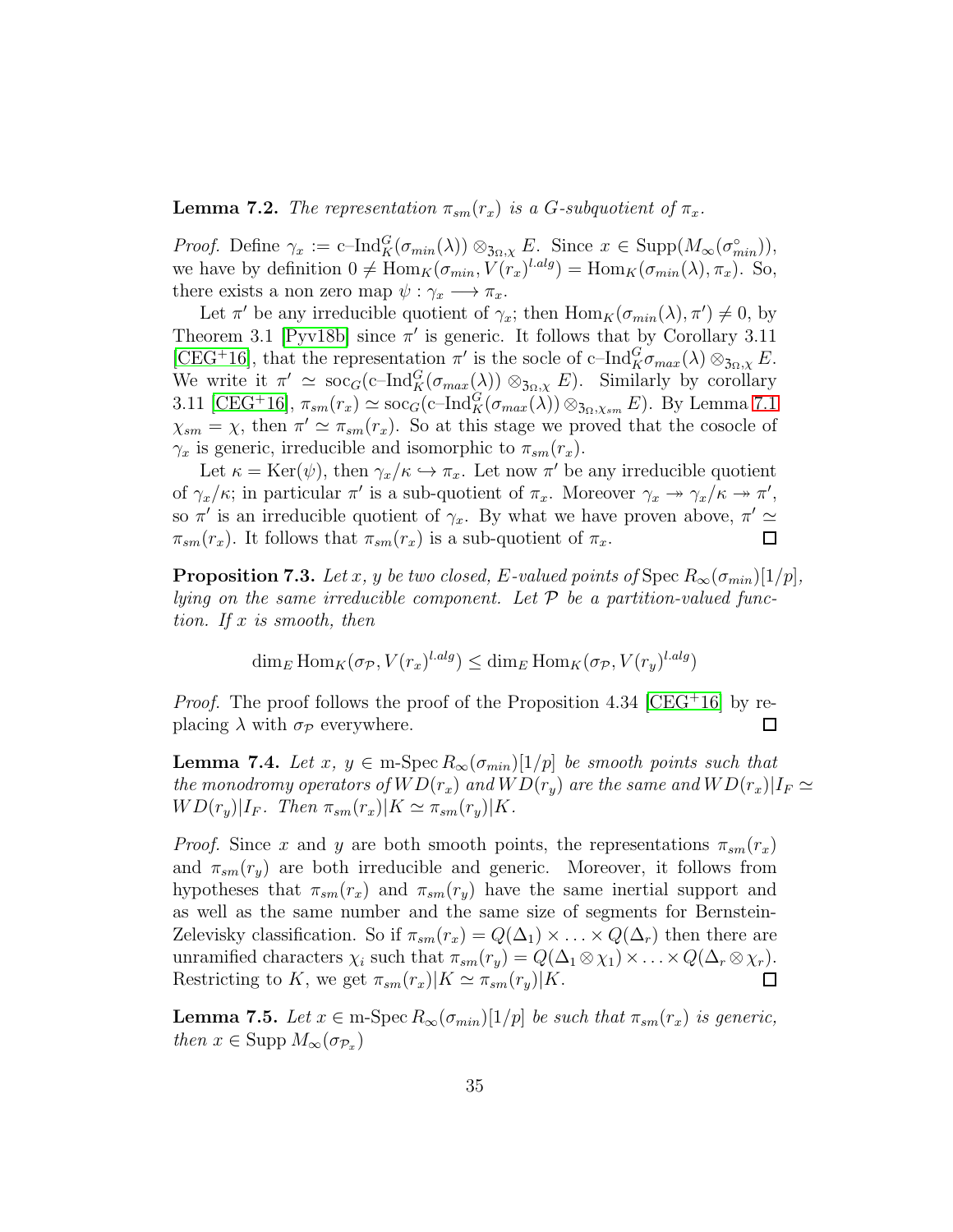**Lemma 7.2.** *The representation $\pi_{sm}(r_x)$ is a $G$-subquotient of $\pi_x$.*

*Proof.* Define $\gamma_x := \text{c–Ind}_K^G(\sigma_{min}(\lambda)) \otimes_{\mathfrak{Z}_{\Omega,\chi}} E$. Since $x \in \text{Supp}(M_\infty(\sigma^\circ_{min}))$, we have by definition $0 \neq \text{Hom}_K(\sigma_{min}, V(r_x)^{l.alg}) = \text{Hom}_K(\sigma_{min}(\lambda), \pi_x)$. So, there exists a non zero map $\psi : \gamma_x \longrightarrow \pi_x$.

Let $\pi'$ be any irreducible quotient of $\gamma_x$; then $\text{Hom}_K(\sigma_{min}(\lambda), \pi') \neq 0$, by Theorem 3.1 [Pyv18b] since $\pi'$ is generic. It follows that by Corollary 3.11 [CEG+16], that the representation $\pi'$ is the socle of $\text{c–Ind}_K^G \sigma_{max}(\lambda) \otimes_{\mathfrak{Z}_{\Omega,\chi}} E$. We write it $\pi' \simeq \text{soc}_G(\text{c–Ind}_K^G(\sigma_{max}(\lambda)) \otimes_{\mathfrak{Z}_{\Omega,\chi}} E)$. Similarly by corollary 3.11 [CEG+16], $\pi_{sm}(r_x) \simeq \text{soc}_G(\text{c–Ind}_K^G(\sigma_{max}(\lambda)) \otimes_{\mathfrak{Z}_{\Omega,\chi_{sm}}} E)$. By Lemma 7.1 $\chi_{sm} = \chi$, then $\pi' \simeq \pi_{sm}(r_x)$. So at this stage we proved that the cosocle of $\gamma_x$ is generic, irreducible and isomorphic to $\pi_{sm}(r_x)$.

Let $\kappa = \text{Ker}(\psi)$, then $\gamma_x/\kappa \hookrightarrow \pi_x$. Let now $\pi'$ be any irreducible quotient of $\gamma_x/\kappa$; in particular $\pi'$ is a sub-quotient of $\pi_x$. Moreover $\gamma_x \twoheadrightarrow \gamma_x/\kappa \twoheadrightarrow \pi'$, so $\pi'$ is an irreducible quotient of $\gamma_x$. By what we have proven above, $\pi' \simeq \pi_{sm}(r_x)$. It follows that $\pi_{sm}(r_x)$ is a sub-quotient of $\pi_x$. $\square$

**Proposition 7.3.** *Let $x$, $y$ be two closed, $E$-valued points of $\text{Spec}\, R_\infty(\sigma_{min})[1/p]$, lying on the same irreducible component. Let $\mathcal{P}$ be a partition-valued function. If $x$ is smooth, then*

$$\dim_E \text{Hom}_K(\sigma_{\mathcal{P}}, V(r_x)^{l.alg}) \leq \dim_E \text{Hom}_K(\sigma_{\mathcal{P}}, V(r_y)^{l.alg})$$

*Proof.* The proof follows the proof of the Proposition 4.34 [CEG+16] by replacing $\lambda$ with $\sigma_{\mathcal{P}}$ everywhere. $\square$

**Lemma 7.4.** *Let $x$, $y \in \text{m-Spec}\, R_\infty(\sigma_{min})[1/p]$ be smooth points such that the monodromy operators of $WD(r_x)$ and $WD(r_y)$ are the same and $WD(r_x)|I_F \simeq WD(r_y)|I_F$. Then $\pi_{sm}(r_x)|K \simeq \pi_{sm}(r_y)|K$.*

*Proof.* Since $x$ and $y$ are both smooth points, the representations $\pi_{sm}(r_x)$ and $\pi_{sm}(r_y)$ are both irreducible and generic. Moreover, it follows from hypotheses that $\pi_{sm}(r_x)$ and $\pi_{sm}(r_y)$ have the same inertial support and as well as the same number and the same size of segments for Bernstein-Zelevisky classification. So if $\pi_{sm}(r_x) = Q(\Delta_1) \times \ldots \times Q(\Delta_r)$ then there are unramified characters $\chi_i$ such that $\pi_{sm}(r_y) = Q(\Delta_1 \otimes \chi_1) \times \ldots \times Q(\Delta_r \otimes \chi_r)$. Restricting to $K$, we get $\pi_{sm}(r_x)|K \simeq \pi_{sm}(r_y)|K$. $\square$

**Lemma 7.5.** *Let $x \in \text{m-Spec}\, R_\infty(\sigma_{min})[1/p]$ be such that $\pi_{sm}(r_x)$ is generic, then $x \in \text{Supp}\, M_\infty(\sigma_{\mathcal{P}_x})$*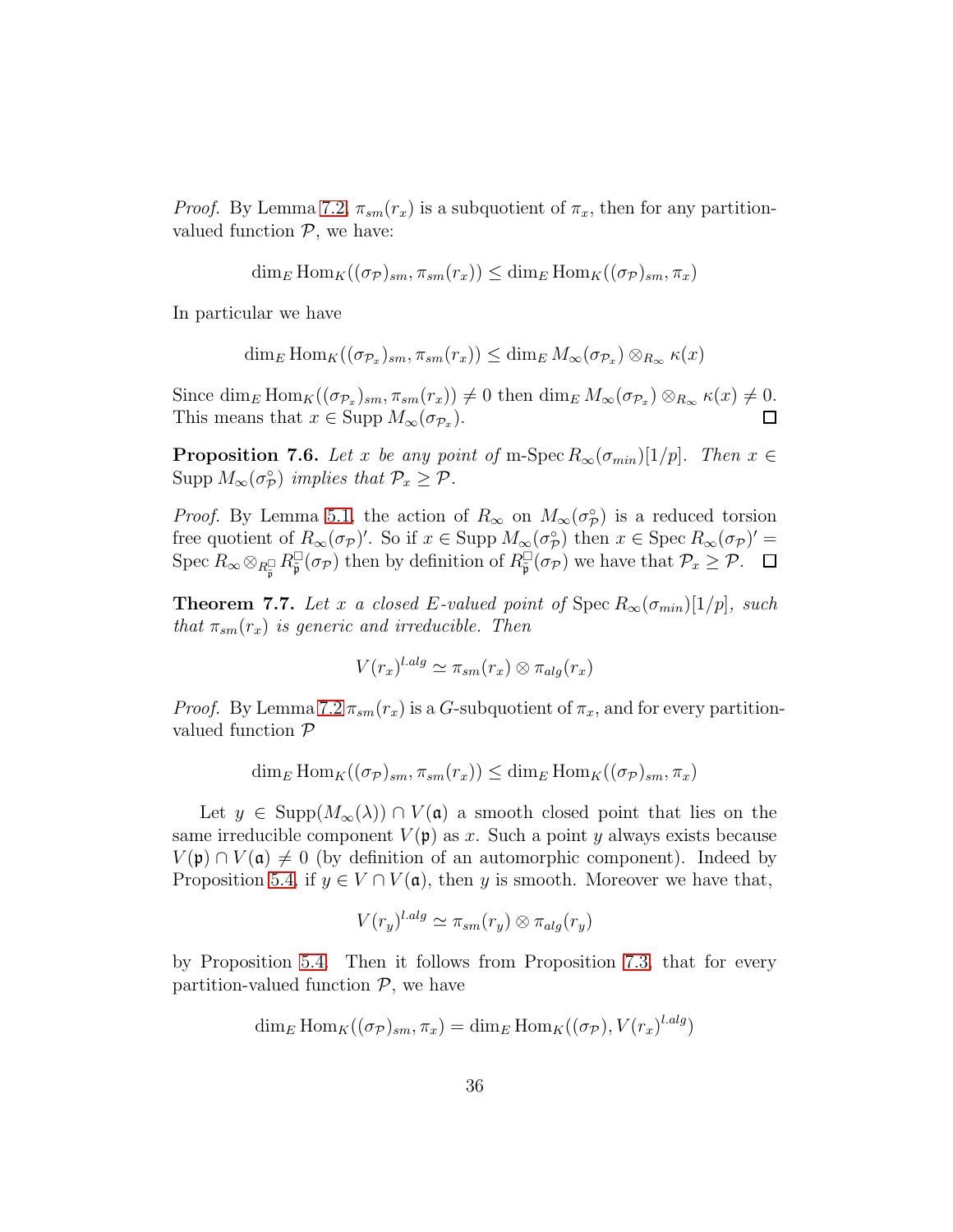*Proof.* By Lemma 7.2, $\pi_{sm}(r_x)$ is a subquotient of $\pi_x$, then for any partition-valued function $\mathcal{P}$, we have:

$$\dim_E \mathrm{Hom}_K((\sigma_{\mathcal{P}})_{sm}, \pi_{sm}(r_x)) \leq \dim_E \mathrm{Hom}_K((\sigma_{\mathcal{P}})_{sm}, \pi_x)$$

In particular we have

$$\dim_E \mathrm{Hom}_K((\sigma_{\mathcal{P}_x})_{sm}, \pi_{sm}(r_x)) \leq \dim_E M_\infty(\sigma_{\mathcal{P}_x}) \otimes_{R_\infty} \kappa(x)$$

Since $\dim_E \mathrm{Hom}_K((\sigma_{\mathcal{P}_x})_{sm}, \pi_{sm}(r_x)) \neq 0$ then $\dim_E M_\infty(\sigma_{\mathcal{P}_x}) \otimes_{R_\infty} \kappa(x) \neq 0$. This means that $x \in \mathrm{Supp}\, M_\infty(\sigma_{\mathcal{P}_x})$. $\square$

**Proposition 7.6.** *Let $x$ be any point of $\text{m-Spec}\, R_\infty(\sigma_{min})[1/p]$. Then $x \in \mathrm{Supp}\, M_\infty(\sigma^\circ_{\mathcal{P}})$ implies that $\mathcal{P}_x \geq \mathcal{P}$.*

*Proof.* By Lemma 5.1, the action of $R_\infty$ on $M_\infty(\sigma^\circ_{\mathcal{P}})$ is a reduced torsion free quotient of $R_\infty(\sigma_{\mathcal{P}})'$. So if $x \in \mathrm{Supp}\, M_\infty(\sigma^\circ_{\mathcal{P}})$ then $x \in \mathrm{Spec}\, R_\infty(\sigma_{\mathcal{P}})' = \mathrm{Spec}\, R_\infty \otimes_{R^\square_{\mathfrak{p}}} R^\square_{\mathfrak{p}}(\sigma_{\mathcal{P}})$ then by definition of $R^\square_{\mathfrak{p}}(\sigma_{\mathcal{P}})$ we have that $\mathcal{P}_x \geq \mathcal{P}$. $\square$

**Theorem 7.7.** *Let $x$ a closed $E$-valued point of $\mathrm{Spec}\, R_\infty(\sigma_{min})[1/p]$, such that $\pi_{sm}(r_x)$ is generic and irreducible. Then*

$$V(r_x)^{l.alg} \simeq \pi_{sm}(r_x) \otimes \pi_{alg}(r_x)$$

*Proof.* By Lemma 7.2 $\pi_{sm}(r_x)$ is a $G$-subquotient of $\pi_x$, and for every partition-valued function $\mathcal{P}$

$$\dim_E \mathrm{Hom}_K((\sigma_{\mathcal{P}})_{sm}, \pi_{sm}(r_x)) \leq \dim_E \mathrm{Hom}_K((\sigma_{\mathcal{P}})_{sm}, \pi_x)$$

Let $y \in \mathrm{Supp}(M_\infty(\lambda)) \cap V(\mathfrak{a})$ a smooth closed point that lies on the same irreducible component $V(\mathfrak{p})$ as $x$. Such a point $y$ always exists because $V(\mathfrak{p}) \cap V(\mathfrak{a}) \neq 0$ (by definition of an automorphic component). Indeed by Proposition 5.4, if $y \in V \cap V(\mathfrak{a})$, then $y$ is smooth. Moreover we have that,

$$V(r_y)^{l.alg} \simeq \pi_{sm}(r_y) \otimes \pi_{alg}(r_y)$$

by Proposition 5.4. Then it follows from Proposition 7.3, that for every partition-valued function $\mathcal{P}$, we have

$$\dim_E \mathrm{Hom}_K((\sigma_{\mathcal{P}})_{sm}, \pi_x) = \dim_E \mathrm{Hom}_K((\sigma_{\mathcal{P}}), V(r_x)^{l.alg})$$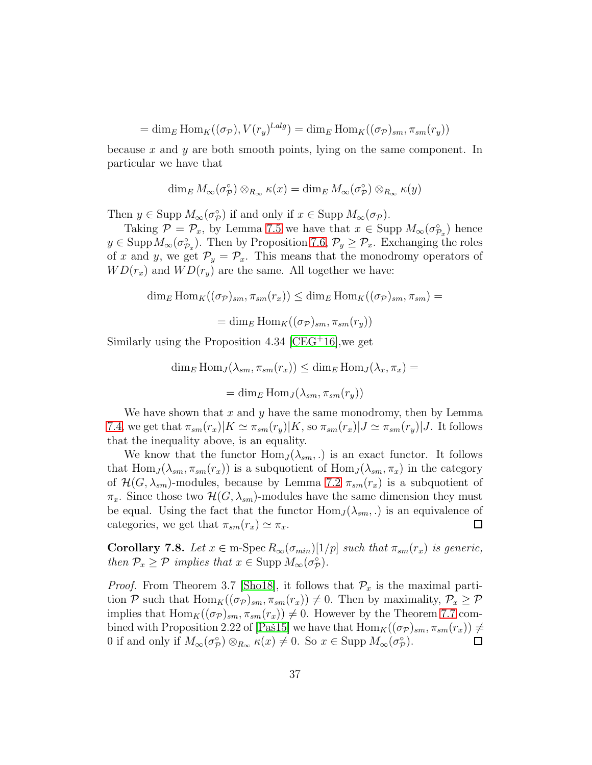$$= \dim_E \operatorname{Hom}_K((\sigma_{\mathcal{P}}), V(r_y)^{l.alg}) = \dim_E \operatorname{Hom}_K((\sigma_{\mathcal{P}})_{sm}, \pi_{sm}(r_y))$$

because $x$ and $y$ are both smooth points, lying on the same component. In particular we have that

$$\dim_E M_\infty(\sigma^\circ_{\mathcal{P}}) \otimes_{R_\infty} \kappa(x) = \dim_E M_\infty(\sigma^\circ_{\mathcal{P}}) \otimes_{R_\infty} \kappa(y)$$

Then $y \in \operatorname{Supp} M_\infty(\sigma^\circ_{\mathcal{P}})$ if and only if $x \in \operatorname{Supp} M_\infty(\sigma_{\mathcal{P}})$.

Taking $\mathcal{P} = \mathcal{P}_x$, by Lemma 7.5 we have that $x \in \operatorname{Supp} M_\infty(\sigma^\circ_{\mathcal{P}_x})$ hence $y \in \operatorname{Supp} M_\infty(\sigma^\circ_{\mathcal{P}_x})$. Then by Proposition 7.6, $\mathcal{P}_y \geq \mathcal{P}_x$. Exchanging the roles of $x$ and $y$, we get $\mathcal{P}_y = \mathcal{P}_x$. This means that the monodromy operators of $WD(r_x)$ and $WD(r_y)$ are the same. All together we have:

$$\dim_E \operatorname{Hom}_K((\sigma_{\mathcal{P}})_{sm}, \pi_{sm}(r_x)) \leq \dim_E \operatorname{Hom}_K((\sigma_{\mathcal{P}})_{sm}, \pi_{sm}) =$$

$$= \dim_E \operatorname{Hom}_K((\sigma_{\mathcal{P}})_{sm}, \pi_{sm}(r_y))$$

Similarly using the Proposition 4.34 [CEG+16],we get

$$\dim_E \operatorname{Hom}_J(\lambda_{sm}, \pi_{sm}(r_x)) \leq \dim_E \operatorname{Hom}_J(\lambda_x, \pi_x) =$$

$$= \dim_E \operatorname{Hom}_J(\lambda_{sm}, \pi_{sm}(r_y))$$

We have shown that $x$ and $y$ have the same monodromy, then by Lemma 7.4, we get that $\pi_{sm}(r_x)|K \simeq \pi_{sm}(r_y)|K$, so $\pi_{sm}(r_x)|J \simeq \pi_{sm}(r_y)|J$. It follows that the inequality above, is an equality.

We know that the functor $\operatorname{Hom}_J(\lambda_{sm}, .)$ is an exact functor. It follows that $\operatorname{Hom}_J(\lambda_{sm}, \pi_{sm}(r_x))$ is a subquotient of $\operatorname{Hom}_J(\lambda_{sm}, \pi_x)$ in the category of $\mathcal{H}(G, \lambda_{sm})$-modules, because by Lemma 7.2 $\pi_{sm}(r_x)$ is a subquotient of $\pi_x$. Since those two $\mathcal{H}(G, \lambda_{sm})$-modules have the same dimension they must be equal. Using the fact that the functor $\operatorname{Hom}_J(\lambda_{sm}, .)$ is an equivalence of categories, we get that $\pi_{sm}(r_x) \simeq \pi_x$. $\square$

**Corollary 7.8.** *Let $x \in \text{m-Spec}\, R_\infty(\sigma_{min})[1/p]$ such that $\pi_{sm}(r_x)$ is generic, then $\mathcal{P}_x \geq \mathcal{P}$ implies that $x \in \operatorname{Supp} M_\infty(\sigma^\circ_{\mathcal{P}})$.*

*Proof.* From Theorem 3.7 [Sho18], it follows that $\mathcal{P}_x$ is the maximal partition $\mathcal{P}$ such that $\operatorname{Hom}_K((\sigma_{\mathcal{P}})_{sm}, \pi_{sm}(r_x)) \neq 0$. Then by maximality, $\mathcal{P}_x \geq \mathcal{P}$ implies that $\operatorname{Hom}_K((\sigma_{\mathcal{P}})_{sm}, \pi_{sm}(r_x)) \neq 0$. However by the Theorem 7.7 combined with Proposition 2.22 of [Paš15] we have that $\operatorname{Hom}_K((\sigma_{\mathcal{P}})_{sm}, \pi_{sm}(r_x)) \neq 0$ if and only if $M_\infty(\sigma^\circ_{\mathcal{P}}) \otimes_{R_\infty} \kappa(x) \neq 0$. So $x \in \operatorname{Supp} M_\infty(\sigma^\circ_{\mathcal{P}})$. $\square$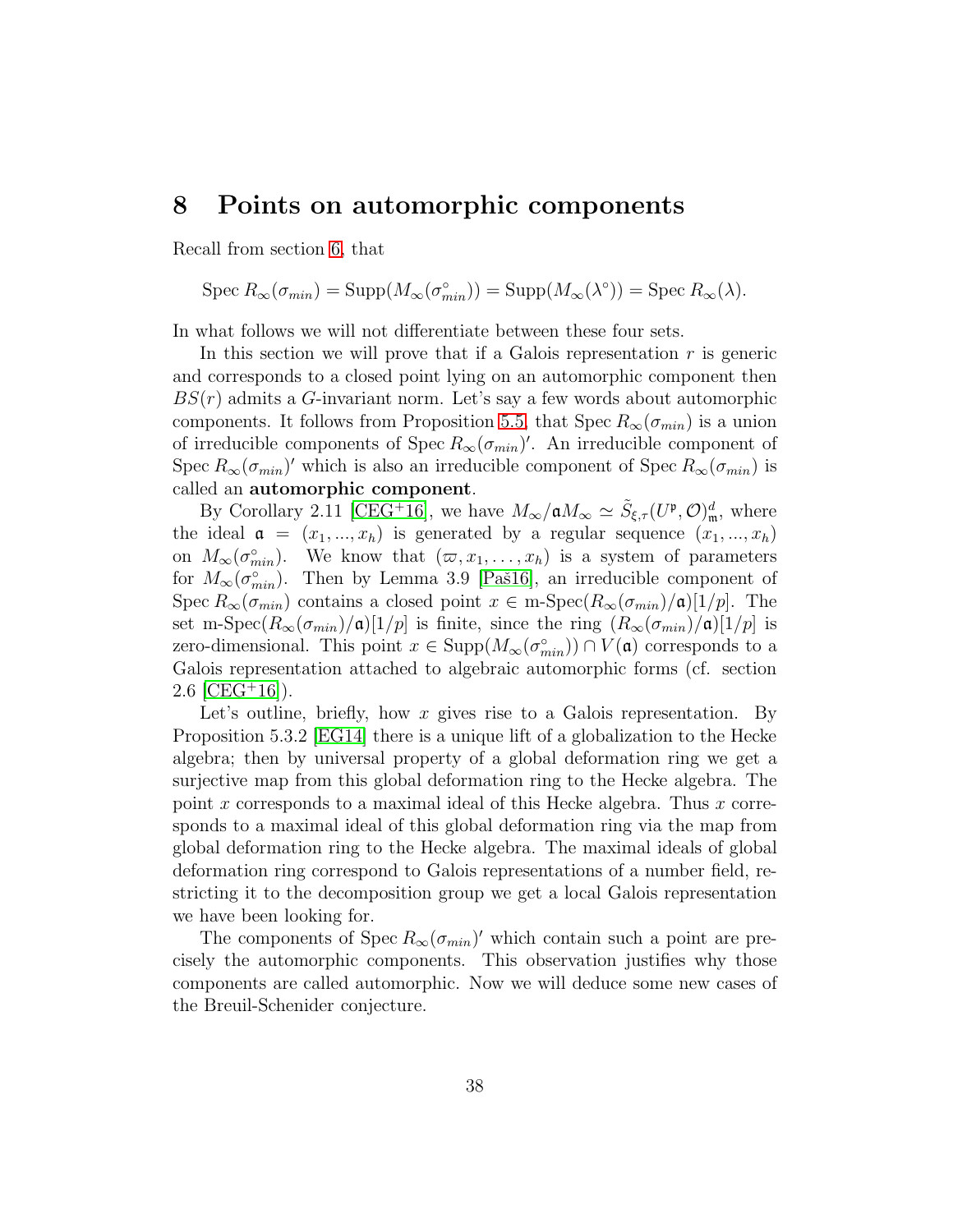# 8 Points on automorphic components

Recall from section 6, that

$$\operatorname{Spec} R_\infty(\sigma_{min}) = \operatorname{Supp}(M_\infty(\sigma^\circ_{min})) = \operatorname{Supp}(M_\infty(\lambda^\circ)) = \operatorname{Spec} R_\infty(\lambda).$$

In what follows we will not differentiate between these four sets.

In this section we will prove that if a Galois representation $r$ is generic and corresponds to a closed point lying on an automorphic component then $BS(r)$ admits a $G$-invariant norm. Let's say a few words about automorphic components. It follows from Proposition 5.5, that $\operatorname{Spec} R_\infty(\sigma_{min})$ is a union of irreducible components of $\operatorname{Spec} R_\infty(\sigma_{min})'$. An irreducible component of $\operatorname{Spec} R_\infty(\sigma_{min})'$ which is also an irreducible component of $\operatorname{Spec} R_\infty(\sigma_{min})$ is called an **automorphic component**.

By Corollary 2.11 [CEG+16], we have $M_\infty/\mathfrak{a}M_\infty \simeq \tilde{S}_{\xi,\tau}(U^{\mathfrak{p}}, \mathcal{O})^d_{\mathfrak{m}}$, where the ideal $\mathfrak{a} = (x_1, ..., x_h)$ is generated by a regular sequence $(x_1, ..., x_h)$ on $M_\infty(\sigma^\circ_{min})$. We know that $(\varpi, x_1, \ldots, x_h)$ is a system of parameters for $M_\infty(\sigma^\circ_{min})$. Then by Lemma 3.9 [Paš16], an irreducible component of $\operatorname{Spec} R_\infty(\sigma_{min})$ contains a closed point $x \in \text{m-Spec}(R_\infty(\sigma_{min})/\mathfrak{a})[1/p]$. The set $\text{m-Spec}(R_\infty(\sigma_{min})/\mathfrak{a})[1/p]$ is finite, since the ring $(R_\infty(\sigma_{min})/\mathfrak{a})[1/p]$ is zero-dimensional. This point $x \in \operatorname{Supp}(M_\infty(\sigma^\circ_{min})) \cap V(\mathfrak{a})$ corresponds to a Galois representation attached to algebraic automorphic forms (cf. section 2.6 [CEG+16]).

Let's outline, briefly, how $x$ gives rise to a Galois representation. By Proposition 5.3.2 [EG14] there is a unique lift of a globalization to the Hecke algebra; then by universal property of a global deformation ring we get a surjective map from this global deformation ring to the Hecke algebra. The point $x$ corresponds to a maximal ideal of this Hecke algebra. Thus $x$ corresponds to a maximal ideal of this global deformation ring via the map from global deformation ring to the Hecke algebra. The maximal ideals of global deformation ring correspond to Galois representations of a number field, restricting it to the decomposition group we get a local Galois representation we have been looking for.

The components of $\operatorname{Spec} R_\infty(\sigma_{min})'$ which contain such a point are precisely the automorphic components. This observation justifies why those components are called automorphic. Now we will deduce some new cases of the Breuil-Schenider conjecture.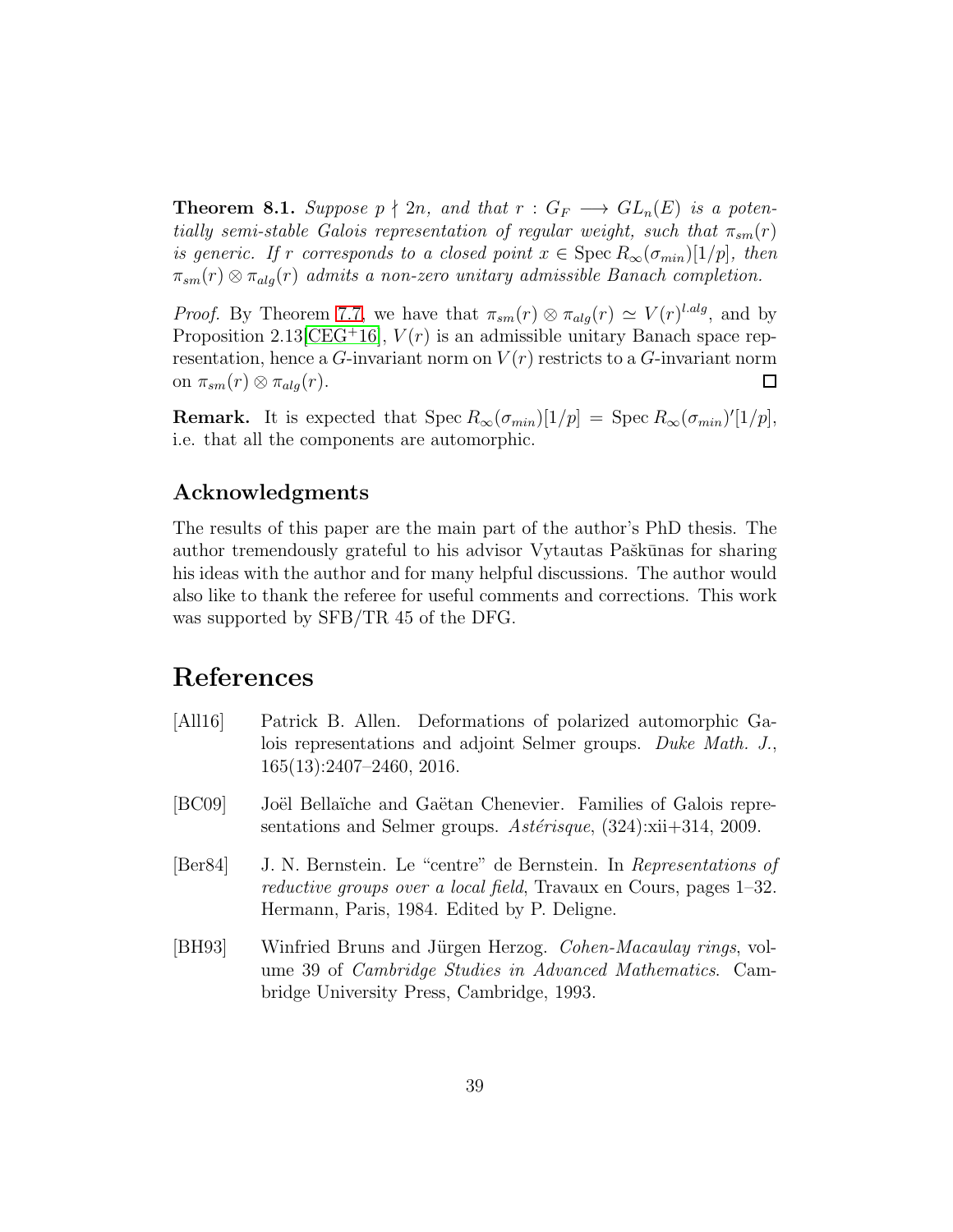**Theorem 8.1.** *Suppose $p \nmid 2n$, and that $r : G_F \longrightarrow GL_n(E)$ is a potentially semi-stable Galois representation of regular weight, such that $\pi_{sm}(r)$ is generic. If $r$ corresponds to a closed point $x \in \operatorname{Spec} R_\infty(\sigma_{min})[1/p]$, then $\pi_{sm}(r) \otimes \pi_{alg}(r)$ admits a non-zero unitary admissible Banach completion.*

*Proof.* By Theorem 7.7, we have that $\pi_{sm}(r) \otimes \pi_{alg}(r) \simeq V(r)^{l.alg}$, and by Proposition 2.13[CEG+16], $V(r)$ is an admissible unitary Banach space representation, hence a $G$-invariant norm on $V(r)$ restricts to a $G$-invariant norm on $\pi_{sm}(r) \otimes \pi_{alg}(r)$. □

**Remark.** It is expected that $\operatorname{Spec} R_\infty(\sigma_{min})[1/p] = \operatorname{Spec} R_\infty(\sigma_{min})'[1/p]$, i.e. that all the components are automorphic.

## Acknowledgments

The results of this paper are the main part of the author's PhD thesis. The author tremendously grateful to his advisor Vytautas Paškūnas for sharing his ideas with the author and for many helpful discussions. The author would also like to thank the referee for useful comments and corrections. This work was supported by SFB/TR 45 of the DFG.

# References

[All16] Patrick B. Allen. Deformations of polarized automorphic Galois representations and adjoint Selmer groups. *Duke Math. J.*, 165(13):2407–2460, 2016.

[BC09] Joël Bellaïche and Gaëtan Chenevier. Families of Galois representations and Selmer groups. *Astérisque*, (324):xii+314, 2009.

[Ber84] J. N. Bernstein. Le "centre" de Bernstein. In *Representations of reductive groups over a local field*, Travaux en Cours, pages 1–32. Hermann, Paris, 1984. Edited by P. Deligne.

[BH93] Winfried Bruns and Jürgen Herzog. *Cohen-Macaulay rings*, volume 39 of *Cambridge Studies in Advanced Mathematics*. Cambridge University Press, Cambridge, 1993.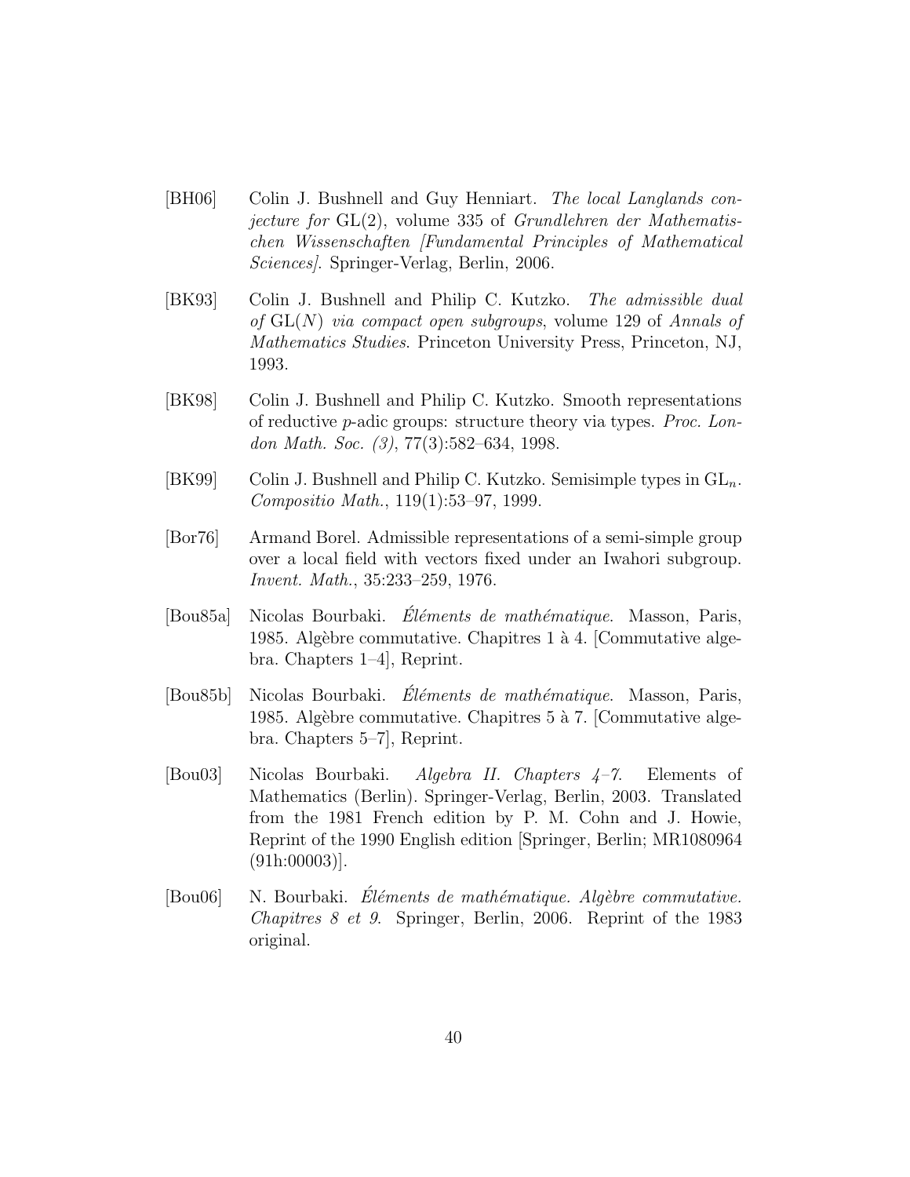[BH06] Colin J. Bushnell and Guy Henniart. *The local Langlands conjecture for* GL(2), volume 335 of *Grundlehren der Mathematischen Wissenschaften [Fundamental Principles of Mathematical Sciences]*. Springer-Verlag, Berlin, 2006.

[BK93] Colin J. Bushnell and Philip C. Kutzko. *The admissible dual of* GL($N$) *via compact open subgroups*, volume 129 of *Annals of Mathematics Studies*. Princeton University Press, Princeton, NJ, 1993.

[BK98] Colin J. Bushnell and Philip C. Kutzko. Smooth representations of reductive $p$-adic groups: structure theory via types. *Proc. London Math. Soc. (3)*, 77(3):582–634, 1998.

[BK99] Colin J. Bushnell and Philip C. Kutzko. Semisimple types in $\mathrm{GL}_n$. *Compositio Math.*, 119(1):53–97, 1999.

[Bor76] Armand Borel. Admissible representations of a semi-simple group over a local field with vectors fixed under an Iwahori subgroup. *Invent. Math.*, 35:233–259, 1976.

[Bou85a] Nicolas Bourbaki. *Éléments de mathématique*. Masson, Paris, 1985. Algèbre commutative. Chapitres 1 à 4. [Commutative algebra. Chapters 1–4], Reprint.

[Bou85b] Nicolas Bourbaki. *Éléments de mathématique*. Masson, Paris, 1985. Algèbre commutative. Chapitres 5 à 7. [Commutative algebra. Chapters 5–7], Reprint.

[Bou03] Nicolas Bourbaki. *Algebra II. Chapters 4–7*. Elements of Mathematics (Berlin). Springer-Verlag, Berlin, 2003. Translated from the 1981 French edition by P. M. Cohn and J. Howie, Reprint of the 1990 English edition [Springer, Berlin; MR1080964 (91h:00003)].

[Bou06] N. Bourbaki. *Éléments de mathématique. Algèbre commutative. Chapitres 8 et 9*. Springer, Berlin, 2006. Reprint of the 1983 original.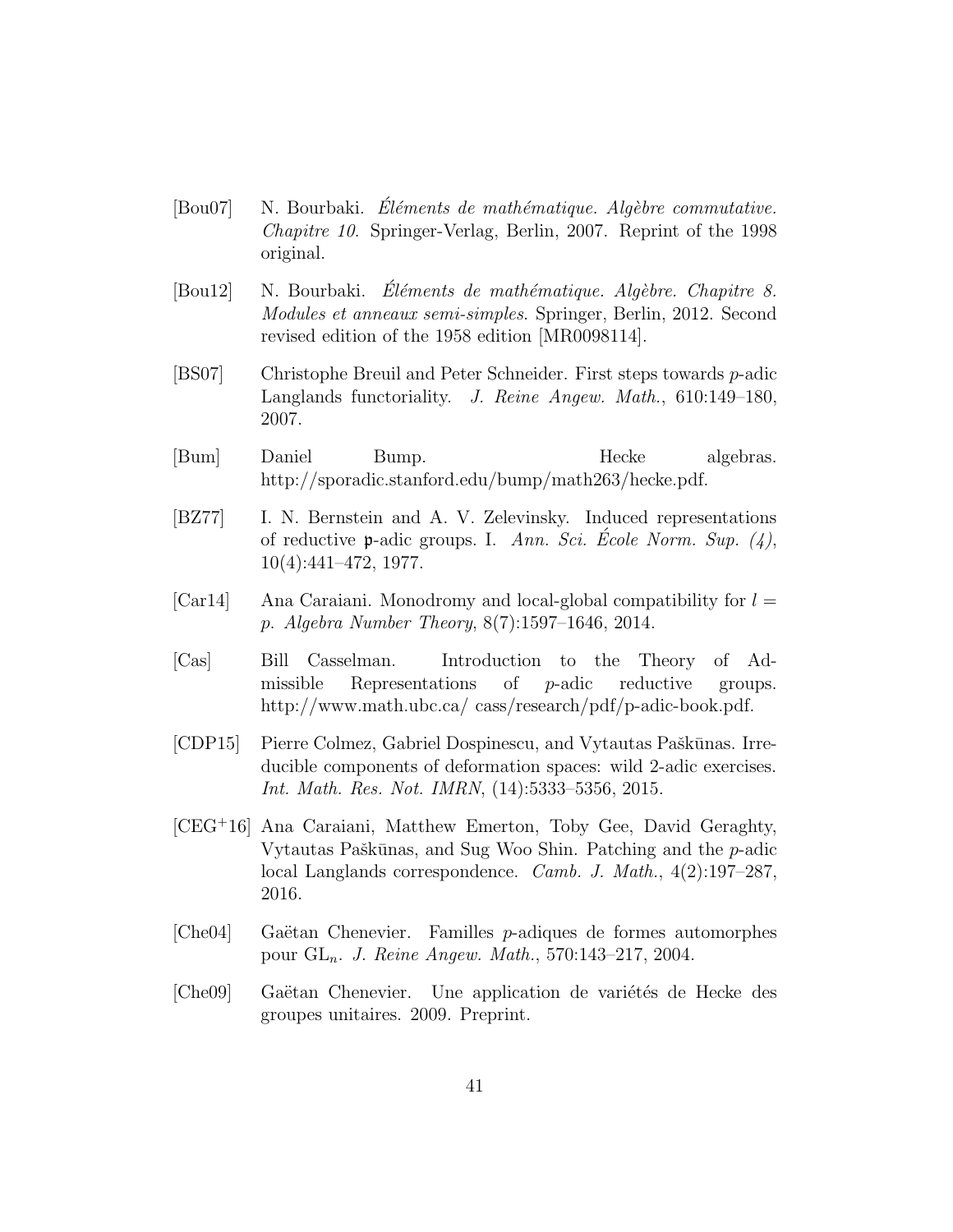[Bou07] N. Bourbaki. *Éléments de mathématique. Algèbre commutative. Chapitre 10*. Springer-Verlag, Berlin, 2007. Reprint of the 1998 original.

[Bou12] N. Bourbaki. *Éléments de mathématique. Algèbre. Chapitre 8. Modules et anneaux semi-simples*. Springer, Berlin, 2012. Second revised edition of the 1958 edition [MR0098114].

[BS07] Christophe Breuil and Peter Schneider. First steps towards $p$-adic Langlands functoriality. *J. Reine Angew. Math.*, 610:149–180, 2007.

[Bum] Daniel Bump. Hecke algebras. http://sporadic.stanford.edu/bump/math263/hecke.pdf.

[BZ77] I. N. Bernstein and A. V. Zelevinsky. Induced representations of reductive $\mathfrak{p}$-adic groups. I. *Ann. Sci. École Norm. Sup. (4)*, 10(4):441–472, 1977.

[Car14] Ana Caraiani. Monodromy and local-global compatibility for $l = p$. *Algebra Number Theory*, 8(7):1597–1646, 2014.

[Cas] Bill Casselman. Introduction to the Theory of Admissible Representations of $p$-adic reductive groups. http://www.math.ubc.ca/ cass/research/pdf/p-adic-book.pdf.

[CDP15] Pierre Colmez, Gabriel Dospinescu, and Vytautas Paškūnas. Irreducible components of deformation spaces: wild 2-adic exercises. *Int. Math. Res. Not. IMRN*, (14):5333–5356, 2015.

[CEG+16] Ana Caraiani, Matthew Emerton, Toby Gee, David Geraghty, Vytautas Paškūnas, and Sug Woo Shin. Patching and the $p$-adic local Langlands correspondence. *Camb. J. Math.*, 4(2):197–287, 2016.

[Che04] Gaëtan Chenevier. Familles $p$-adiques de formes automorphes pour $\mathrm{GL}_n$. *J. Reine Angew. Math.*, 570:143–217, 2004.

[Che09] Gaëtan Chenevier. Une application de variétés de Hecke des groupes unitaires. 2009. Preprint.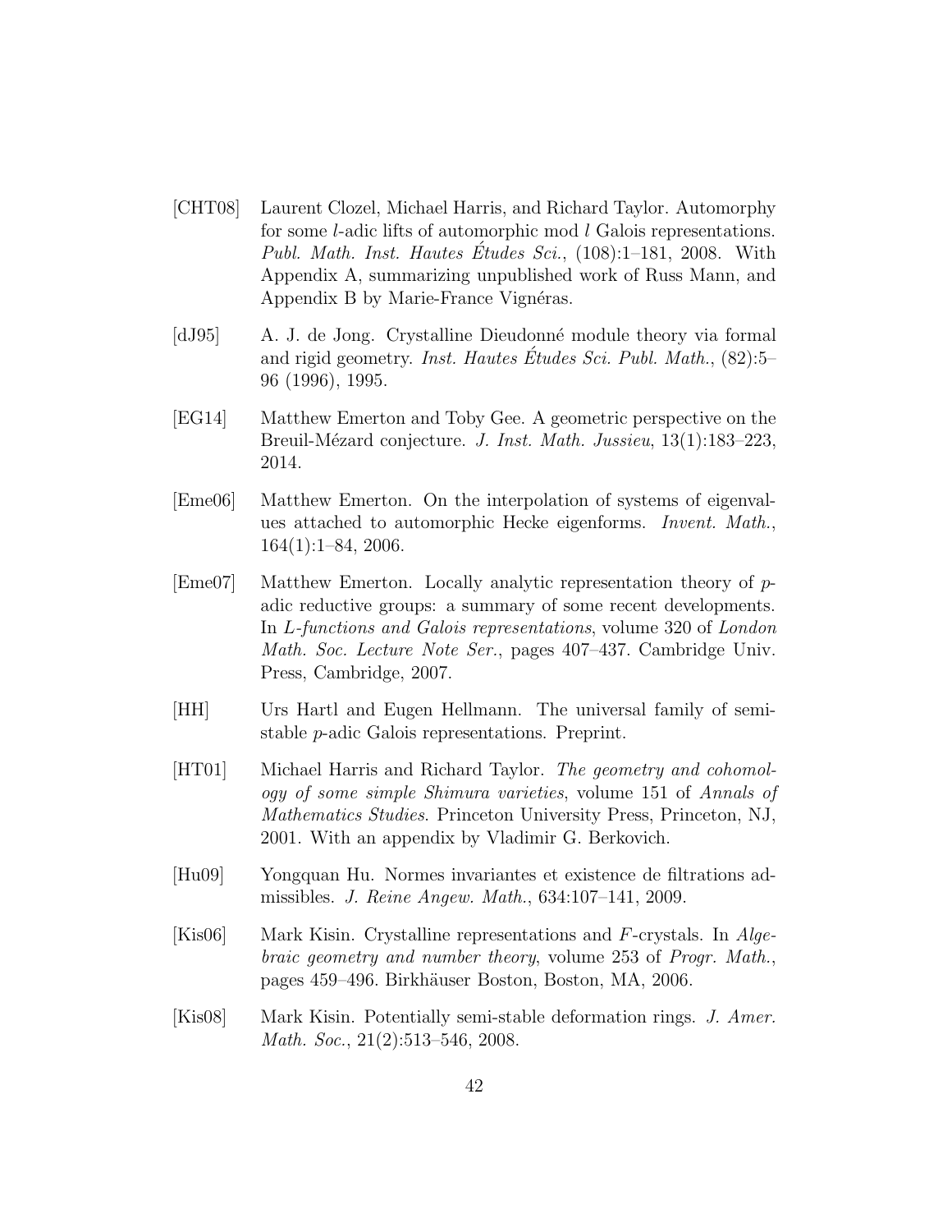[CHT08] Laurent Clozel, Michael Harris, and Richard Taylor. Automorphy for some $l$-adic lifts of automorphic mod $l$ Galois representations. *Publ. Math. Inst. Hautes Études Sci.*, (108):1–181, 2008. With Appendix A, summarizing unpublished work of Russ Mann, and Appendix B by Marie-France Vignéras.

[dJ95] A. J. de Jong. Crystalline Dieudonné module theory via formal and rigid geometry. *Inst. Hautes Études Sci. Publ. Math.*, (82):5–96 (1996), 1995.

[EG14] Matthew Emerton and Toby Gee. A geometric perspective on the Breuil-Mézard conjecture. *J. Inst. Math. Jussieu*, 13(1):183–223, 2014.

[Eme06] Matthew Emerton. On the interpolation of systems of eigenvalues attached to automorphic Hecke eigenforms. *Invent. Math.*, 164(1):1–84, 2006.

[Eme07] Matthew Emerton. Locally analytic representation theory of $p$-adic reductive groups: a summary of some recent developments. In *L-functions and Galois representations*, volume 320 of *London Math. Soc. Lecture Note Ser.*, pages 407–437. Cambridge Univ. Press, Cambridge, 2007.

[HH] Urs Hartl and Eugen Hellmann. The universal family of semi-stable $p$-adic Galois representations. Preprint.

[HT01] Michael Harris and Richard Taylor. *The geometry and cohomology of some simple Shimura varieties*, volume 151 of *Annals of Mathematics Studies*. Princeton University Press, Princeton, NJ, 2001. With an appendix by Vladimir G. Berkovich.

[Hu09] Yongquan Hu. Normes invariantes et existence de filtrations admissibles. *J. Reine Angew. Math.*, 634:107–141, 2009.

[Kis06] Mark Kisin. Crystalline representations and $F$-crystals. In *Algebraic geometry and number theory*, volume 253 of *Progr. Math.*, pages 459–496. Birkhäuser Boston, Boston, MA, 2006.

[Kis08] Mark Kisin. Potentially semi-stable deformation rings. *J. Amer. Math. Soc.*, 21(2):513–546, 2008.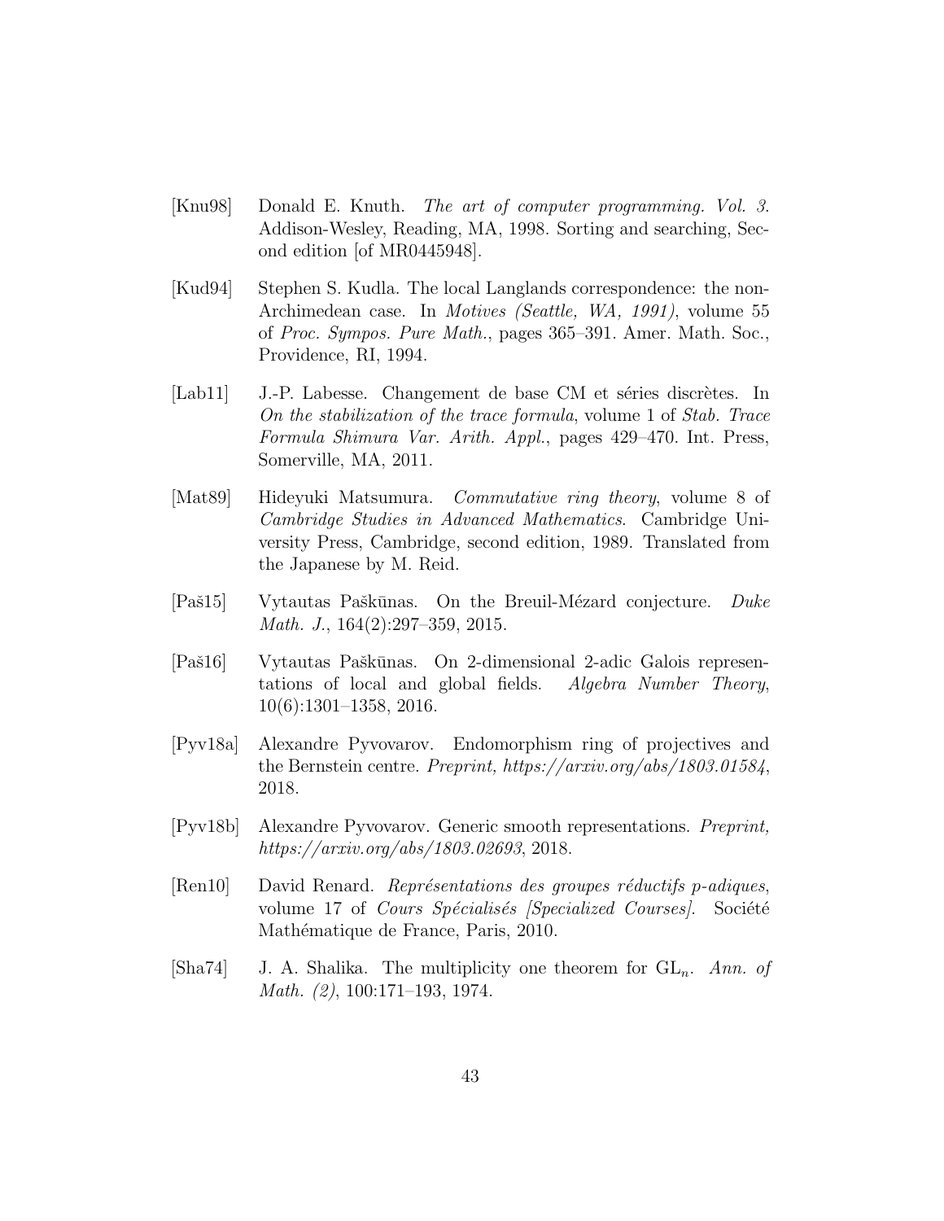[Knu98] Donald E. Knuth. *The art of computer programming. Vol. 3*. Addison-Wesley, Reading, MA, 1998. Sorting and searching, Second edition [of MR0445948].

[Kud94] Stephen S. Kudla. The local Langlands correspondence: the non-Archimedean case. In *Motives (Seattle, WA, 1991)*, volume 55 of *Proc. Sympos. Pure Math.*, pages 365–391. Amer. Math. Soc., Providence, RI, 1994.

[Lab11] J.-P. Labesse. Changement de base CM et séries discrètes. In *On the stabilization of the trace formula*, volume 1 of *Stab. Trace Formula Shimura Var. Arith. Appl.*, pages 429–470. Int. Press, Somerville, MA, 2011.

[Mat89] Hideyuki Matsumura. *Commutative ring theory*, volume 8 of *Cambridge Studies in Advanced Mathematics*. Cambridge University Press, Cambridge, second edition, 1989. Translated from the Japanese by M. Reid.

[Paš15] Vytautas Paškūnas. On the Breuil-Mézard conjecture. *Duke Math. J.*, 164(2):297–359, 2015.

[Paš16] Vytautas Paškūnas. On 2-dimensional 2-adic Galois representations of local and global fields. *Algebra Number Theory*, 10(6):1301–1358, 2016.

[Pyv18a] Alexandre Pyvovarov. Endomorphism ring of projectives and the Bernstein centre. *Preprint, https://arxiv.org/abs/1803.01584*, 2018.

[Pyv18b] Alexandre Pyvovarov. Generic smooth representations. *Preprint, https://arxiv.org/abs/1803.02693*, 2018.

[Ren10] David Renard. *Représentations des groupes réductifs p-adiques*, volume 17 of *Cours Spécialisés [Specialized Courses]*. Société Mathématique de France, Paris, 2010.

[Sha74] J. A. Shalika. The multiplicity one theorem for $\mathrm{GL}_n$. *Ann. of Math. (2)*, 100:171–193, 1974.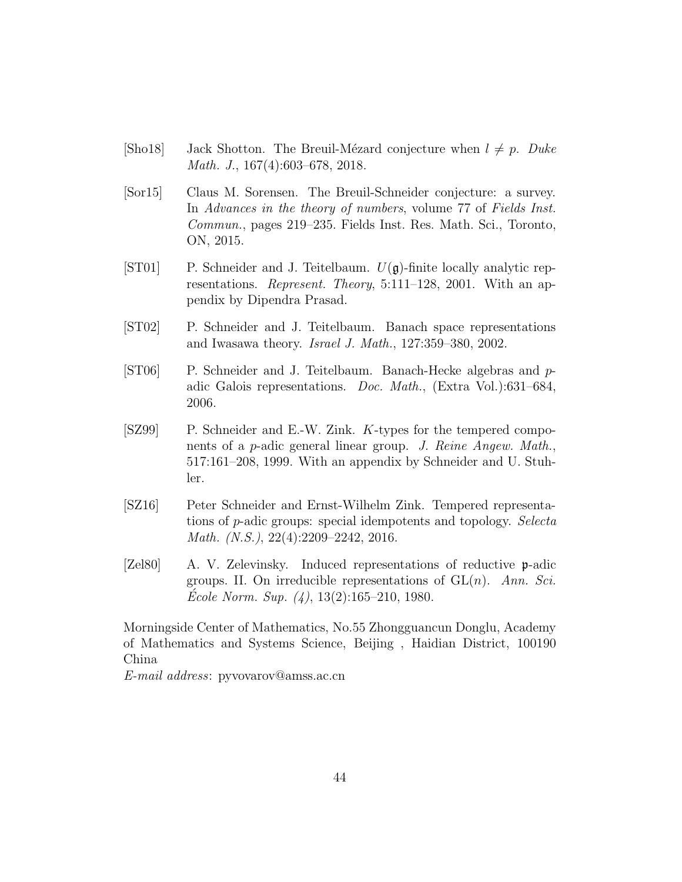[Sho18] Jack Shotton. The Breuil-Mézard conjecture when $l \neq p$. *Duke Math. J.*, 167(4):603–678, 2018.

[Sor15] Claus M. Sorensen. The Breuil-Schneider conjecture: a survey. In *Advances in the theory of numbers*, volume 77 of *Fields Inst. Commun.*, pages 219–235. Fields Inst. Res. Math. Sci., Toronto, ON, 2015.

[ST01] P. Schneider and J. Teitelbaum. $U(\mathfrak{g})$-finite locally analytic representations. *Represent. Theory*, 5:111–128, 2001. With an appendix by Dipendra Prasad.

[ST02] P. Schneider and J. Teitelbaum. Banach space representations and Iwasawa theory. *Israel J. Math.*, 127:359–380, 2002.

[ST06] P. Schneider and J. Teitelbaum. Banach-Hecke algebras and $p$-adic Galois representations. *Doc. Math.*, (Extra Vol.):631–684, 2006.

[SZ99] P. Schneider and E.-W. Zink. $K$-types for the tempered components of a $p$-adic general linear group. *J. Reine Angew. Math.*, 517:161–208, 1999. With an appendix by Schneider and U. Stuhler.

[SZ16] Peter Schneider and Ernst-Wilhelm Zink. Tempered representations of $p$-adic groups: special idempotents and topology. *Selecta Math. (N.S.)*, 22(4):2209–2242, 2016.

[Zel80] A. V. Zelevinsky. Induced representations of reductive $\mathfrak{p}$-adic groups. II. On irreducible representations of $\mathrm{GL}(n)$. *Ann. Sci. École Norm. Sup. (4)*, 13(2):165–210, 1980.

Morningside Center of Mathematics, No.55 Zhongguancun Donglu, Academy of Mathematics and Systems Science, Beijing , Haidian District, 100190 China

*E-mail address*: pyvovarov@amss.ac.cn